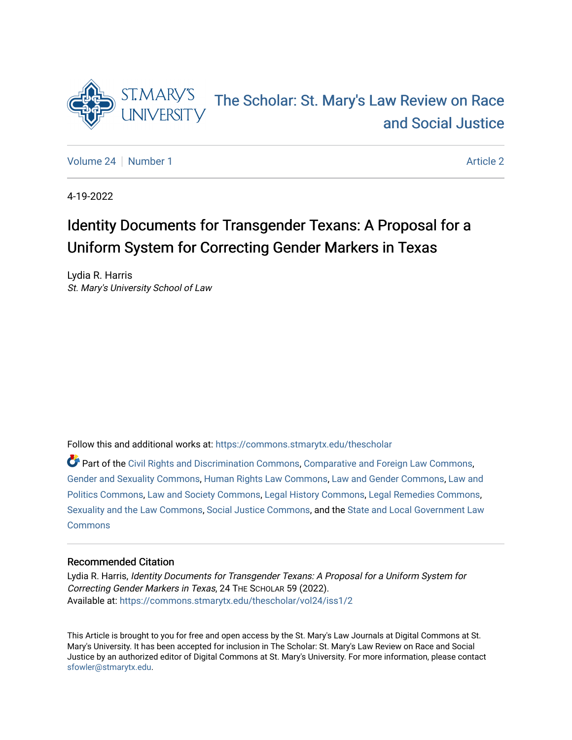# The Scholar: St. Mary's Law Review on Race and Social Justice

Volume 24 | Number 1 | Article 2

4-19-2022

## Identity Documents for Transgender Texans: A Proposal for a Uniform System for Correcting Gender Markers in Texas

Lydia R. Harris
*St. Mary's University School of Law*

Follow this and additional works at: https://commons.stmarytx.edu/thescholar

Part of the Civil Rights and Discrimination Commons, Comparative and Foreign Law Commons, Gender and Sexuality Commons, Human Rights Law Commons, Law and Gender Commons, Law and Politics Commons, Law and Society Commons, Legal History Commons, Legal Remedies Commons, Sexuality and the Law Commons, Social Justice Commons, and the State and Local Government Law Commons

### Recommended Citation

Lydia R. Harris, *Identity Documents for Transgender Texans: A Proposal for a Uniform System for Correcting Gender Markers in Texas*, 24 THE SCHOLAR 59 (2022).
Available at: https://commons.stmarytx.edu/thescholar/vol24/iss1/2

This Article is brought to you for free and open access by the St. Mary's Law Journals at Digital Commons at St. Mary's University. It has been accepted for inclusion in The Scholar: St. Mary's Law Review on Race and Social Justice by an authorized editor of Digital Commons at St. Mary's University. For more information, please contact sfowler@stmarytx.edu.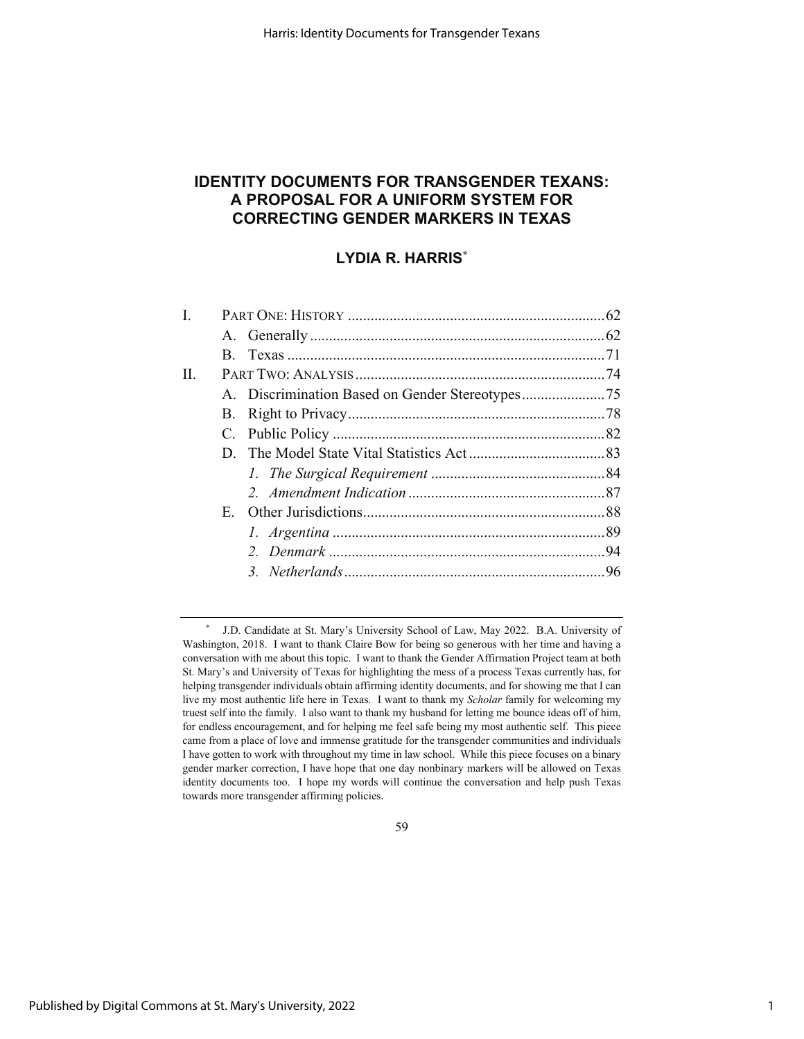# IDENTITY DOCUMENTS FOR TRANSGENDER TEXANS: A PROPOSAL FOR A UNIFORM SYSTEM FOR CORRECTING GENDER MARKERS IN TEXAS

## LYDIA R. HARRIS[*]

| | | |
|---|---|---|
| I. | PART ONE: HISTORY | 62 |
| | A. Generally | 62 |
| | B. Texas | 71 |
| II. | PART TWO: ANALYSIS | 74 |
| | A. Discrimination Based on Gender Stereotypes | 75 |
| | B. Right to Privacy | 78 |
| | C. Public Policy | 82 |
| | D. The Model State Vital Statistics Act | 83 |
| | *1. The Surgical Requirement* | 84 |
| | *2. Amendment Indication* | 87 |
| | E. Other Jurisdictions | 88 |
| | *1. Argentina* | 89 |
| | *2. Denmark* | 94 |
| | *3. Netherlands* | 96 |

[*] J.D. Candidate at St. Mary's University School of Law, May 2022. B.A. University of Washington, 2018. I want to thank Claire Bow for being so generous with her time and having a conversation with me about this topic. I want to thank the Gender Affirmation Project team at both St. Mary's and University of Texas for highlighting the mess of a process Texas currently has, for helping transgender individuals obtain affirming identity documents, and for showing me that I can live my most authentic life here in Texas. I want to thank my *Scholar* family for welcoming my truest self into the family. I also want to thank my husband for letting me bounce ideas off of him, for endless encouragement, and for helping me feel safe being my most authentic self. This piece came from a place of love and immense gratitude for the transgender communities and individuals I have gotten to work with throughout my time in law school. While this piece focuses on a binary gender marker correction, I have hope that one day nonbinary markers will be allowed on Texas identity documents too. I hope my words will continue the conversation and help push Texas towards more transgender affirming policies.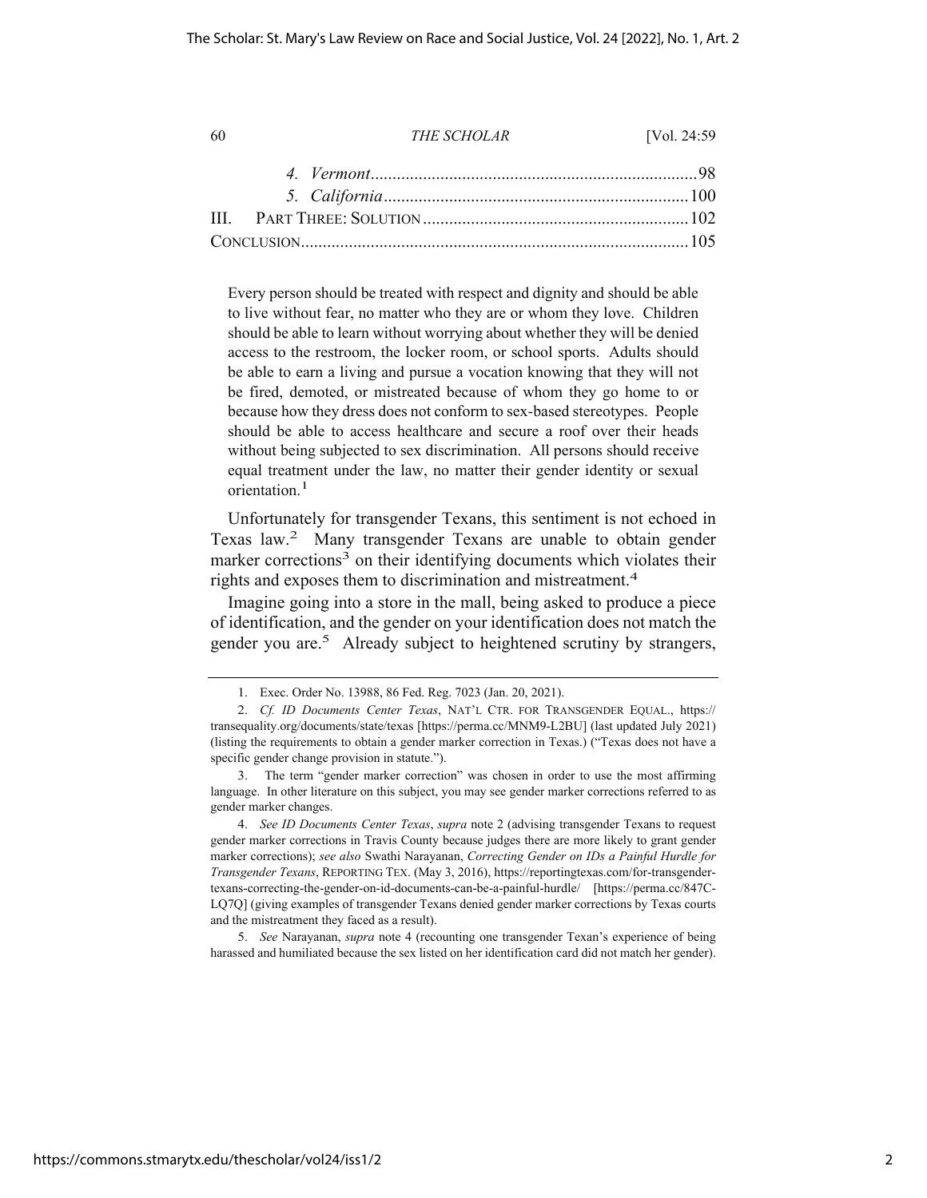4. *Vermont* ........................................................................... 98

5. *California* ...................................................................... 100

III. PART THREE: SOLUTION ............................................................. 102

CONCLUSION ......................................................................................... 105

> Every person should be treated with respect and dignity and should be able to live without fear, no matter who they are or whom they love. Children should be able to learn without worrying about whether they will be denied access to the restroom, the locker room, or school sports. Adults should be able to earn a living and pursue a vocation knowing that they will not be fired, demoted, or mistreated because of whom they go home to or because how they dress does not conform to sex-based stereotypes. People should be able to access healthcare and secure a roof over their heads without being subjected to sex discrimination. All persons should receive equal treatment under the law, no matter their gender identity or sexual orientation.[1]

Unfortunately for transgender Texans, this sentiment is not echoed in Texas law.[2] Many transgender Texans are unable to obtain gender marker corrections[3] on their identifying documents which violates their rights and exposes them to discrimination and mistreatment.[4]

Imagine going into a store in the mall, being asked to produce a piece of identification, and the gender on your identification does not match the gender you are.[5] Already subject to heightened scrutiny by strangers,

---

1. Exec. Order No. 13988, 86 Fed. Reg. 7023 (Jan. 20, 2021).

2. *Cf. ID Documents Center Texas*, NAT'L CTR. FOR TRANSGENDER EQUAL., https://transequality.org/documents/state/texas [https://perma.cc/MNM9-L2BU] (last updated July 2021) (listing the requirements to obtain a gender marker correction in Texas.) ("Texas does not have a specific gender change provision in statute.").

3. The term "gender marker correction" was chosen in order to use the most affirming language. In other literature on this subject, you may see gender marker corrections referred to as gender marker changes.

4. *See ID Documents Center Texas*, *supra* note 2 (advising transgender Texans to request gender marker corrections in Travis County because judges there are more likely to grant gender marker corrections); *see also* Swathi Narayanan, *Correcting Gender on IDs a Painful Hurdle for Transgender Texans*, REPORTING TEX. (May 3, 2016), https://reportingtexas.com/for-transgender-texans-correcting-the-gender-on-id-documents-can-be-a-painful-hurdle/ [https://perma.cc/847C-LQ7Q] (giving examples of transgender Texans denied gender marker corrections by Texas courts and the mistreatment they faced as a result).

5. *See* Narayanan, *supra* note 4 (recounting one transgender Texan's experience of being harassed and humiliated because the sex listed on her identification card did not match her gender).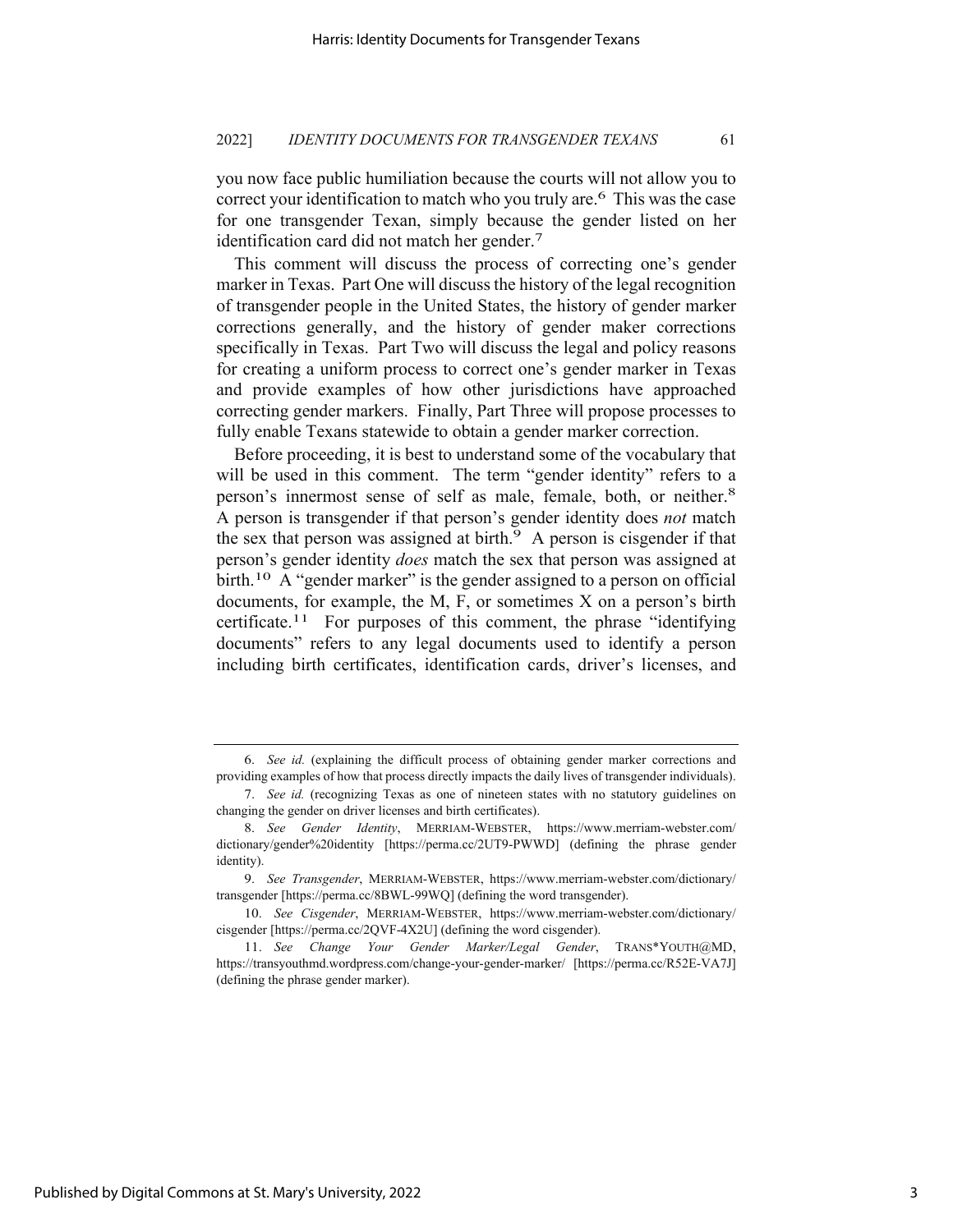you now face public humiliation because the courts will not allow you to correct your identification to match who you truly are.[6] This was the case for one transgender Texan, simply because the gender listed on her identification card did not match her gender.[7]

This comment will discuss the process of correcting one's gender marker in Texas. Part One will discuss the history of the legal recognition of transgender people in the United States, the history of gender marker corrections generally, and the history of gender maker corrections specifically in Texas. Part Two will discuss the legal and policy reasons for creating a uniform process to correct one's gender marker in Texas and provide examples of how other jurisdictions have approached correcting gender markers. Finally, Part Three will propose processes to fully enable Texans statewide to obtain a gender marker correction.

Before proceeding, it is best to understand some of the vocabulary that will be used in this comment. The term "gender identity" refers to a person's innermost sense of self as male, female, both, or neither.[8] A person is transgender if that person's gender identity does *not* match the sex that person was assigned at birth.[9] A person is cisgender if that person's gender identity *does* match the sex that person was assigned at birth.[10] A "gender marker" is the gender assigned to a person on official documents, for example, the M, F, or sometimes X on a person's birth certificate.[11] For purposes of this comment, the phrase "identifying documents" refers to any legal documents used to identify a person including birth certificates, identification cards, driver's licenses, and

---

6. *See id.* (explaining the difficult process of obtaining gender marker corrections and providing examples of how that process directly impacts the daily lives of transgender individuals).

7. *See id.* (recognizing Texas as one of nineteen states with no statutory guidelines on changing the gender on driver licenses and birth certificates).

8. *See Gender Identity*, MERRIAM-WEBSTER, https://www.merriam-webster.com/dictionary/gender%20identity [https://perma.cc/2UT9-PWWD] (defining the phrase gender identity).

9. *See Transgender*, MERRIAM-WEBSTER, https://www.merriam-webster.com/dictionary/transgender [https://perma.cc/8BWL-99WQ] (defining the word transgender).

10. *See Cisgender*, MERRIAM-WEBSTER, https://www.merriam-webster.com/dictionary/cisgender [https://perma.cc/2QVF-4X2U] (defining the word cisgender).

11. *See Change Your Gender Marker/Legal Gender*, TRANS*YOUTH@MD, https://transyouthmd.wordpress.com/change-your-gender-marker/ [https://perma.cc/R52E-VA7J] (defining the phrase gender marker).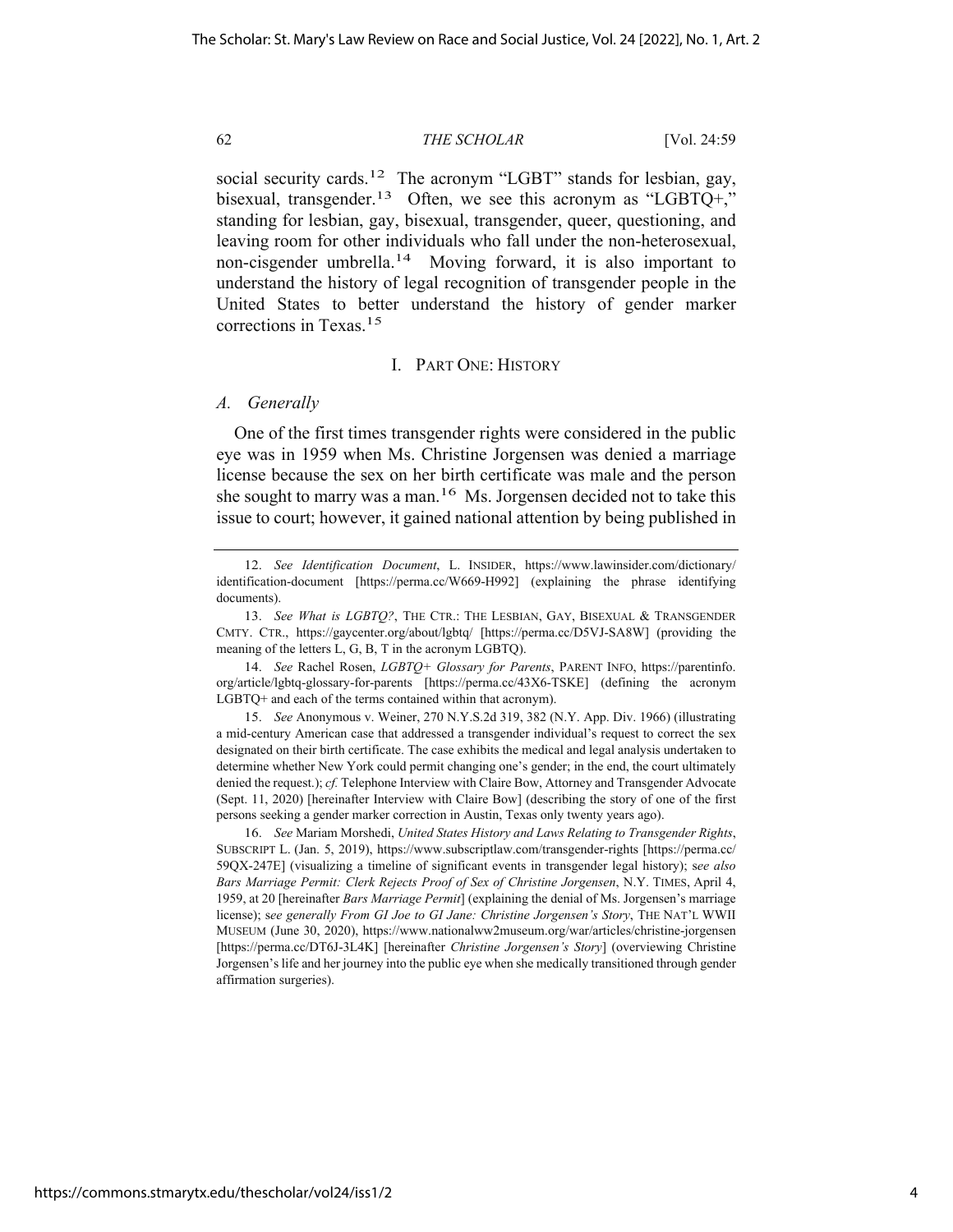social security cards.[12] The acronym "LGBT" stands for lesbian, gay, bisexual, transgender.[13] Often, we see this acronym as "LGBTQ+," standing for lesbian, gay, bisexual, transgender, queer, questioning, and leaving room for other individuals who fall under the non-heterosexual, non-cisgender umbrella.[14] Moving forward, it is also important to understand the history of legal recognition of transgender people in the United States to better understand the history of gender marker corrections in Texas.[15]

## I. Part One: History

### *A. Generally*

One of the first times transgender rights were considered in the public eye was in 1959 when Ms. Christine Jorgensen was denied a marriage license because the sex on her birth certificate was male and the person she sought to marry was a man.[16] Ms. Jorgensen decided not to take this issue to court; however, it gained national attention by being published in

---

12. *See Identification Document*, L. INSIDER, https://www.lawinsider.com/dictionary/identification-document [https://perma.cc/W669-H992] (explaining the phrase identifying documents).

13. *See What is LGBTQ?*, THE CTR.: THE LESBIAN, GAY, BISEXUAL & TRANSGENDER CMTY. CTR., https://gaycenter.org/about/lgbtq/ [https://perma.cc/D5VJ-SA8W] (providing the meaning of the letters L, G, B, T in the acronym LGBTQ).

14. *See* Rachel Rosen, *LGBTQ+ Glossary for Parents*, PARENT INFO, https://parentinfo.org/article/lgbtq-glossary-for-parents [https://perma.cc/43X6-TSKE] (defining the acronym LGBTQ+ and each of the terms contained within that acronym).

15. *See* Anonymous v. Weiner, 270 N.Y.S.2d 319, 382 (N.Y. App. Div. 1966) (illustrating a mid-century American case that addressed a transgender individual's request to correct the sex designated on their birth certificate. The case exhibits the medical and legal analysis undertaken to determine whether New York could permit changing one's gender; in the end, the court ultimately denied the request.); *cf.* Telephone Interview with Claire Bow, Attorney and Transgender Advocate (Sept. 11, 2020) [hereinafter Interview with Claire Bow] (describing the story of one of the first persons seeking a gender marker correction in Austin, Texas only twenty years ago).

16. *See* Mariam Morshedi, *United States History and Laws Relating to Transgender Rights*, SUBSCRIPT L. (Jan. 5, 2019), https://www.subscriptlaw.com/transgender-rights [https://perma.cc/59QX-247E] (visualizing a timeline of significant events in transgender legal history); s*ee also Bars Marriage Permit: Clerk Rejects Proof of Sex of Christine Jorgensen*, N.Y. TIMES, April 4, 1959, at 20 [hereinafter *Bars Marriage Permit*] (explaining the denial of Ms. Jorgensen's marriage license); s*ee generally From GI Joe to GI Jane: Christine Jorgensen's Story*, THE NAT'L WWII MUSEUM (June 30, 2020), https://www.nationalww2museum.org/war/articles/christine-jorgensen [https://perma.cc/DT6J-3L4K] [hereinafter *Christine Jorgensen's Story*] (overviewing Christine Jorgensen's life and her journey into the public eye when she medically transitioned through gender affirmation surgeries).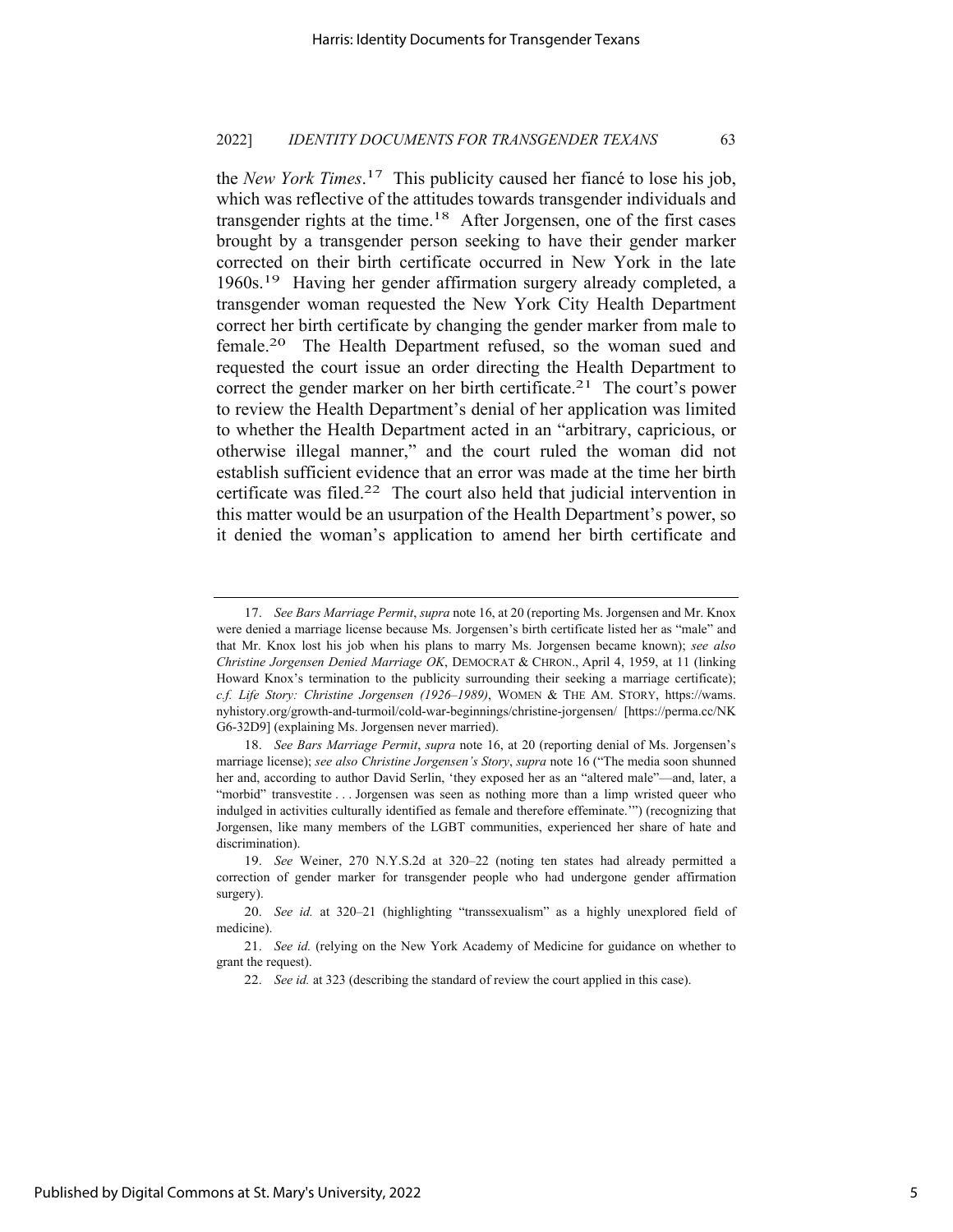the *New York Times*.[17] This publicity caused her fiancé to lose his job, which was reflective of the attitudes towards transgender individuals and transgender rights at the time.[18] After Jorgensen, one of the first cases brought by a transgender person seeking to have their gender marker corrected on their birth certificate occurred in New York in the late 1960s.[19] Having her gender affirmation surgery already completed, a transgender woman requested the New York City Health Department correct her birth certificate by changing the gender marker from male to female.[20] The Health Department refused, so the woman sued and requested the court issue an order directing the Health Department to correct the gender marker on her birth certificate.[21] The court's power to review the Health Department's denial of her application was limited to whether the Health Department acted in an "arbitrary, capricious, or otherwise illegal manner," and the court ruled the woman did not establish sufficient evidence that an error was made at the time her birth certificate was filed.[22] The court also held that judicial intervention in this matter would be an usurpation of the Health Department's power, so it denied the woman's application to amend her birth certificate and

---

17. *See Bars Marriage Permit*, *supra* note 16, at 20 (reporting Ms. Jorgensen and Mr. Knox were denied a marriage license because Ms. Jorgensen's birth certificate listed her as "male" and that Mr. Knox lost his job when his plans to marry Ms. Jorgensen became known); *see also Christine Jorgensen Denied Marriage OK*, DEMOCRAT & CHRON., April 4, 1959, at 11 (linking Howard Knox's termination to the publicity surrounding their seeking a marriage certificate); *c.f. Life Story: Christine Jorgensen (1926–1989)*, WOMEN & THE AM. STORY, https://wams.nyhistory.org/growth-and-turmoil/cold-war-beginnings/christine-jorgensen/ [https://perma.cc/NKG6-32D9] (explaining Ms. Jorgensen never married).

18. *See Bars Marriage Permit*, *supra* note 16, at 20 (reporting denial of Ms. Jorgensen's marriage license); *see also Christine Jorgensen's Story*, *supra* note 16 ("The media soon shunned her and, according to author David Serlin, 'they exposed her as an "altered male"—and, later, a "morbid" transvestite . . . Jorgensen was seen as nothing more than a limp wristed queer who indulged in activities culturally identified as female and therefore effeminate.'") (recognizing that Jorgensen, like many members of the LGBT communities, experienced her share of hate and discrimination).

19. *See* Weiner, 270 N.Y.S.2d at 320–22 (noting ten states had already permitted a correction of gender marker for transgender people who had undergone gender affirmation surgery).

20. *See id.* at 320–21 (highlighting "transsexualism" as a highly unexplored field of medicine).

21. *See id.* (relying on the New York Academy of Medicine for guidance on whether to grant the request).

22. *See id.* at 323 (describing the standard of review the court applied in this case).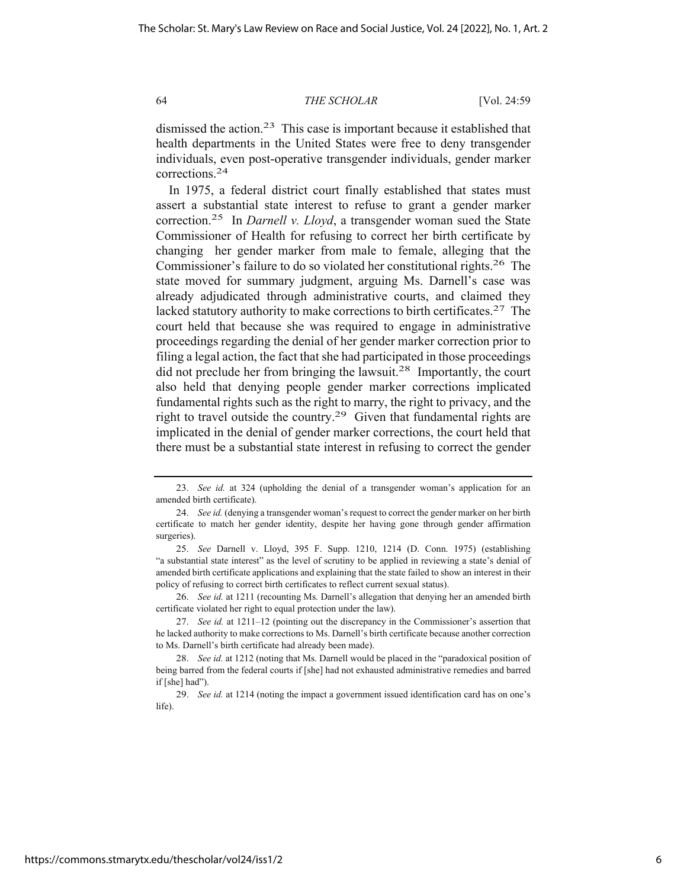dismissed the action.[23] This case is important because it established that health departments in the United States were free to deny transgender individuals, even post-operative transgender individuals, gender marker corrections.[24]

In 1975, a federal district court finally established that states must assert a substantial state interest to refuse to grant a gender marker correction.[25] In *Darnell v. Lloyd*, a transgender woman sued the State Commissioner of Health for refusing to correct her birth certificate by changing her gender marker from male to female, alleging that the Commissioner's failure to do so violated her constitutional rights.[26] The state moved for summary judgment, arguing Ms. Darnell's case was already adjudicated through administrative courts, and claimed they lacked statutory authority to make corrections to birth certificates.[27] The court held that because she was required to engage in administrative proceedings regarding the denial of her gender marker correction prior to filing a legal action, the fact that she had participated in those proceedings did not preclude her from bringing the lawsuit.[28] Importantly, the court also held that denying people gender marker corrections implicated fundamental rights such as the right to marry, the right to privacy, and the right to travel outside the country.[29] Given that fundamental rights are implicated in the denial of gender marker corrections, the court held that there must be a substantial state interest in refusing to correct the gender

---

23. *See id.* at 324 (upholding the denial of a transgender woman's application for an amended birth certificate).

24. *See id.* (denying a transgender woman's request to correct the gender marker on her birth certificate to match her gender identity, despite her having gone through gender affirmation surgeries).

25. *See* Darnell v. Lloyd, 395 F. Supp. 1210, 1214 (D. Conn. 1975) (establishing "a substantial state interest" as the level of scrutiny to be applied in reviewing a state's denial of amended birth certificate applications and explaining that the state failed to show an interest in their policy of refusing to correct birth certificates to reflect current sexual status).

26. *See id.* at 1211 (recounting Ms. Darnell's allegation that denying her an amended birth certificate violated her right to equal protection under the law).

27. *See id.* at 1211–12 (pointing out the discrepancy in the Commissioner's assertion that he lacked authority to make corrections to Ms. Darnell's birth certificate because another correction to Ms. Darnell's birth certificate had already been made).

28. *See id.* at 1212 (noting that Ms. Darnell would be placed in the "paradoxical position of being barred from the federal courts if [she] had not exhausted administrative remedies and barred if [she] had").

29. *See id.* at 1214 (noting the impact a government issued identification card has on one's life).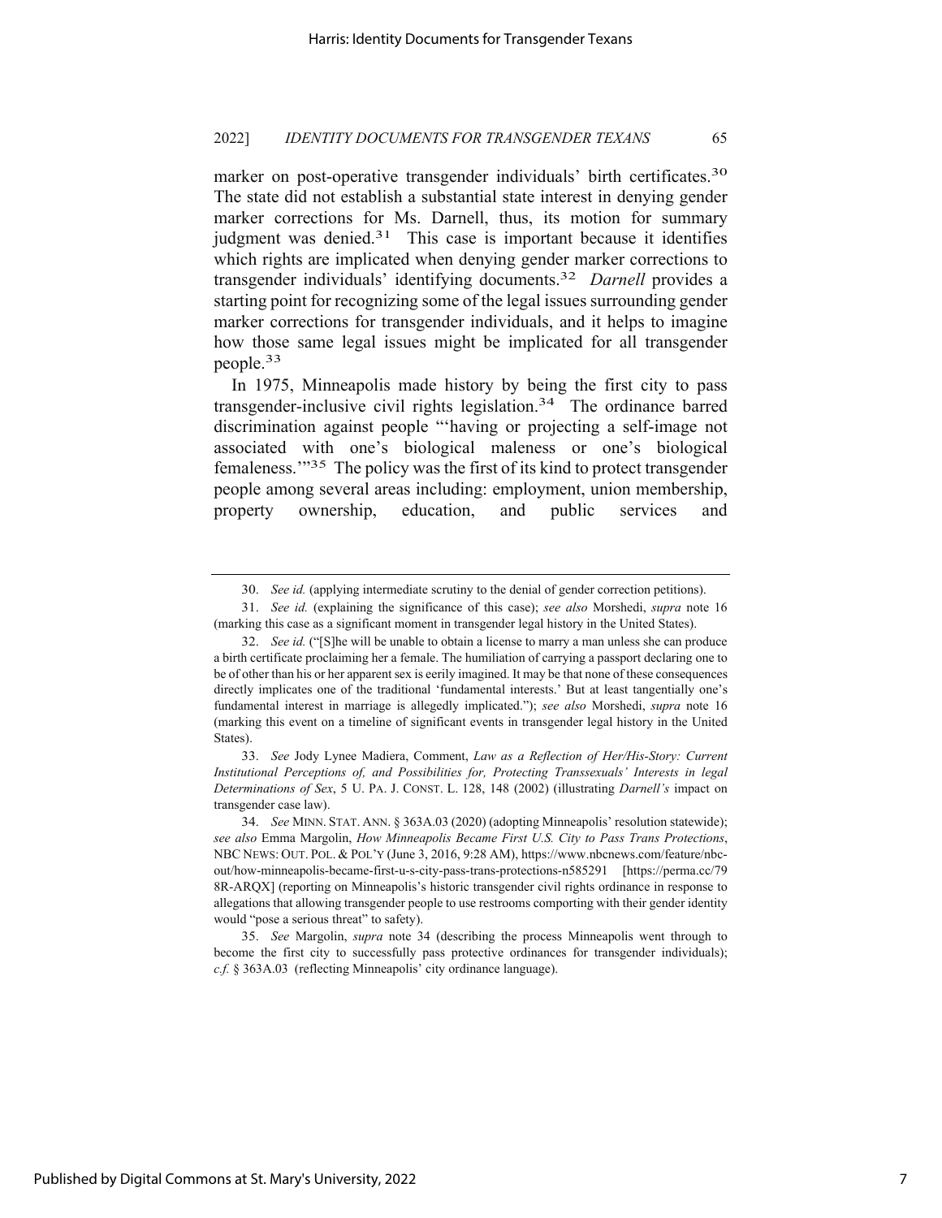marker on post-operative transgender individuals' birth certificates.[30] The state did not establish a substantial state interest in denying gender marker corrections for Ms. Darnell, thus, its motion for summary judgment was denied.[31] This case is important because it identifies which rights are implicated when denying gender marker corrections to transgender individuals' identifying documents.[32] *Darnell* provides a starting point for recognizing some of the legal issues surrounding gender marker corrections for transgender individuals, and it helps to imagine how those same legal issues might be implicated for all transgender people.[33]

In 1975, Minneapolis made history by being the first city to pass transgender-inclusive civil rights legislation.[34] The ordinance barred discrimination against people "'having or projecting a self-image not associated with one's biological maleness or one's biological femaleness.'"[35] The policy was the first of its kind to protect transgender people among several areas including: employment, union membership, property ownership, education, and public services and

---

30. *See id.* (applying intermediate scrutiny to the denial of gender correction petitions).

31. *See id.* (explaining the significance of this case); *see also* Morshedi, *supra* note 16 (marking this case as a significant moment in transgender legal history in the United States).

32. *See id.* ("[S]he will be unable to obtain a license to marry a man unless she can produce a birth certificate proclaiming her a female. The humiliation of carrying a passport declaring one to be of other than his or her apparent sex is eerily imagined. It may be that none of these consequences directly implicates one of the traditional 'fundamental interests.' But at least tangentially one's fundamental interest in marriage is allegedly implicated."); *see also* Morshedi, *supra* note 16 (marking this event on a timeline of significant events in transgender legal history in the United States).

33. *See* Jody Lynee Madiera, Comment, *Law as a Reflection of Her/His-Story: Current Institutional Perceptions of, and Possibilities for, Protecting Transsexuals' Interests in legal Determinations of Sex*, 5 U. PA. J. CONST. L. 128, 148 (2002) (illustrating *Darnell's* impact on transgender case law).

34. *See* MINN. STAT. ANN. § 363A.03 (2020) (adopting Minneapolis' resolution statewide); *see also* Emma Margolin, *How Minneapolis Became First U.S. City to Pass Trans Protections*, NBC NEWS: OUT. POL. & POL'Y (June 3, 2016, 9:28 AM), https://www.nbcnews.com/feature/nbc-out/how-minneapolis-became-first-u-s-city-pass-trans-protections-n585291 [https://perma.cc/798R-ARQX] (reporting on Minneapolis's historic transgender civil rights ordinance in response to allegations that allowing transgender people to use restrooms comporting with their gender identity would "pose a serious threat" to safety).

35. *See* Margolin, *supra* note 34 (describing the process Minneapolis went through to become the first city to successfully pass protective ordinances for transgender individuals); *c.f.* § 363A.03 (reflecting Minneapolis' city ordinance language).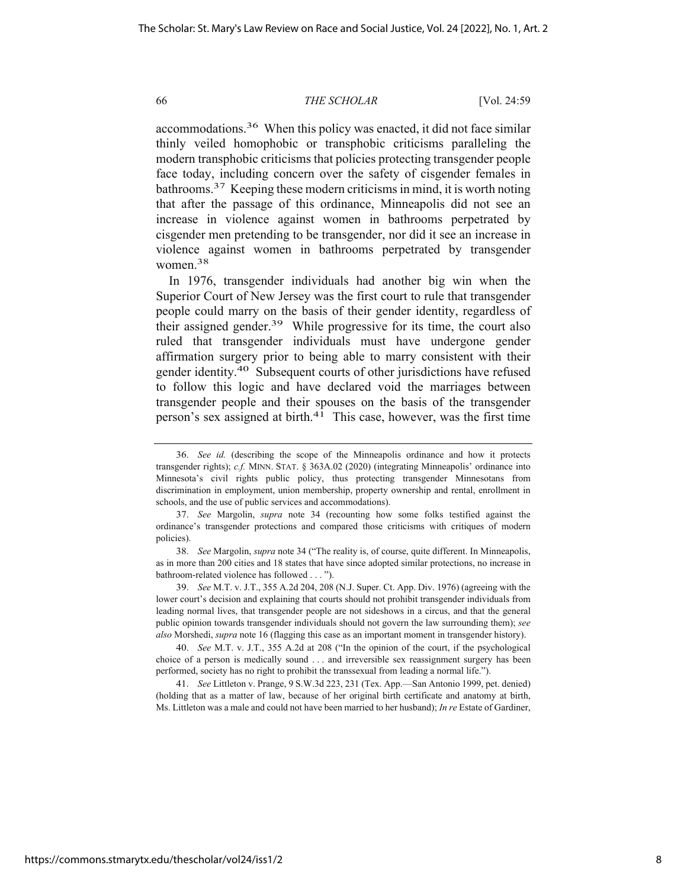accommodations.[36] When this policy was enacted, it did not face similar thinly veiled homophobic or transphobic criticisms paralleling the modern transphobic criticisms that policies protecting transgender people face today, including concern over the safety of cisgender females in bathrooms.[37] Keeping these modern criticisms in mind, it is worth noting that after the passage of this ordinance, Minneapolis did not see an increase in violence against women in bathrooms perpetrated by cisgender men pretending to be transgender, nor did it see an increase in violence against women in bathrooms perpetrated by transgender women.[38]

In 1976, transgender individuals had another big win when the Superior Court of New Jersey was the first court to rule that transgender people could marry on the basis of their gender identity, regardless of their assigned gender.[39] While progressive for its time, the court also ruled that transgender individuals must have undergone gender affirmation surgery prior to being able to marry consistent with their gender identity.[40] Subsequent courts of other jurisdictions have refused to follow this logic and have declared void the marriages between transgender people and their spouses on the basis of the transgender person's sex assigned at birth.[41] This case, however, was the first time

---

36. *See id.* (describing the scope of the Minneapolis ordinance and how it protects transgender rights); *c.f.* MINN. STAT. § 363A.02 (2020) (integrating Minneapolis' ordinance into Minnesota's civil rights public policy, thus protecting transgender Minnesotans from discrimination in employment, union membership, property ownership and rental, enrollment in schools, and the use of public services and accommodations).

37. *See* Margolin, *supra* note 34 (recounting how some folks testified against the ordinance's transgender protections and compared those criticisms with critiques of modern policies).

38. *See* Margolin, *supra* note 34 ("The reality is, of course, quite different. In Minneapolis, as in more than 200 cities and 18 states that have since adopted similar protections, no increase in bathroom-related violence has followed . . . ").

39. *See* M.T. v. J.T., 355 A.2d 204, 208 (N.J. Super. Ct. App. Div. 1976) (agreeing with the lower court's decision and explaining that courts should not prohibit transgender individuals from leading normal lives, that transgender people are not sideshows in a circus, and that the general public opinion towards transgender individuals should not govern the law surrounding them); *see also* Morshedi, *supra* note 16 (flagging this case as an important moment in transgender history).

40. *See* M.T. v. J.T., 355 A.2d at 208 ("In the opinion of the court, if the psychological choice of a person is medically sound . . . and irreversible sex reassignment surgery has been performed, society has no right to prohibit the transsexual from leading a normal life.").

41. *See* Littleton v. Prange, 9 S.W.3d 223, 231 (Tex. App.—San Antonio 1999, pet. denied) (holding that as a matter of law, because of her original birth certificate and anatomy at birth, Ms. Littleton was a male and could not have been married to her husband); *In re* Estate of Gardiner,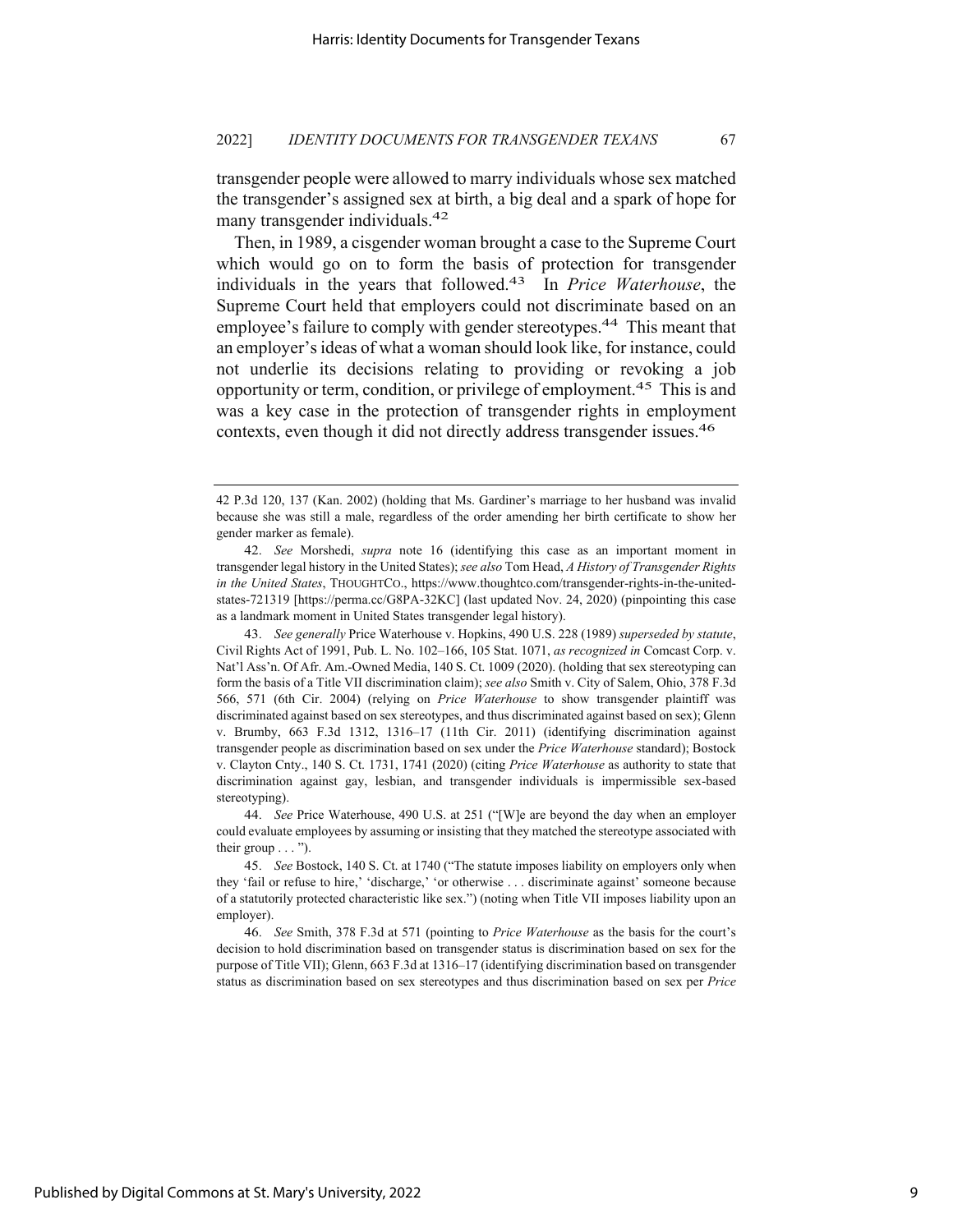transgender people were allowed to marry individuals whose sex matched the transgender's assigned sex at birth, a big deal and a spark of hope for many transgender individuals.[42]

Then, in 1989, a cisgender woman brought a case to the Supreme Court which would go on to form the basis of protection for transgender individuals in the years that followed.[43] In *Price Waterhouse*, the Supreme Court held that employers could not discriminate based on an employee's failure to comply with gender stereotypes.[44] This meant that an employer's ideas of what a woman should look like, for instance, could not underlie its decisions relating to providing or revoking a job opportunity or term, condition, or privilege of employment.[45] This is and was a key case in the protection of transgender rights in employment contexts, even though it did not directly address transgender issues.[46]

---

42 P.3d 120, 137 (Kan. 2002) (holding that Ms. Gardiner's marriage to her husband was invalid because she was still a male, regardless of the order amending her birth certificate to show her gender marker as female).

42. *See* Morshedi, *supra* note 16 (identifying this case as an important moment in transgender legal history in the United States); *see also* Tom Head, *A History of Transgender Rights in the United States*, THOUGHTCO., https://www.thoughtco.com/transgender-rights-in-the-united-states-721319 [https://perma.cc/G8PA-32KC] (last updated Nov. 24, 2020) (pinpointing this case as a landmark moment in United States transgender legal history).

43. *See generally* Price Waterhouse v. Hopkins, 490 U.S. 228 (1989) *superseded by statute*, Civil Rights Act of 1991, Pub. L. No. 102–166, 105 Stat. 1071, *as recognized in* Comcast Corp. v. Nat'l Ass'n. Of Afr. Am.-Owned Media, 140 S. Ct. 1009 (2020). (holding that sex stereotyping can form the basis of a Title VII discrimination claim); *see also* Smith v. City of Salem, Ohio, 378 F.3d 566, 571 (6th Cir. 2004) (relying on *Price Waterhouse* to show transgender plaintiff was discriminated against based on sex stereotypes, and thus discriminated against based on sex); Glenn v. Brumby, 663 F.3d 1312, 1316–17 (11th Cir. 2011) (identifying discrimination against transgender people as discrimination based on sex under the *Price Waterhouse* standard); Bostock v. Clayton Cnty., 140 S. Ct. 1731, 1741 (2020) (citing *Price Waterhouse* as authority to state that discrimination against gay, lesbian, and transgender individuals is impermissible sex-based stereotyping).

44. *See* Price Waterhouse, 490 U.S. at 251 ("[W]e are beyond the day when an employer could evaluate employees by assuming or insisting that they matched the stereotype associated with their group . . . ").

45. *See* Bostock, 140 S. Ct. at 1740 ("The statute imposes liability on employers only when they 'fail or refuse to hire,' 'discharge,' 'or otherwise . . . discriminate against' someone because of a statutorily protected characteristic like sex.") (noting when Title VII imposes liability upon an employer).

46. *See* Smith, 378 F.3d at 571 (pointing to *Price Waterhouse* as the basis for the court's decision to hold discrimination based on transgender status is discrimination based on sex for the purpose of Title VII); Glenn, 663 F.3d at 1316–17 (identifying discrimination based on transgender status as discrimination based on sex stereotypes and thus discrimination based on sex per *Price*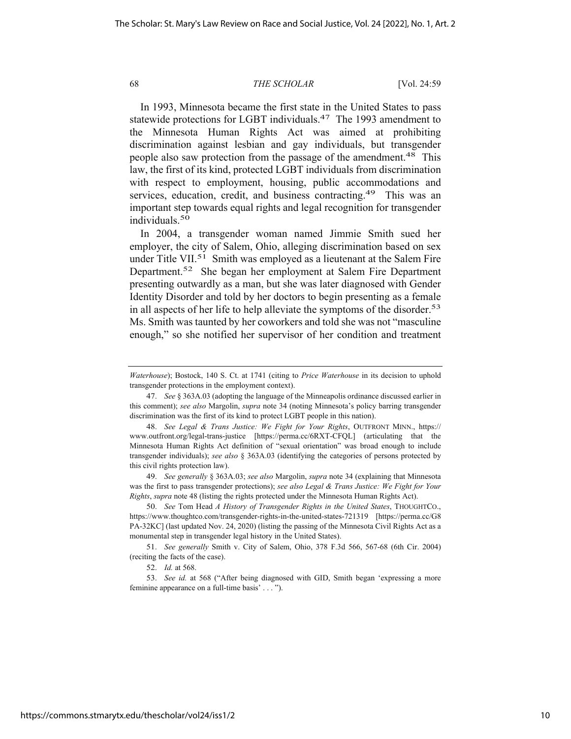In 1993, Minnesota became the first state in the United States to pass statewide protections for LGBT individuals.[47] The 1993 amendment to the Minnesota Human Rights Act was aimed at prohibiting discrimination against lesbian and gay individuals, but transgender people also saw protection from the passage of the amendment.[48] This law, the first of its kind, protected LGBT individuals from discrimination with respect to employment, housing, public accommodations and services, education, credit, and business contracting.[49] This was an important step towards equal rights and legal recognition for transgender individuals.[50]

In 2004, a transgender woman named Jimmie Smith sued her employer, the city of Salem, Ohio, alleging discrimination based on sex under Title VII.[51] Smith was employed as a lieutenant at the Salem Fire Department.[52] She began her employment at Salem Fire Department presenting outwardly as a man, but she was later diagnosed with Gender Identity Disorder and told by her doctors to begin presenting as a female in all aspects of her life to help alleviate the symptoms of the disorder.[53] Ms. Smith was taunted by her coworkers and told she was not "masculine enough," so she notified her supervisor of her condition and treatment

---

*Waterhouse*); Bostock, 140 S. Ct. at 1741 (citing to *Price Waterhouse* in its decision to uphold transgender protections in the employment context).

47. *See* § 363A.03 (adopting the language of the Minneapolis ordinance discussed earlier in this comment); *see also* Margolin, *supra* note 34 (noting Minnesota's policy barring transgender discrimination was the first of its kind to protect LGBT people in this nation).

48. *See Legal & Trans Justice: We Fight for Your Rights*, OUTFRONT MINN., https://www.outfront.org/legal-trans-justice [https://perma.cc/6RXT-CFQL] (articulating that the Minnesota Human Rights Act definition of "sexual orientation" was broad enough to include transgender individuals); *see also* § 363A.03 (identifying the categories of persons protected by this civil rights protection law).

49. *See generally* § 363A.03; *see also* Margolin, *supra* note 34 (explaining that Minnesota was the first to pass transgender protections); *see also Legal & Trans Justice: We Fight for Your Rights*, *supra* note 48 (listing the rights protected under the Minnesota Human Rights Act).

50. *See* Tom Head *A History of Transgender Rights in the United States*, THOUGHTCO., https://www.thoughtco.com/transgender-rights-in-the-united-states-721319 [https://perma.cc/G8PA-32KC] (last updated Nov. 24, 2020) (listing the passing of the Minnesota Civil Rights Act as a monumental step in transgender legal history in the United States).

51. *See generally* Smith v. City of Salem, Ohio, 378 F.3d 566, 567-68 (6th Cir. 2004) (reciting the facts of the case).

52. *Id.* at 568.

53. *See id.* at 568 ("After being diagnosed with GID, Smith began 'expressing a more feminine appearance on a full-time basis' . . . ").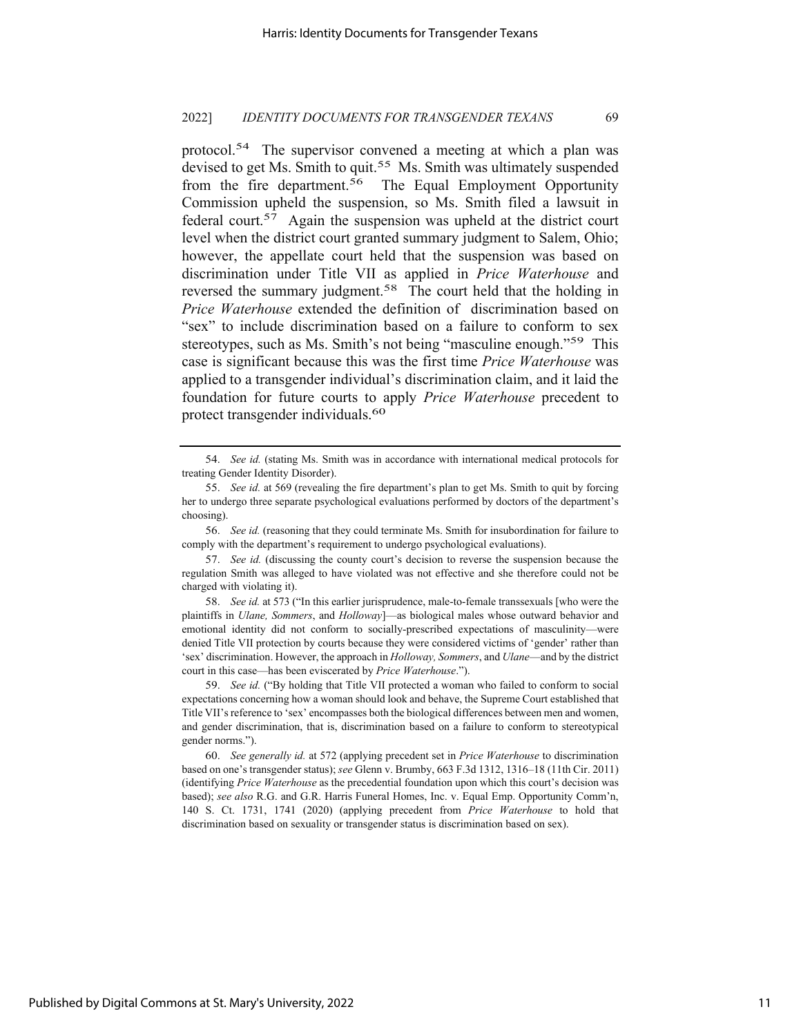protocol.[54] The supervisor convened a meeting at which a plan was devised to get Ms. Smith to quit.[55] Ms. Smith was ultimately suspended from the fire department.[56] The Equal Employment Opportunity Commission upheld the suspension, so Ms. Smith filed a lawsuit in federal court.[57] Again the suspension was upheld at the district court level when the district court granted summary judgment to Salem, Ohio; however, the appellate court held that the suspension was based on discrimination under Title VII as applied in *Price Waterhouse* and reversed the summary judgment.[58] The court held that the holding in *Price Waterhouse* extended the definition of discrimination based on "sex" to include discrimination based on a failure to conform to sex stereotypes, such as Ms. Smith's not being "masculine enough."[59] This case is significant because this was the first time *Price Waterhouse* was applied to a transgender individual's discrimination claim, and it laid the foundation for future courts to apply *Price Waterhouse* precedent to protect transgender individuals.[60]

---

54. *See id.* (stating Ms. Smith was in accordance with international medical protocols for treating Gender Identity Disorder).

55. *See id.* at 569 (revealing the fire department's plan to get Ms. Smith to quit by forcing her to undergo three separate psychological evaluations performed by doctors of the department's choosing).

56. *See id.* (reasoning that they could terminate Ms. Smith for insubordination for failure to comply with the department's requirement to undergo psychological evaluations).

57. *See id.* (discussing the county court's decision to reverse the suspension because the regulation Smith was alleged to have violated was not effective and she therefore could not be charged with violating it).

58. *See id.* at 573 ("In this earlier jurisprudence, male-to-female transsexuals [who were the plaintiffs in *Ulane, Sommers*, and *Holloway*]—as biological males whose outward behavior and emotional identity did not conform to socially-prescribed expectations of masculinity—were denied Title VII protection by courts because they were considered victims of 'gender' rather than 'sex' discrimination. However, the approach in *Holloway, Sommers*, and *Ulane*—and by the district court in this case—has been eviscerated by *Price Waterhouse*.").

59. *See id.* ("By holding that Title VII protected a woman who failed to conform to social expectations concerning how a woman should look and behave, the Supreme Court established that Title VII's reference to 'sex' encompasses both the biological differences between men and women, and gender discrimination, that is, discrimination based on a failure to conform to stereotypical gender norms.").

60. *See generally id.* at 572 (applying precedent set in *Price Waterhouse* to discrimination based on one's transgender status); *see* Glenn v. Brumby, 663 F.3d 1312, 1316–18 (11th Cir. 2011) (identifying *Price Waterhouse* as the precedential foundation upon which this court's decision was based); *see also* R.G. and G.R. Harris Funeral Homes, Inc. v. Equal Emp. Opportunity Comm'n, 140 S. Ct. 1731, 1741 (2020) (applying precedent from *Price Waterhouse* to hold that discrimination based on sexuality or transgender status is discrimination based on sex).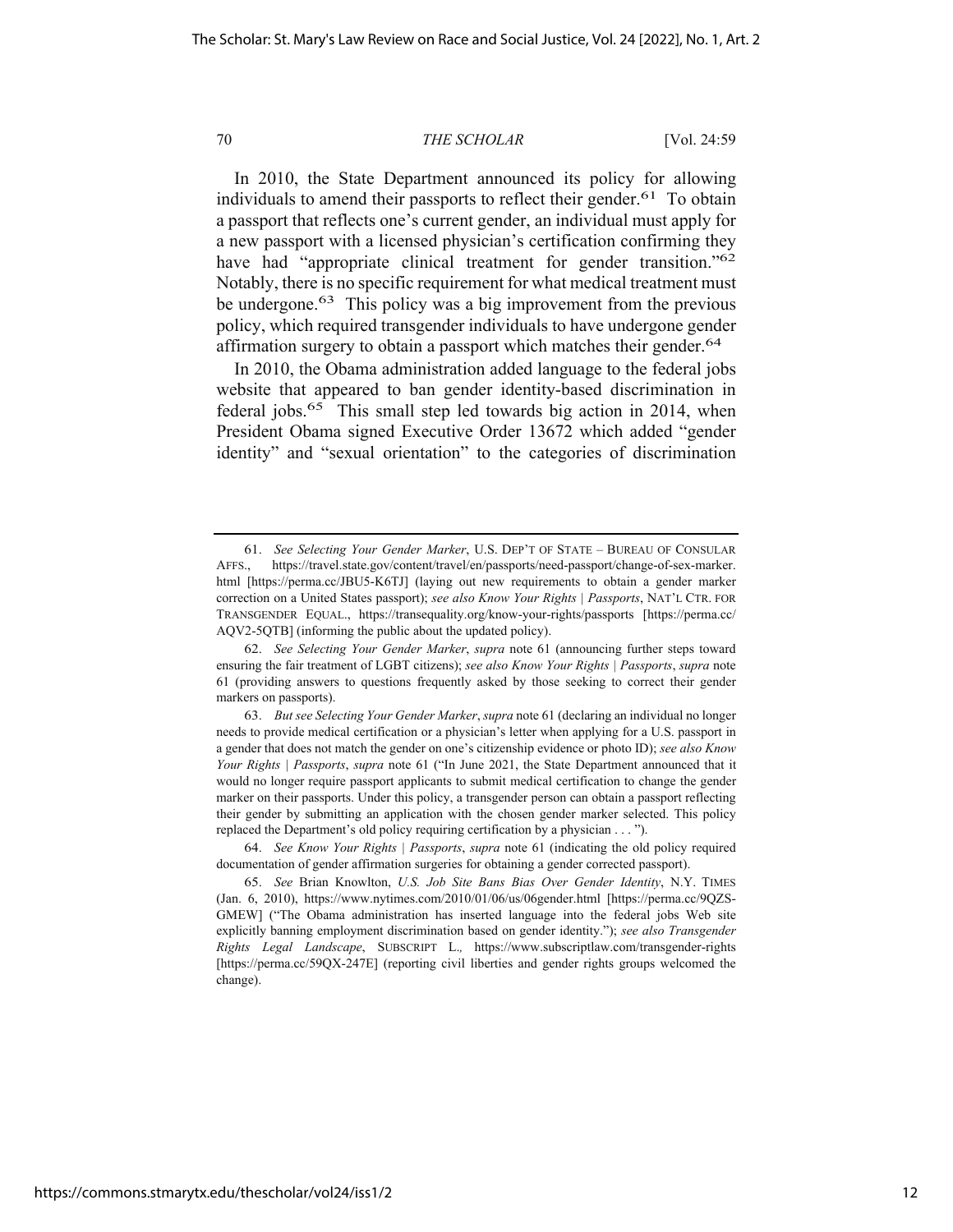In 2010, the State Department announced its policy for allowing individuals to amend their passports to reflect their gender.[61] To obtain a passport that reflects one's current gender, an individual must apply for a new passport with a licensed physician's certification confirming they have had "appropriate clinical treatment for gender transition."[62] Notably, there is no specific requirement for what medical treatment must be undergone.[63] This policy was a big improvement from the previous policy, which required transgender individuals to have undergone gender affirmation surgery to obtain a passport which matches their gender.[64]

In 2010, the Obama administration added language to the federal jobs website that appeared to ban gender identity-based discrimination in federal jobs.[65] This small step led towards big action in 2014, when President Obama signed Executive Order 13672 which added "gender identity" and "sexual orientation" to the categories of discrimination

---

61. *See Selecting Your Gender Marker*, U.S. DEP'T OF STATE – BUREAU OF CONSULAR AFFS., https://travel.state.gov/content/travel/en/passports/need-passport/change-of-sex-marker.html [https://perma.cc/JBU5-K6TJ] (laying out new requirements to obtain a gender marker correction on a United States passport); *see also Know Your Rights | Passports*, NAT'L CTR. FOR TRANSGENDER EQUAL., https://transequality.org/know-your-rights/passports [https://perma.cc/AQV2-5QTB] (informing the public about the updated policy).

62. *See Selecting Your Gender Marker*, *supra* note 61 (announcing further steps toward ensuring the fair treatment of LGBT citizens); *see also Know Your Rights | Passports*, *supra* note 61 (providing answers to questions frequently asked by those seeking to correct their gender markers on passports).

63. *But see Selecting Your Gender Marker*, *supra* note 61 (declaring an individual no longer needs to provide medical certification or a physician's letter when applying for a U.S. passport in a gender that does not match the gender on one's citizenship evidence or photo ID); *see also Know Your Rights | Passports*, *supra* note 61 ("In June 2021, the State Department announced that it would no longer require passport applicants to submit medical certification to change the gender marker on their passports. Under this policy, a transgender person can obtain a passport reflecting their gender by submitting an application with the chosen gender marker selected. This policy replaced the Department's old policy requiring certification by a physician . . . ").

64. *See Know Your Rights | Passports*, *supra* note 61 (indicating the old policy required documentation of gender affirmation surgeries for obtaining a gender corrected passport).

65. *See* Brian Knowlton, *U.S. Job Site Bans Bias Over Gender Identity*, N.Y. TIMES (Jan. 6, 2010), https://www.nytimes.com/2010/01/06/us/06gender.html [https://perma.cc/9QZS-GMEW] ("The Obama administration has inserted language into the federal jobs Web site explicitly banning employment discrimination based on gender identity."); *see also Transgender Rights Legal Landscape*, SUBSCRIPT L., https://www.subscriptlaw.com/transgender-rights [https://perma.cc/59QX-247E] (reporting civil liberties and gender rights groups welcomed the change).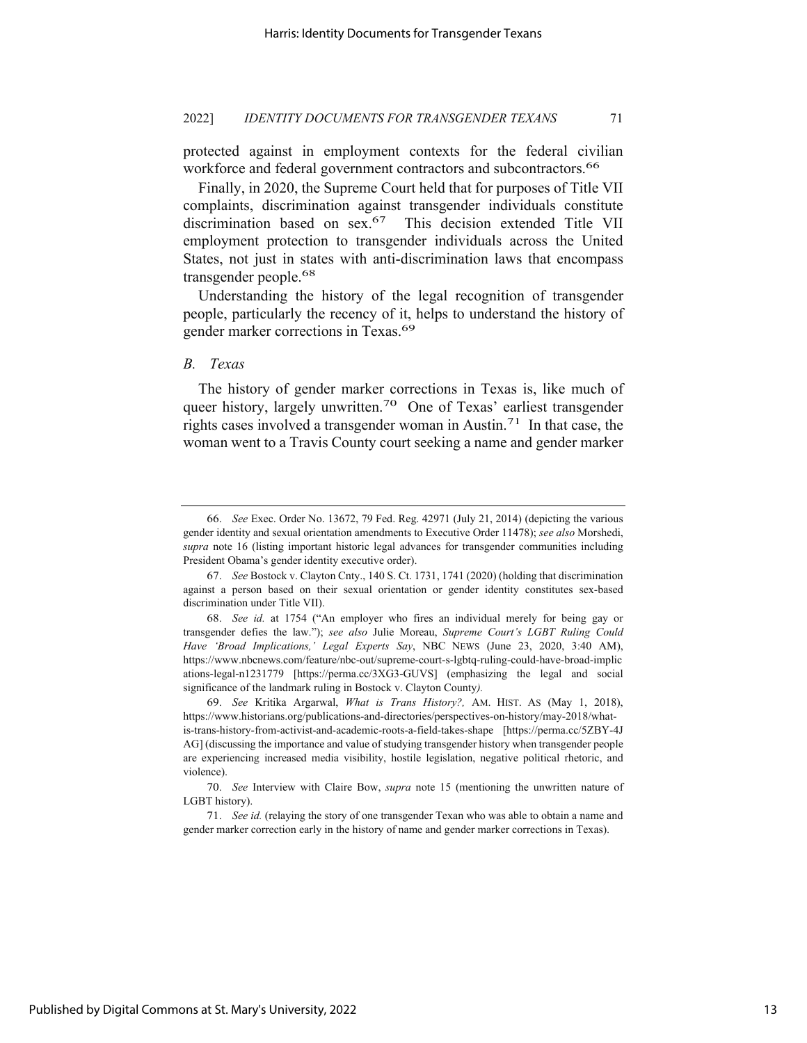protected against in employment contexts for the federal civilian workforce and federal government contractors and subcontractors.[66]

Finally, in 2020, the Supreme Court held that for purposes of Title VII complaints, discrimination against transgender individuals constitute discrimination based on sex.[67] This decision extended Title VII employment protection to transgender individuals across the United States, not just in states with anti-discrimination laws that encompass transgender people.[68]

Understanding the history of the legal recognition of transgender people, particularly the recency of it, helps to understand the history of gender marker corrections in Texas.[69]

### *B. Texas*

The history of gender marker corrections in Texas is, like much of queer history, largely unwritten.[70] One of Texas' earliest transgender rights cases involved a transgender woman in Austin.[71] In that case, the woman went to a Travis County court seeking a name and gender marker

---

66. *See* Exec. Order No. 13672, 79 Fed. Reg. 42971 (July 21, 2014) (depicting the various gender identity and sexual orientation amendments to Executive Order 11478); *see also* Morshedi, *supra* note 16 (listing important historic legal advances for transgender communities including President Obama's gender identity executive order).

67. *See* Bostock v. Clayton Cnty., 140 S. Ct. 1731, 1741 (2020) (holding that discrimination against a person based on their sexual orientation or gender identity constitutes sex-based discrimination under Title VII).

68. *See id.* at 1754 ("An employer who fires an individual merely for being gay or transgender defies the law."); *see also* Julie Moreau, *Supreme Court's LGBT Ruling Could Have 'Broad Implications,' Legal Experts Say*, NBC NEWS (June 23, 2020, 3:40 AM), https://www.nbcnews.com/feature/nbc-out/supreme-court-s-lgbtq-ruling-could-have-broad-implications-legal-n1231779 [https://perma.cc/3XG3-GUVS] (emphasizing the legal and social significance of the landmark ruling in Bostock v. Clayton County).

69. *See* Kritika Argarwal, *What is Trans History?,* AM. HIST. AS (May 1, 2018), https://www.historians.org/publications-and-directories/perspectives-on-history/may-2018/what-is-trans-history-from-activist-and-academic-roots-a-field-takes-shape [https://perma.cc/5ZBY-4JAG] (discussing the importance and value of studying transgender history when transgender people are experiencing increased media visibility, hostile legislation, negative political rhetoric, and violence).

70. *See* Interview with Claire Bow, *supra* note 15 (mentioning the unwritten nature of LGBT history).

71. *See id.* (relaying the story of one transgender Texan who was able to obtain a name and gender marker correction early in the history of name and gender marker corrections in Texas).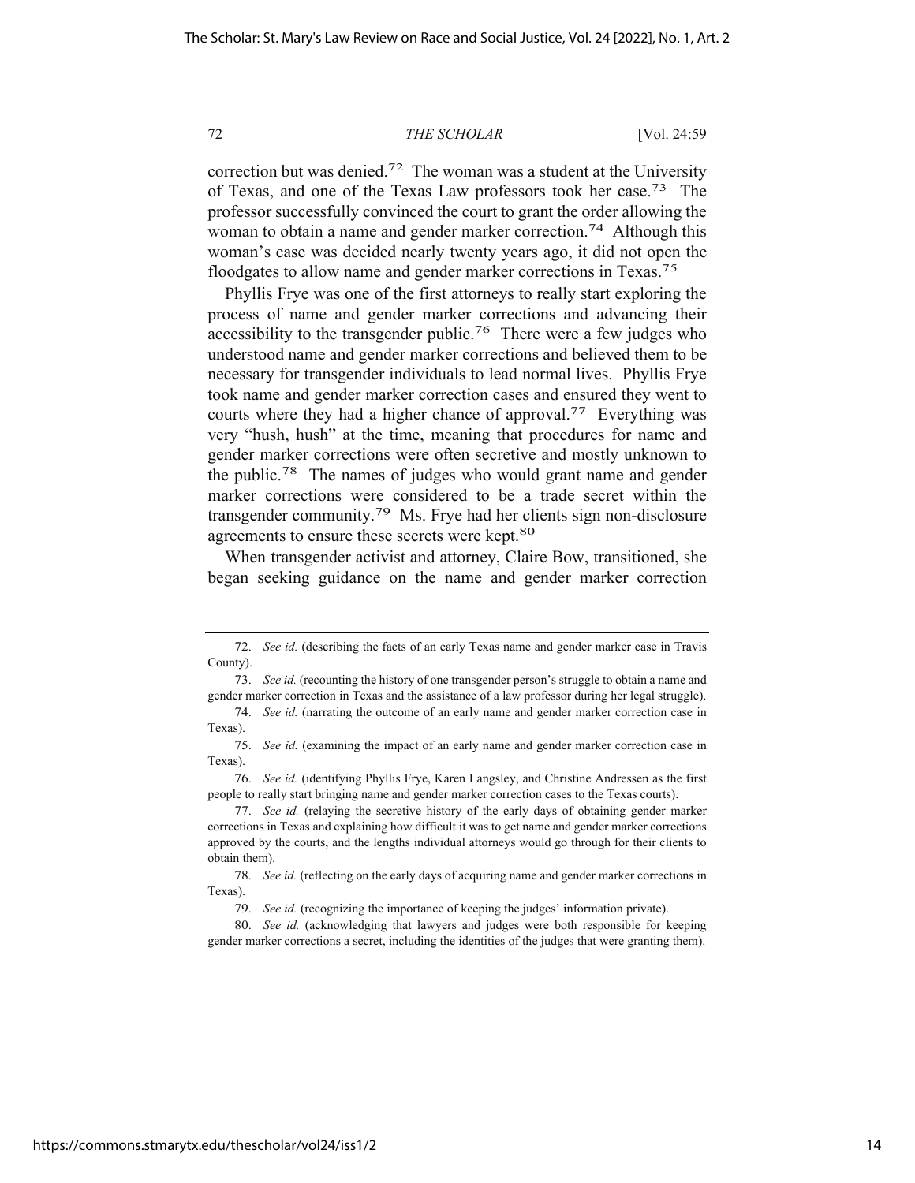correction but was denied.[72] The woman was a student at the University of Texas, and one of the Texas Law professors took her case.[73] The professor successfully convinced the court to grant the order allowing the woman to obtain a name and gender marker correction.[74] Although this woman's case was decided nearly twenty years ago, it did not open the floodgates to allow name and gender marker corrections in Texas.[75]

Phyllis Frye was one of the first attorneys to really start exploring the process of name and gender marker corrections and advancing their accessibility to the transgender public.[76] There were a few judges who understood name and gender marker corrections and believed them to be necessary for transgender individuals to lead normal lives. Phyllis Frye took name and gender marker correction cases and ensured they went to courts where they had a higher chance of approval.[77] Everything was very "hush, hush" at the time, meaning that procedures for name and gender marker corrections were often secretive and mostly unknown to the public.[78] The names of judges who would grant name and gender marker corrections were considered to be a trade secret within the transgender community.[79] Ms. Frye had her clients sign non-disclosure agreements to ensure these secrets were kept.[80]

When transgender activist and attorney, Claire Bow, transitioned, she began seeking guidance on the name and gender marker correction

---

72. *See id.* (describing the facts of an early Texas name and gender marker case in Travis County).

73. *See id.* (recounting the history of one transgender person's struggle to obtain a name and gender marker correction in Texas and the assistance of a law professor during her legal struggle).

74. *See id.* (narrating the outcome of an early name and gender marker correction case in Texas).

75. *See id.* (examining the impact of an early name and gender marker correction case in Texas).

76. *See id.* (identifying Phyllis Frye, Karen Langsley, and Christine Andressen as the first people to really start bringing name and gender marker correction cases to the Texas courts).

77. *See id.* (relaying the secretive history of the early days of obtaining gender marker corrections in Texas and explaining how difficult it was to get name and gender marker corrections approved by the courts, and the lengths individual attorneys would go through for their clients to obtain them).

78. *See id.* (reflecting on the early days of acquiring name and gender marker corrections in Texas).

79. *See id.* (recognizing the importance of keeping the judges' information private).

80. *See id.* (acknowledging that lawyers and judges were both responsible for keeping gender marker corrections a secret, including the identities of the judges that were granting them).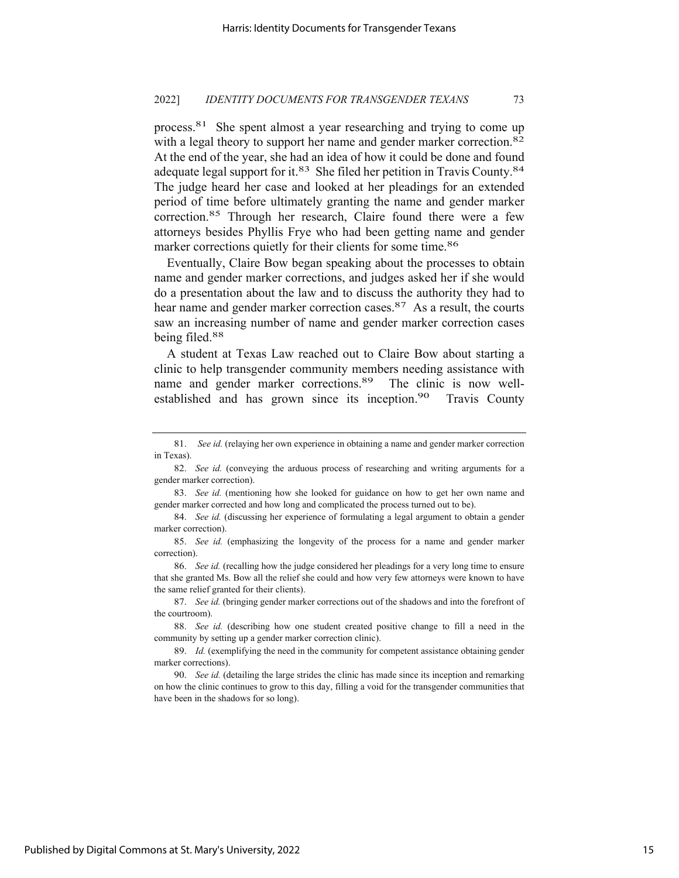process.[81] She spent almost a year researching and trying to come up with a legal theory to support her name and gender marker correction.[82] At the end of the year, she had an idea of how it could be done and found adequate legal support for it.[83] She filed her petition in Travis County.[84] The judge heard her case and looked at her pleadings for an extended period of time before ultimately granting the name and gender marker correction.[85] Through her research, Claire found there were a few attorneys besides Phyllis Frye who had been getting name and gender marker corrections quietly for their clients for some time.[86]

Eventually, Claire Bow began speaking about the processes to obtain name and gender marker corrections, and judges asked her if she would do a presentation about the law and to discuss the authority they had to hear name and gender marker correction cases.[87] As a result, the courts saw an increasing number of name and gender marker correction cases being filed.[88]

A student at Texas Law reached out to Claire Bow about starting a clinic to help transgender community members needing assistance with name and gender marker corrections.[89] The clinic is now well-established and has grown since its inception.[90] Travis County

---

81. *See id.* (relaying her own experience in obtaining a name and gender marker correction in Texas).

82. *See id.* (conveying the arduous process of researching and writing arguments for a gender marker correction).

83. *See id.* (mentioning how she looked for guidance on how to get her own name and gender marker corrected and how long and complicated the process turned out to be).

84. *See id.* (discussing her experience of formulating a legal argument to obtain a gender marker correction).

85. *See id.* (emphasizing the longevity of the process for a name and gender marker correction).

86. *See id.* (recalling how the judge considered her pleadings for a very long time to ensure that she granted Ms. Bow all the relief she could and how very few attorneys were known to have the same relief granted for their clients).

87. *See id.* (bringing gender marker corrections out of the shadows and into the forefront of the courtroom).

88. *See id.* (describing how one student created positive change to fill a need in the community by setting up a gender marker correction clinic).

89. *Id.* (exemplifying the need in the community for competent assistance obtaining gender marker corrections).

90. *See id.* (detailing the large strides the clinic has made since its inception and remarking on how the clinic continues to grow to this day, filling a void for the transgender communities that have been in the shadows for so long).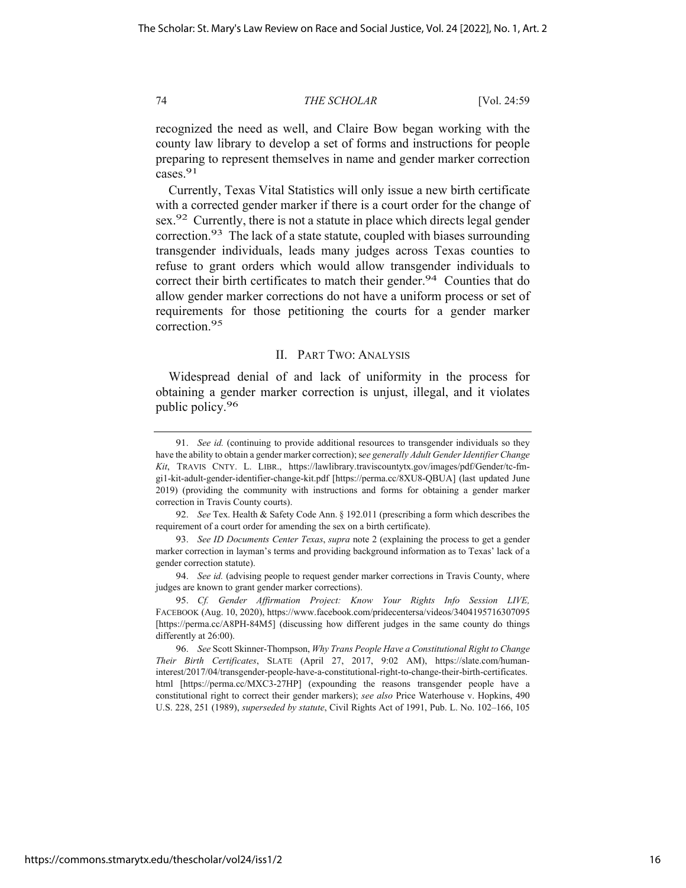recognized the need as well, and Claire Bow began working with the county law library to develop a set of forms and instructions for people preparing to represent themselves in name and gender marker correction cases.[91]

Currently, Texas Vital Statistics will only issue a new birth certificate with a corrected gender marker if there is a court order for the change of sex.[92] Currently, there is not a statute in place which directs legal gender correction.[93] The lack of a state statute, coupled with biases surrounding transgender individuals, leads many judges across Texas counties to refuse to grant orders which would allow transgender individuals to correct their birth certificates to match their gender.[94] Counties that do allow gender marker corrections do not have a uniform process or set of requirements for those petitioning the courts for a gender marker correction.[95]

## II. Part Two: Analysis

Widespread denial of and lack of uniformity in the process for obtaining a gender marker correction is unjust, illegal, and it violates public policy.[96]

---

91. *See id.* (continuing to provide additional resources to transgender individuals so they have the ability to obtain a gender marker correction); *see generally Adult Gender Identifier Change Kit*, TRAVIS CNTY. L. LIBR., https://lawlibrary.traviscountytx.gov/images/pdf/Gender/tc-fm-gi1-kit-adult-gender-identifier-change-kit.pdf [https://perma.cc/8XU8-QBUA] (last updated June 2019) (providing the community with instructions and forms for obtaining a gender marker correction in Travis County courts).

92. *See* Tex. Health & Safety Code Ann. § 192.011 (prescribing a form which describes the requirement of a court order for amending the sex on a birth certificate).

93. *See ID Documents Center Texas*, *supra* note 2 (explaining the process to get a gender marker correction in layman's terms and providing background information as to Texas' lack of a gender correction statute).

94. *See id.* (advising people to request gender marker corrections in Travis County, where judges are known to grant gender marker corrections).

95. *Cf. Gender Affirmation Project: Know Your Rights Info Session LIVE,* FACEBOOK (Aug. 10, 2020), https://www.facebook.com/pridecentersa/videos/3404195716307095 [https://perma.cc/A8PH-84M5] (discussing how different judges in the same county do things differently at 26:00).

96. *See* Scott Skinner-Thompson, *Why Trans People Have a Constitutional Right to Change Their Birth Certificates*, SLATE (April 27, 2017, 9:02 AM), https://slate.com/human-interest/2017/04/transgender-people-have-a-constitutional-right-to-change-their-birth-certificates.html [https://perma.cc/MXC3-27HP] (expounding the reasons transgender people have a constitutional right to correct their gender markers); *see also* Price Waterhouse v. Hopkins, 490 U.S. 228, 251 (1989), *superseded by statute*, Civil Rights Act of 1991, Pub. L. No. 102–166, 105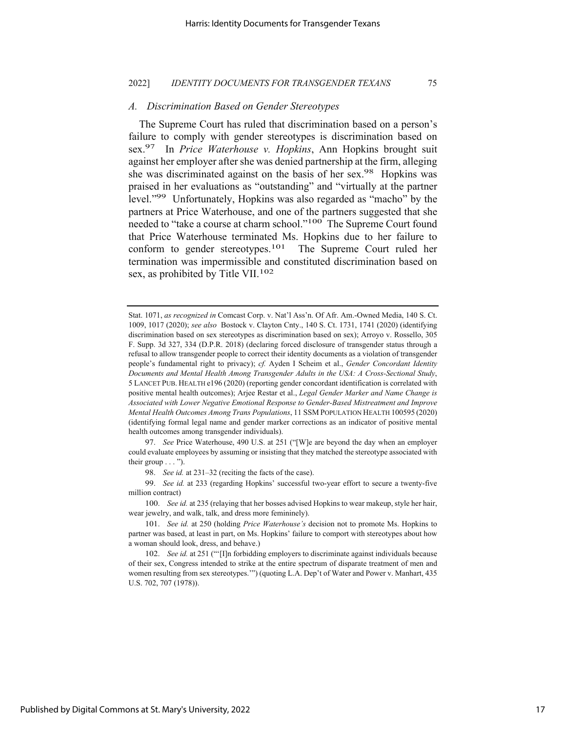### *A. Discrimination Based on Gender Stereotypes*

The Supreme Court has ruled that discrimination based on a person's failure to comply with gender stereotypes is discrimination based on sex.[97] In *Price Waterhouse v. Hopkins*, Ann Hopkins brought suit against her employer after she was denied partnership at the firm, alleging she was discriminated against on the basis of her sex.[98] Hopkins was praised in her evaluations as "outstanding" and "virtually at the partner level."[99] Unfortunately, Hopkins was also regarded as "macho" by the partners at Price Waterhouse, and one of the partners suggested that she needed to "take a course at charm school."[100] The Supreme Court found that Price Waterhouse terminated Ms. Hopkins due to her failure to conform to gender stereotypes.[101] The Supreme Court ruled her termination was impermissible and constituted discrimination based on sex, as prohibited by Title VII.[102]

---

Stat. 1071, *as recognized in* Comcast Corp. v. Nat'l Ass'n. Of Afr. Am.-Owned Media, 140 S. Ct. 1009, 1017 (2020); *see also* Bostock v. Clayton Cnty., 140 S. Ct. 1731, 1741 (2020) (identifying discrimination based on sex stereotypes as discrimination based on sex); Arroyo v. Rossello, 305 F. Supp. 3d 327, 334 (D.P.R. 2018) (declaring forced disclosure of transgender status through a refusal to allow transgender people to correct their identity documents as a violation of transgender people's fundamental right to privacy); *cf.* Ayden I Scheim et al., *Gender Concordant Identity Documents and Mental Health Among Transgender Adults in the USA: A Cross-Sectional Study*, 5 LANCET PUB. HEALTH e196 (2020) (reporting gender concordant identification is correlated with positive mental health outcomes); Arjee Restar et al., *Legal Gender Marker and Name Change is Associated with Lower Negative Emotional Response to Gender-Based Mistreatment and Improve Mental Health Outcomes Among Trans Populations*, 11 SSM POPULATION HEALTH 100595 (2020) (identifying formal legal name and gender marker corrections as an indicator of positive mental health outcomes among transgender individuals).

97. *See* Price Waterhouse, 490 U.S. at 251 ("[W]e are beyond the day when an employer could evaluate employees by assuming or insisting that they matched the stereotype associated with their group . . . ").

98. *See id.* at 231–32 (reciting the facts of the case).

99. *See id.* at 233 (regarding Hopkins' successful two-year effort to secure a twenty-five million contract)

100. *See id.* at 235 (relaying that her bosses advised Hopkins to wear makeup, style her hair, wear jewelry, and walk, talk, and dress more femininely).

101. *See id.* at 250 (holding *Price Waterhouse's* decision not to promote Ms. Hopkins to partner was based, at least in part, on Ms. Hopkins' failure to comport with stereotypes about how a woman should look, dress, and behave.)

102. *See id.* at 251 ("'[I]n forbidding employers to discriminate against individuals because of their sex, Congress intended to strike at the entire spectrum of disparate treatment of men and women resulting from sex stereotypes.'") (quoting L.A. Dep't of Water and Power v. Manhart, 435 U.S. 702, 707 (1978)).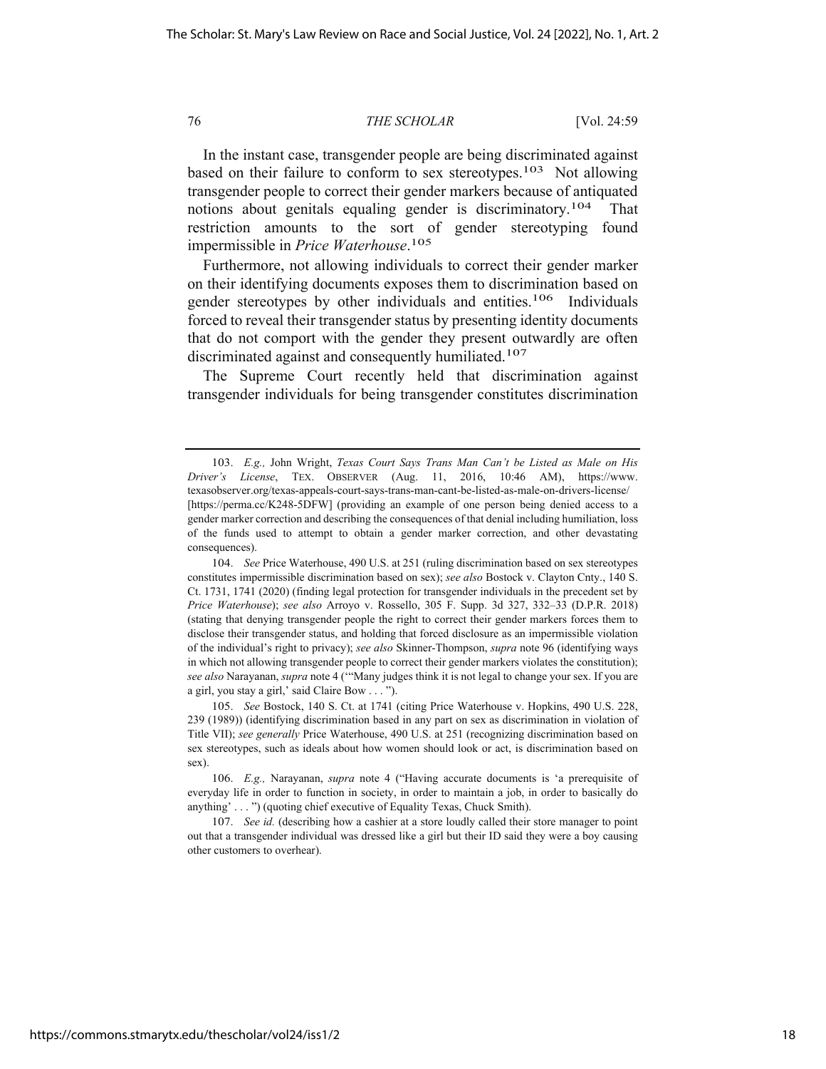In the instant case, transgender people are being discriminated against based on their failure to conform to sex stereotypes.[103] Not allowing transgender people to correct their gender markers because of antiquated notions about genitals equaling gender is discriminatory.[104] That restriction amounts to the sort of gender stereotyping found impermissible in *Price Waterhouse*.[105]

Furthermore, not allowing individuals to correct their gender marker on their identifying documents exposes them to discrimination based on gender stereotypes by other individuals and entities.[106] Individuals forced to reveal their transgender status by presenting identity documents that do not comport with the gender they present outwardly are often discriminated against and consequently humiliated.[107]

The Supreme Court recently held that discrimination against transgender individuals for being transgender constitutes discrimination

---

103. *E.g.,* John Wright, *Texas Court Says Trans Man Can't be Listed as Male on His Driver's License*, TEX. OBSERVER (Aug. 11, 2016, 10:46 AM), https://www.texasobserver.org/texas-appeals-court-says-trans-man-cant-be-listed-as-male-on-drivers-license/ [https://perma.cc/K248-5DFW] (providing an example of one person being denied access to a gender marker correction and describing the consequences of that denial including humiliation, loss of the funds used to attempt to obtain a gender marker correction, and other devastating consequences).

104. *See* Price Waterhouse, 490 U.S. at 251 (ruling discrimination based on sex stereotypes constitutes impermissible discrimination based on sex); *see also* Bostock v. Clayton Cnty., 140 S. Ct. 1731, 1741 (2020) (finding legal protection for transgender individuals in the precedent set by *Price Waterhouse*); *see also* Arroyo v. Rossello, 305 F. Supp. 3d 327, 332–33 (D.P.R. 2018) (stating that denying transgender people the right to correct their gender markers forces them to disclose their transgender status, and holding that forced disclosure as an impermissible violation of the individual's right to privacy); *see also* Skinner-Thompson, *supra* note 96 (identifying ways in which not allowing transgender people to correct their gender markers violates the constitution); *see also* Narayanan, *supra* note 4 ('"Many judges think it is not legal to change your sex. If you are a girl, you stay a girl,' said Claire Bow . . . ").

105. *See* Bostock, 140 S. Ct. at 1741 (citing Price Waterhouse v. Hopkins, 490 U.S. 228, 239 (1989)) (identifying discrimination based in any part on sex as discrimination in violation of Title VII); *see generally* Price Waterhouse, 490 U.S. at 251 (recognizing discrimination based on sex stereotypes, such as ideals about how women should look or act, is discrimination based on sex).

106. *E.g.,* Narayanan, *supra* note 4 ("Having accurate documents is 'a prerequisite of everyday life in order to function in society, in order to maintain a job, in order to basically do anything' . . . ") (quoting chief executive of Equality Texas, Chuck Smith).

107. *See id.* (describing how a cashier at a store loudly called their store manager to point out that a transgender individual was dressed like a girl but their ID said they were a boy causing other customers to overhear).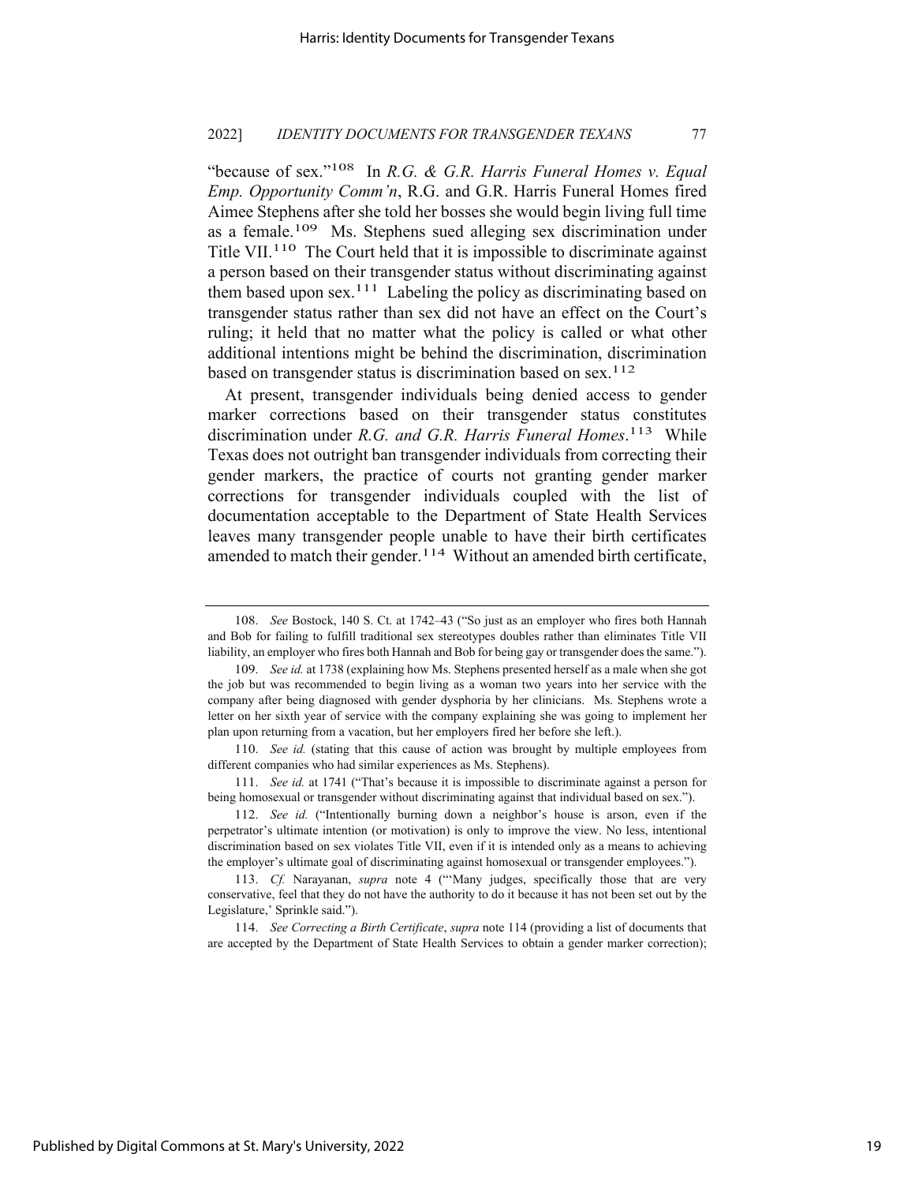"because of sex."[108] In *R.G. & G.R. Harris Funeral Homes v. Equal Emp. Opportunity Comm'n*, R.G. and G.R. Harris Funeral Homes fired Aimee Stephens after she told her bosses she would begin living full time as a female.[109] Ms. Stephens sued alleging sex discrimination under Title VII.[110] The Court held that it is impossible to discriminate against a person based on their transgender status without discriminating against them based upon sex.[111] Labeling the policy as discriminating based on transgender status rather than sex did not have an effect on the Court's ruling; it held that no matter what the policy is called or what other additional intentions might be behind the discrimination, discrimination based on transgender status is discrimination based on sex.[112]

At present, transgender individuals being denied access to gender marker corrections based on their transgender status constitutes discrimination under *R.G. and G.R. Harris Funeral Homes*.[113] While Texas does not outright ban transgender individuals from correcting their gender markers, the practice of courts not granting gender marker corrections for transgender individuals coupled with the list of documentation acceptable to the Department of State Health Services leaves many transgender people unable to have their birth certificates amended to match their gender.[114] Without an amended birth certificate,

---

108. *See* Bostock, 140 S. Ct. at 1742–43 ("So just as an employer who fires both Hannah and Bob for failing to fulfill traditional sex stereotypes doubles rather than eliminates Title VII liability, an employer who fires both Hannah and Bob for being gay or transgender does the same.").

109. *See id.* at 1738 (explaining how Ms. Stephens presented herself as a male when she got the job but was recommended to begin living as a woman two years into her service with the company after being diagnosed with gender dysphoria by her clinicians. Ms. Stephens wrote a letter on her sixth year of service with the company explaining she was going to implement her plan upon returning from a vacation, but her employers fired her before she left.).

110. *See id.* (stating that this cause of action was brought by multiple employees from different companies who had similar experiences as Ms. Stephens).

111. *See id.* at 1741 ("That's because it is impossible to discriminate against a person for being homosexual or transgender without discriminating against that individual based on sex.").

112. *See id.* ("Intentionally burning down a neighbor's house is arson, even if the perpetrator's ultimate intention (or motivation) is only to improve the view. No less, intentional discrimination based on sex violates Title VII, even if it is intended only as a means to achieving the employer's ultimate goal of discriminating against homosexual or transgender employees.").

113. *Cf.* Narayanan, *supra* note 4 ("'Many judges, specifically those that are very conservative, feel that they do not have the authority to do it because it has not been set out by the Legislature,' Sprinkle said.").

114. *See Correcting a Birth Certificate*, *supra* note 114 (providing a list of documents that are accepted by the Department of State Health Services to obtain a gender marker correction);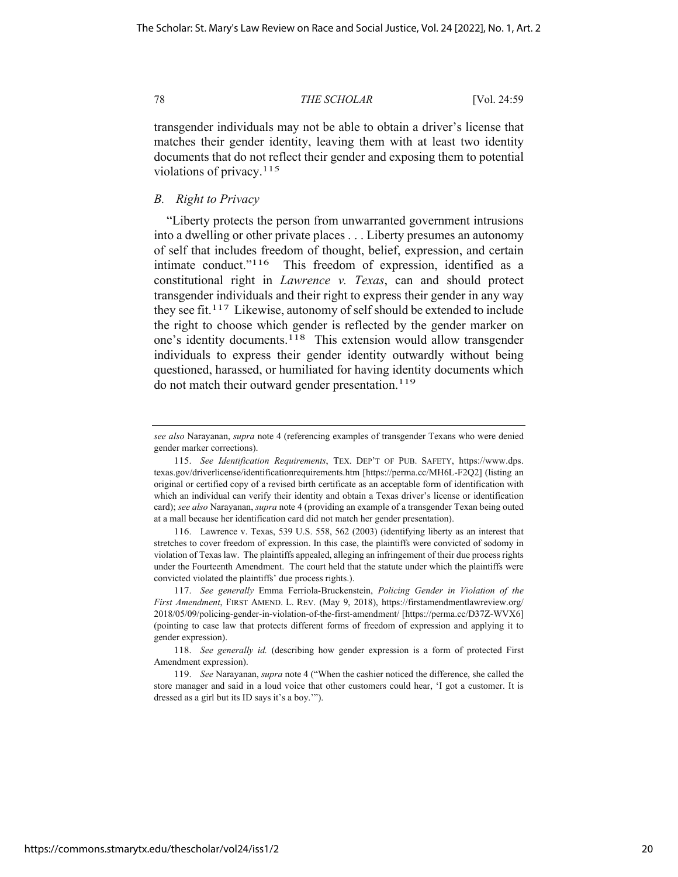transgender individuals may not be able to obtain a driver's license that matches their gender identity, leaving them with at least two identity documents that do not reflect their gender and exposing them to potential violations of privacy.[115]

### *B. Right to Privacy*

"Liberty protects the person from unwarranted government intrusions into a dwelling or other private places . . . Liberty presumes an autonomy of self that includes freedom of thought, belief, expression, and certain intimate conduct."[116] This freedom of expression, identified as a constitutional right in *Lawrence v. Texas*, can and should protect transgender individuals and their right to express their gender in any way they see fit.[117] Likewise, autonomy of self should be extended to include the right to choose which gender is reflected by the gender marker on one's identity documents.[118] This extension would allow transgender individuals to express their gender identity outwardly without being questioned, harassed, or humiliated for having identity documents which do not match their outward gender presentation.[119]

---

*see also* Narayanan, *supra* note 4 (referencing examples of transgender Texans who were denied gender marker corrections).

115. *See Identification Requirements*, TEX. DEP'T OF PUB. SAFETY, https://www.dps.texas.gov/driverlicense/identificationrequirements.htm [https://perma.cc/MH6L-F2Q2] (listing an original or certified copy of a revised birth certificate as an acceptable form of identification with which an individual can verify their identity and obtain a Texas driver's license or identification card); *see also* Narayanan, *supra* note 4 (providing an example of a transgender Texan being outed at a mall because her identification card did not match her gender presentation).

116. Lawrence v. Texas, 539 U.S. 558, 562 (2003) (identifying liberty as an interest that stretches to cover freedom of expression. In this case, the plaintiffs were convicted of sodomy in violation of Texas law. The plaintiffs appealed, alleging an infringement of their due process rights under the Fourteenth Amendment. The court held that the statute under which the plaintiffs were convicted violated the plaintiffs' due process rights.).

117. *See generally* Emma Ferriola-Bruckenstein, *Policing Gender in Violation of the First Amendment*, FIRST AMEND. L. REV. (May 9, 2018), https://firstamendmentlawreview.org/2018/05/09/policing-gender-in-violation-of-the-first-amendment/ [https://perma.cc/D37Z-WVX6] (pointing to case law that protects different forms of freedom of expression and applying it to gender expression).

118. *See generally id.* (describing how gender expression is a form of protected First Amendment expression).

119. *See* Narayanan, *supra* note 4 ("When the cashier noticed the difference, she called the store manager and said in a loud voice that other customers could hear, 'I got a customer. It is dressed as a girl but its ID says it's a boy.'").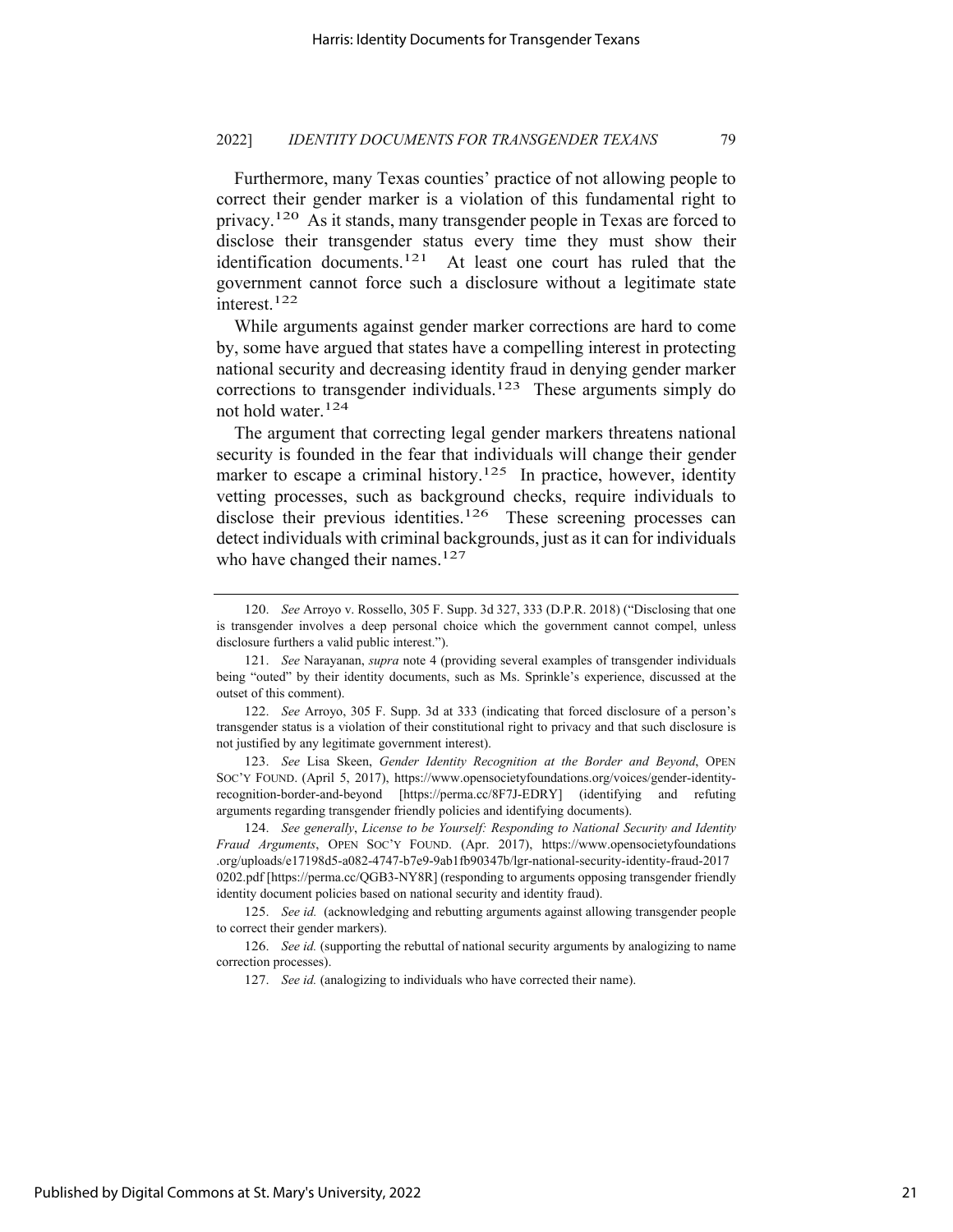Furthermore, many Texas counties' practice of not allowing people to correct their gender marker is a violation of this fundamental right to privacy.[120] As it stands, many transgender people in Texas are forced to disclose their transgender status every time they must show their identification documents.[121] At least one court has ruled that the government cannot force such a disclosure without a legitimate state interest.[122]

While arguments against gender marker corrections are hard to come by, some have argued that states have a compelling interest in protecting national security and decreasing identity fraud in denying gender marker corrections to transgender individuals.[123] These arguments simply do not hold water.[124]

The argument that correcting legal gender markers threatens national security is founded in the fear that individuals will change their gender marker to escape a criminal history.[125] In practice, however, identity vetting processes, such as background checks, require individuals to disclose their previous identities.[126] These screening processes can detect individuals with criminal backgrounds, just as it can for individuals who have changed their names.[127]

---

120. *See* Arroyo v. Rossello, 305 F. Supp. 3d 327, 333 (D.P.R. 2018) ("Disclosing that one is transgender involves a deep personal choice which the government cannot compel, unless disclosure furthers a valid public interest.").

121. *See* Narayanan, *supra* note 4 (providing several examples of transgender individuals being "outed" by their identity documents, such as Ms. Sprinkle's experience, discussed at the outset of this comment).

122. *See* Arroyo, 305 F. Supp. 3d at 333 (indicating that forced disclosure of a person's transgender status is a violation of their constitutional right to privacy and that such disclosure is not justified by any legitimate government interest).

123. *See* Lisa Skeen, *Gender Identity Recognition at the Border and Beyond*, OPEN SOC'Y FOUND. (April 5, 2017), https://www.opensocietyfoundations.org/voices/gender-identity-recognition-border-and-beyond [https://perma.cc/8F7J-EDRY] (identifying and refuting arguments regarding transgender friendly policies and identifying documents).

124. *See generally*, *License to be Yourself: Responding to National Security and Identity Fraud Arguments*, OPEN SOC'Y FOUND. (Apr. 2017), https://www.opensocietyfoundations.org/uploads/e17198d5-a082-4747-b7e9-9ab1fb90347b/lgr-national-security-identity-fraud-20170202.pdf [https://perma.cc/QGB3-NY8R] (responding to arguments opposing transgender friendly identity document policies based on national security and identity fraud).

125. *See id.* (acknowledging and rebutting arguments against allowing transgender people to correct their gender markers).

126. *See id.* (supporting the rebuttal of national security arguments by analogizing to name correction processes).

127. *See id.* (analogizing to individuals who have corrected their name).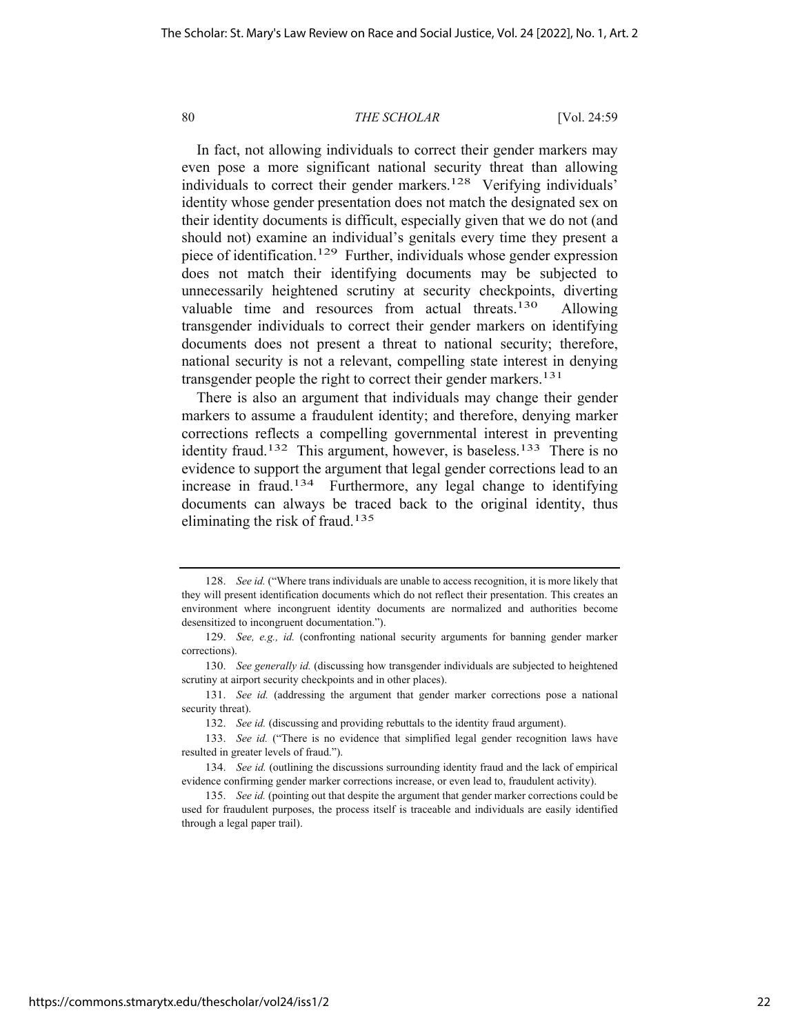In fact, not allowing individuals to correct their gender markers may even pose a more significant national security threat than allowing individuals to correct their gender markers.[128] Verifying individuals' identity whose gender presentation does not match the designated sex on their identity documents is difficult, especially given that we do not (and should not) examine an individual's genitals every time they present a piece of identification.[129] Further, individuals whose gender expression does not match their identifying documents may be subjected to unnecessarily heightened scrutiny at security checkpoints, diverting valuable time and resources from actual threats.[130] Allowing transgender individuals to correct their gender markers on identifying documents does not present a threat to national security; therefore, national security is not a relevant, compelling state interest in denying transgender people the right to correct their gender markers.[131]

There is also an argument that individuals may change their gender markers to assume a fraudulent identity; and therefore, denying marker corrections reflects a compelling governmental interest in preventing identity fraud.[132] This argument, however, is baseless.[133] There is no evidence to support the argument that legal gender corrections lead to an increase in fraud.[134] Furthermore, any legal change to identifying documents can always be traced back to the original identity, thus eliminating the risk of fraud.[135]

---

128. *See id.* ("Where trans individuals are unable to access recognition, it is more likely that they will present identification documents which do not reflect their presentation. This creates an environment where incongruent identity documents are normalized and authorities become desensitized to incongruent documentation.").

129. *See, e.g., id.* (confronting national security arguments for banning gender marker corrections).

130. *See generally id.* (discussing how transgender individuals are subjected to heightened scrutiny at airport security checkpoints and in other places).

131. *See id.* (addressing the argument that gender marker corrections pose a national security threat).

132. *See id.* (discussing and providing rebuttals to the identity fraud argument).

133. *See id.* ("There is no evidence that simplified legal gender recognition laws have resulted in greater levels of fraud.").

134. *See id.* (outlining the discussions surrounding identity fraud and the lack of empirical evidence confirming gender marker corrections increase, or even lead to, fraudulent activity).

135. *See id.* (pointing out that despite the argument that gender marker corrections could be used for fraudulent purposes, the process itself is traceable and individuals are easily identified through a legal paper trail).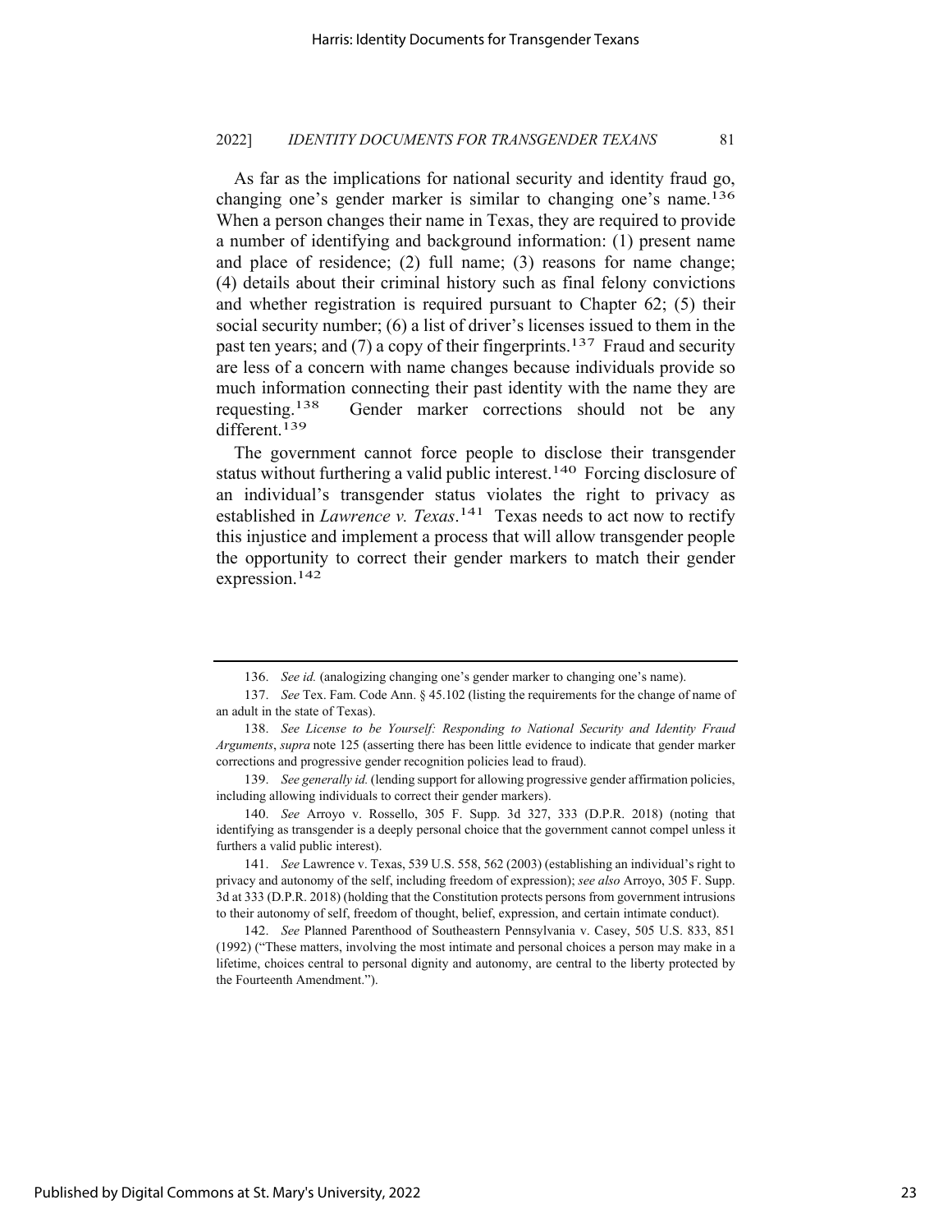As far as the implications for national security and identity fraud go, changing one's gender marker is similar to changing one's name.[136] When a person changes their name in Texas, they are required to provide a number of identifying and background information: (1) present name and place of residence; (2) full name; (3) reasons for name change; (4) details about their criminal history such as final felony convictions and whether registration is required pursuant to Chapter 62; (5) their social security number; (6) a list of driver's licenses issued to them in the past ten years; and (7) a copy of their fingerprints.[137] Fraud and security are less of a concern with name changes because individuals provide so much information connecting their past identity with the name they are requesting.[138] Gender marker corrections should not be any different.[139]

The government cannot force people to disclose their transgender status without furthering a valid public interest.[140] Forcing disclosure of an individual's transgender status violates the right to privacy as established in *Lawrence v. Texas*.[141] Texas needs to act now to rectify this injustice and implement a process that will allow transgender people the opportunity to correct their gender markers to match their gender expression.[142]

---

136. *See id.* (analogizing changing one's gender marker to changing one's name).

137. *See* Tex. Fam. Code Ann. § 45.102 (listing the requirements for the change of name of an adult in the state of Texas).

138. *See License to be Yourself: Responding to National Security and Identity Fraud Arguments*, *supra* note 125 (asserting there has been little evidence to indicate that gender marker corrections and progressive gender recognition policies lead to fraud).

139. *See generally id.* (lending support for allowing progressive gender affirmation policies, including allowing individuals to correct their gender markers).

140. *See* Arroyo v. Rossello, 305 F. Supp. 3d 327, 333 (D.P.R. 2018) (noting that identifying as transgender is a deeply personal choice that the government cannot compel unless it furthers a valid public interest).

141. *See* Lawrence v. Texas, 539 U.S. 558, 562 (2003) (establishing an individual's right to privacy and autonomy of the self, including freedom of expression); *see also* Arroyo, 305 F. Supp. 3d at 333 (D.P.R. 2018) (holding that the Constitution protects persons from government intrusions to their autonomy of self, freedom of thought, belief, expression, and certain intimate conduct).

142. *See* Planned Parenthood of Southeastern Pennsylvania v. Casey, 505 U.S. 833, 851 (1992) ("These matters, involving the most intimate and personal choices a person may make in a lifetime, choices central to personal dignity and autonomy, are central to the liberty protected by the Fourteenth Amendment.").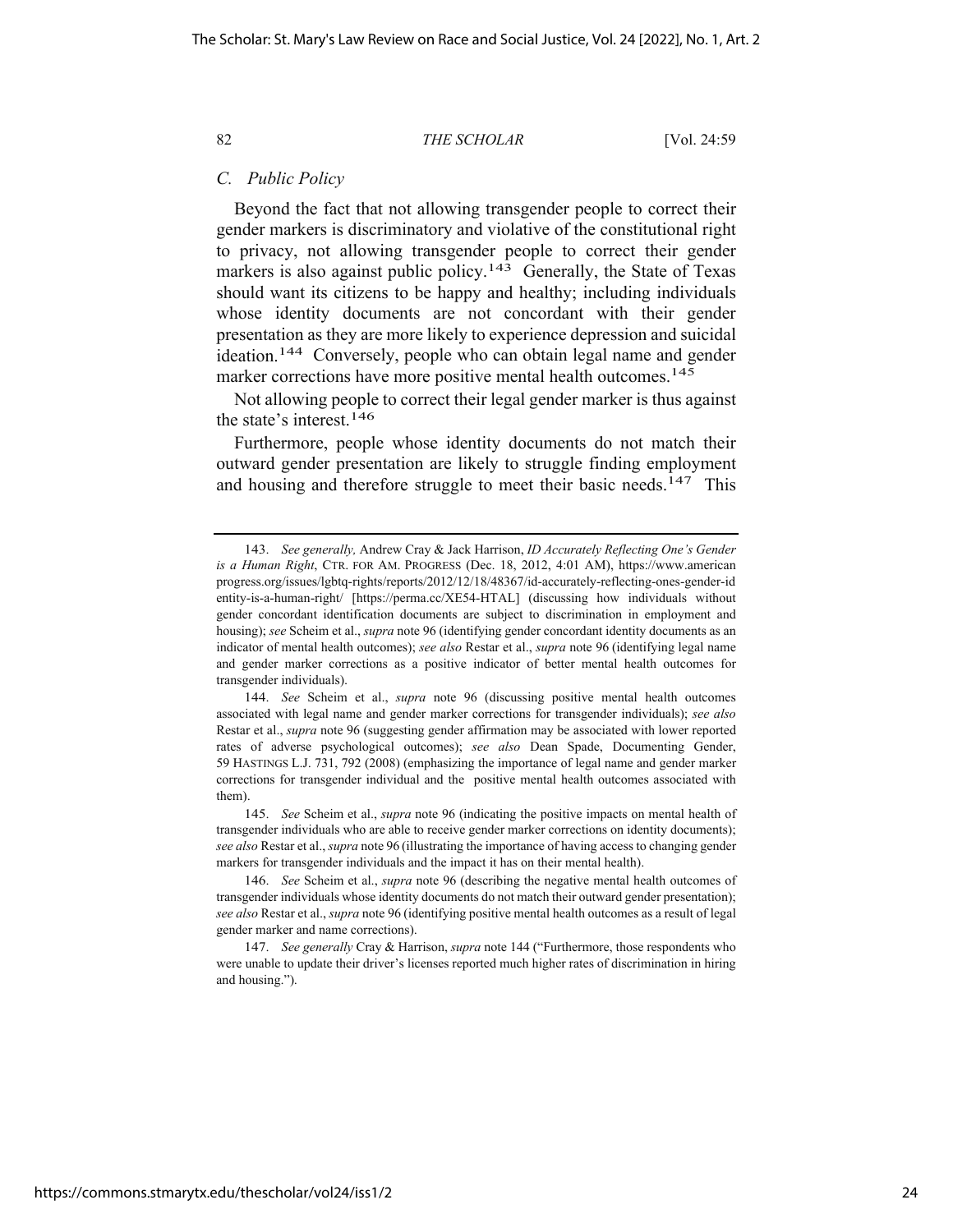### C. *Public Policy*

Beyond the fact that not allowing transgender people to correct their gender markers is discriminatory and violative of the constitutional right to privacy, not allowing transgender people to correct their gender markers is also against public policy.[143] Generally, the State of Texas should want its citizens to be happy and healthy; including individuals whose identity documents are not concordant with their gender presentation as they are more likely to experience depression and suicidal ideation.[144] Conversely, people who can obtain legal name and gender marker corrections have more positive mental health outcomes.[145]

Not allowing people to correct their legal gender marker is thus against the state's interest.[146]

Furthermore, people whose identity documents do not match their outward gender presentation are likely to struggle finding employment and housing and therefore struggle to meet their basic needs.[147] This

---

143. *See generally,* Andrew Cray & Jack Harrison, *ID Accurately Reflecting One's Gender is a Human Right*, CTR. FOR AM. PROGRESS (Dec. 18, 2012, 4:01 AM), https://www.americanprogress.org/issues/lgbtq-rights/reports/2012/12/18/48367/id-accurately-reflecting-ones-gender-identity-is-a-human-right/ [https://perma.cc/XE54-HTAL] (discussing how individuals without gender concordant identification documents are subject to discrimination in employment and housing); *see* Scheim et al., *supra* note 96 (identifying gender concordant identity documents as an indicator of mental health outcomes); *see also* Restar et al., *supra* note 96 (identifying legal name and gender marker corrections as a positive indicator of better mental health outcomes for transgender individuals).

144. *See* Scheim et al., *supra* note 96 (discussing positive mental health outcomes associated with legal name and gender marker corrections for transgender individuals); *see also* Restar et al., *supra* note 96 (suggesting gender affirmation may be associated with lower reported rates of adverse psychological outcomes); *see also* Dean Spade, Documenting Gender, 59 HASTINGS L.J. 731, 792 (2008) (emphasizing the importance of legal name and gender marker corrections for transgender individual and the positive mental health outcomes associated with them).

145. *See* Scheim et al., *supra* note 96 (indicating the positive impacts on mental health of transgender individuals who are able to receive gender marker corrections on identity documents); *see also* Restar et al., *supra* note 96 (illustrating the importance of having access to changing gender markers for transgender individuals and the impact it has on their mental health).

146. *See* Scheim et al., *supra* note 96 (describing the negative mental health outcomes of transgender individuals whose identity documents do not match their outward gender presentation); *see also* Restar et al., *supra* note 96 (identifying positive mental health outcomes as a result of legal gender marker and name corrections).

147. *See generally* Cray & Harrison, *supra* note 144 ("Furthermore, those respondents who were unable to update their driver's licenses reported much higher rates of discrimination in hiring and housing.").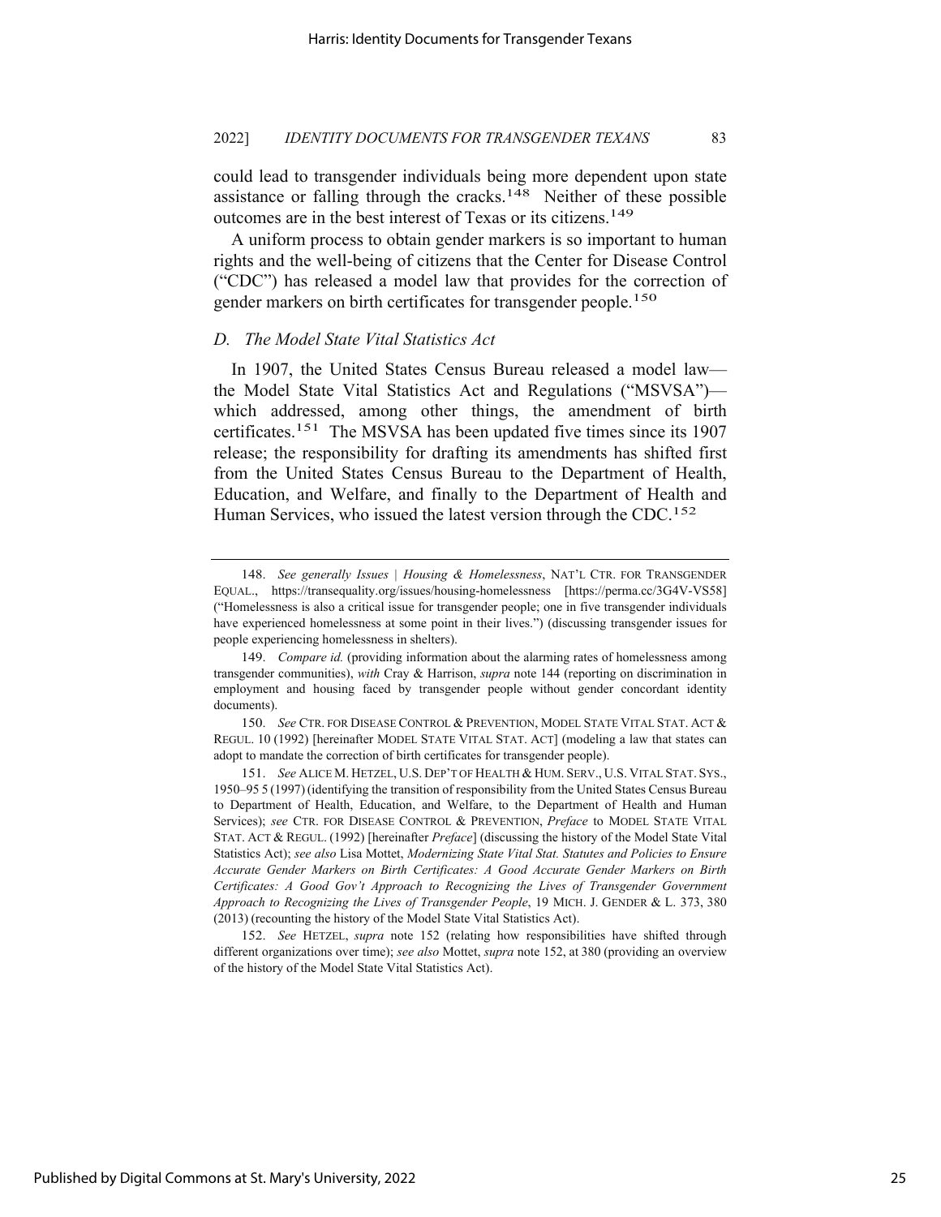could lead to transgender individuals being more dependent upon state assistance or falling through the cracks.[148] Neither of these possible outcomes are in the best interest of Texas or its citizens.[149]

A uniform process to obtain gender markers is so important to human rights and the well-being of citizens that the Center for Disease Control ("CDC") has released a model law that provides for the correction of gender markers on birth certificates for transgender people.[150]

### *D. The Model State Vital Statistics Act*

In 1907, the United States Census Bureau released a model law—the Model State Vital Statistics Act and Regulations ("MSVSA")—which addressed, among other things, the amendment of birth certificates.[151] The MSVSA has been updated five times since its 1907 release; the responsibility for drafting its amendments has shifted first from the United States Census Bureau to the Department of Health, Education, and Welfare, and finally to the Department of Health and Human Services, who issued the latest version through the CDC.[152]

---

148. *See generally Issues | Housing & Homelessness*, NAT'L CTR. FOR TRANSGENDER EQUAL., https://transequality.org/issues/housing-homelessness [https://perma.cc/3G4V-VS58] ("Homelessness is also a critical issue for transgender people; one in five transgender individuals have experienced homelessness at some point in their lives.") (discussing transgender issues for people experiencing homelessness in shelters).

149. *Compare id.* (providing information about the alarming rates of homelessness among transgender communities), *with* Cray & Harrison, *supra* note 144 (reporting on discrimination in employment and housing faced by transgender people without gender concordant identity documents).

150. *See* CTR. FOR DISEASE CONTROL & PREVENTION, MODEL STATE VITAL STAT. ACT & REGUL. 10 (1992) [hereinafter MODEL STATE VITAL STAT. ACT] (modeling a law that states can adopt to mandate the correction of birth certificates for transgender people).

151. *See* ALICE M. HETZEL, U.S. DEP'T OF HEALTH & HUM. SERV., U.S. VITAL STAT. SYS., 1950–95 5 (1997) (identifying the transition of responsibility from the United States Census Bureau to Department of Health, Education, and Welfare, to the Department of Health and Human Services); *see* CTR. FOR DISEASE CONTROL & PREVENTION, *Preface* to MODEL STATE VITAL STAT. ACT & REGUL. (1992) [hereinafter *Preface*] (discussing the history of the Model State Vital Statistics Act); *see also* Lisa Mottet, *Modernizing State Vital Stat. Statutes and Policies to Ensure Accurate Gender Markers on Birth Certificates: A Good Accurate Gender Markers on Birth Certificates: A Good Gov't Approach to Recognizing the Lives of Transgender Government Approach to Recognizing the Lives of Transgender People*, 19 MICH. J. GENDER & L. 373, 380 (2013) (recounting the history of the Model State Vital Statistics Act).

152. *See* HETZEL, *supra* note 152 (relating how responsibilities have shifted through different organizations over time); *see also* Mottet, *supra* note 152, at 380 (providing an overview of the history of the Model State Vital Statistics Act).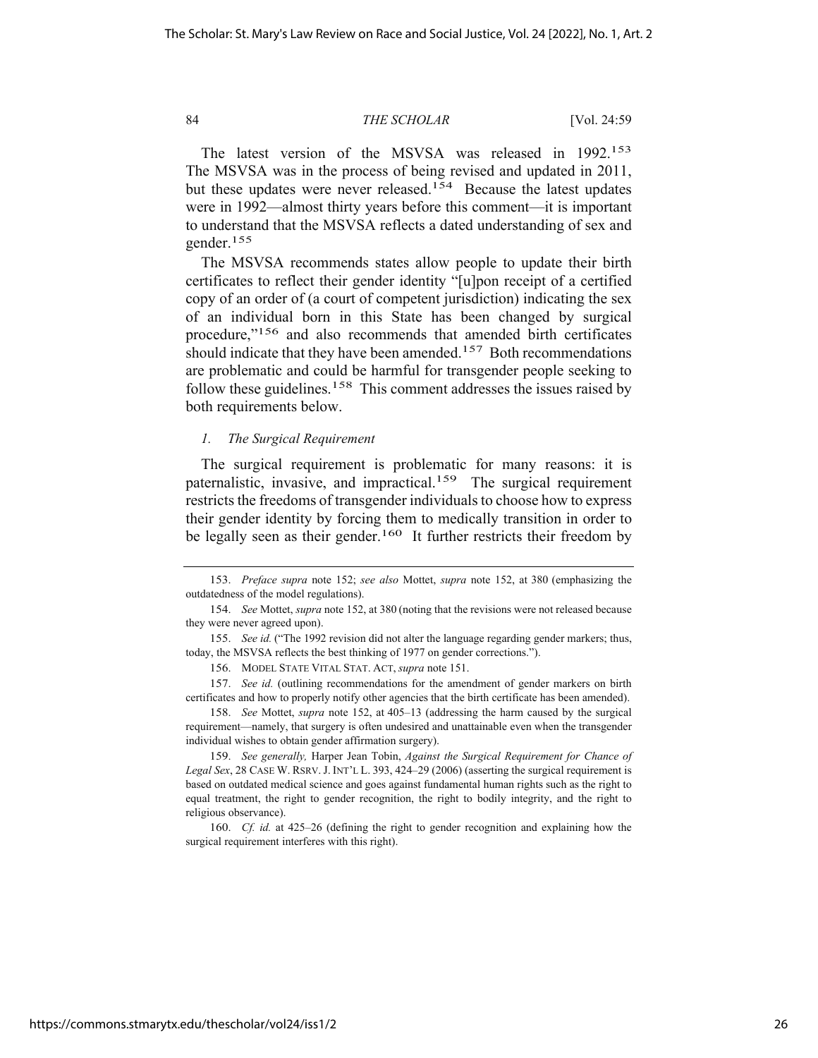The latest version of the MSVSA was released in 1992.[153] The MSVSA was in the process of being revised and updated in 2011, but these updates were never released.[154] Because the latest updates were in 1992—almost thirty years before this comment—it is important to understand that the MSVSA reflects a dated understanding of sex and gender.[155]

The MSVSA recommends states allow people to update their birth certificates to reflect their gender identity "[u]pon receipt of a certified copy of an order of (a court of competent jurisdiction) indicating the sex of an individual born in this State has been changed by surgical procedure,"[156] and also recommends that amended birth certificates should indicate that they have been amended.[157] Both recommendations are problematic and could be harmful for transgender people seeking to follow these guidelines.[158] This comment addresses the issues raised by both requirements below.

*1. The Surgical Requirement*

The surgical requirement is problematic for many reasons: it is paternalistic, invasive, and impractical.[159] The surgical requirement restricts the freedoms of transgender individuals to choose how to express their gender identity by forcing them to medically transition in order to be legally seen as their gender.[160] It further restricts their freedom by

---

153. *Preface supra* note 152; *see also* Mottet, *supra* note 152, at 380 (emphasizing the outdatedness of the model regulations).

154. *See* Mottet, *supra* note 152, at 380 (noting that the revisions were not released because they were never agreed upon).

155. *See id.* ("The 1992 revision did not alter the language regarding gender markers; thus, today, the MSVSA reflects the best thinking of 1977 on gender corrections.").

156. MODEL STATE VITAL STAT. ACT, *supra* note 151.

157. *See id.* (outlining recommendations for the amendment of gender markers on birth certificates and how to properly notify other agencies that the birth certificate has been amended).

158. *See* Mottet, *supra* note 152, at 405–13 (addressing the harm caused by the surgical requirement—namely, that surgery is often undesired and unattainable even when the transgender individual wishes to obtain gender affirmation surgery).

159. *See generally,* Harper Jean Tobin, *Against the Surgical Requirement for Chance of Legal Sex*, 28 CASE W. RSRV. J. INT'L L. 393, 424–29 (2006) (asserting the surgical requirement is based on outdated medical science and goes against fundamental human rights such as the right to equal treatment, the right to gender recognition, the right to bodily integrity, and the right to religious observance).

160. *Cf. id.* at 425–26 (defining the right to gender recognition and explaining how the surgical requirement interferes with this right).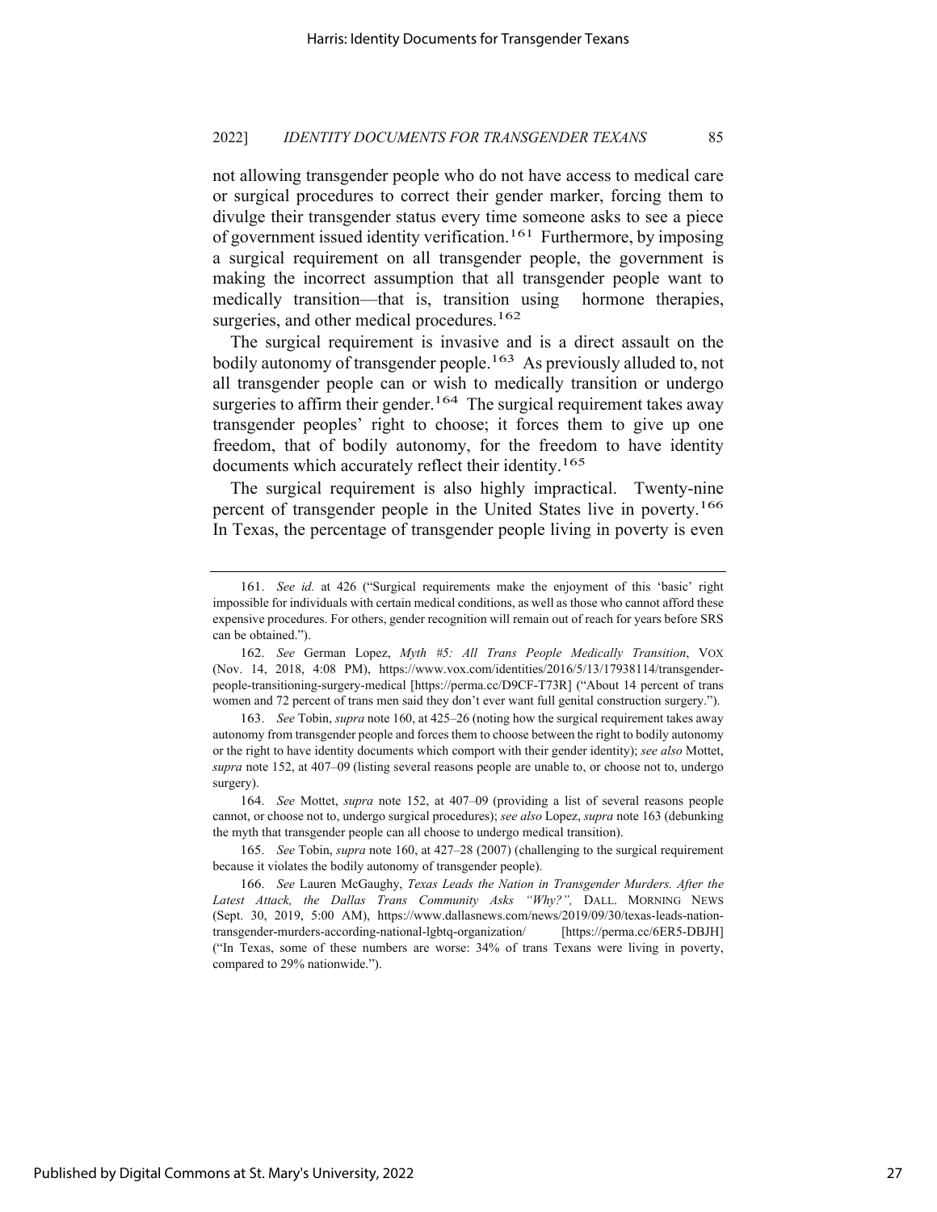not allowing transgender people who do not have access to medical care or surgical procedures to correct their gender marker, forcing them to divulge their transgender status every time someone asks to see a piece of government issued identity verification.[161] Furthermore, by imposing a surgical requirement on all transgender people, the government is making the incorrect assumption that all transgender people want to medically transition—that is, transition using hormone therapies, surgeries, and other medical procedures.[162]

The surgical requirement is invasive and is a direct assault on the bodily autonomy of transgender people.[163] As previously alluded to, not all transgender people can or wish to medically transition or undergo surgeries to affirm their gender.[164] The surgical requirement takes away transgender peoples' right to choose; it forces them to give up one freedom, that of bodily autonomy, for the freedom to have identity documents which accurately reflect their identity.[165]

The surgical requirement is also highly impractical. Twenty-nine percent of transgender people in the United States live in poverty.[166] In Texas, the percentage of transgender people living in poverty is even

---

161. *See id.* at 426 ("Surgical requirements make the enjoyment of this 'basic' right impossible for individuals with certain medical conditions, as well as those who cannot afford these expensive procedures. For others, gender recognition will remain out of reach for years before SRS can be obtained.").

162. *See* German Lopez, *Myth #5: All Trans People Medically Transition*, VOX (Nov. 14, 2018, 4:08 PM), https://www.vox.com/identities/2016/5/13/17938114/transgender-people-transitioning-surgery-medical [https://perma.cc/D9CF-T73R] ("About 14 percent of trans women and 72 percent of trans men said they don't ever want full genital construction surgery.").

163. *See* Tobin, *supra* note 160, at 425–26 (noting how the surgical requirement takes away autonomy from transgender people and forces them to choose between the right to bodily autonomy or the right to have identity documents which comport with their gender identity); *see also* Mottet, *supra* note 152, at 407–09 (listing several reasons people are unable to, or choose not to, undergo surgery).

164. *See* Mottet, *supra* note 152, at 407–09 (providing a list of several reasons people cannot, or choose not to, undergo surgical procedures); *see also* Lopez, *supra* note 163 (debunking the myth that transgender people can all choose to undergo medical transition).

165. *See* Tobin, *supra* note 160, at 427–28 (2007) (challenging to the surgical requirement because it violates the bodily autonomy of transgender people).

166. *See* Lauren McGaughy, *Texas Leads the Nation in Transgender Murders. After the Latest Attack, the Dallas Trans Community Asks "Why?"*, DALL. MORNING NEWS (Sept. 30, 2019, 5:00 AM), https://www.dallasnews.com/news/2019/09/30/texas-leads-nation-transgender-murders-according-national-lgbtq-organization/ [https://perma.cc/6ER5-DBJH] ("In Texas, some of these numbers are worse: 34% of trans Texans were living in poverty, compared to 29% nationwide.").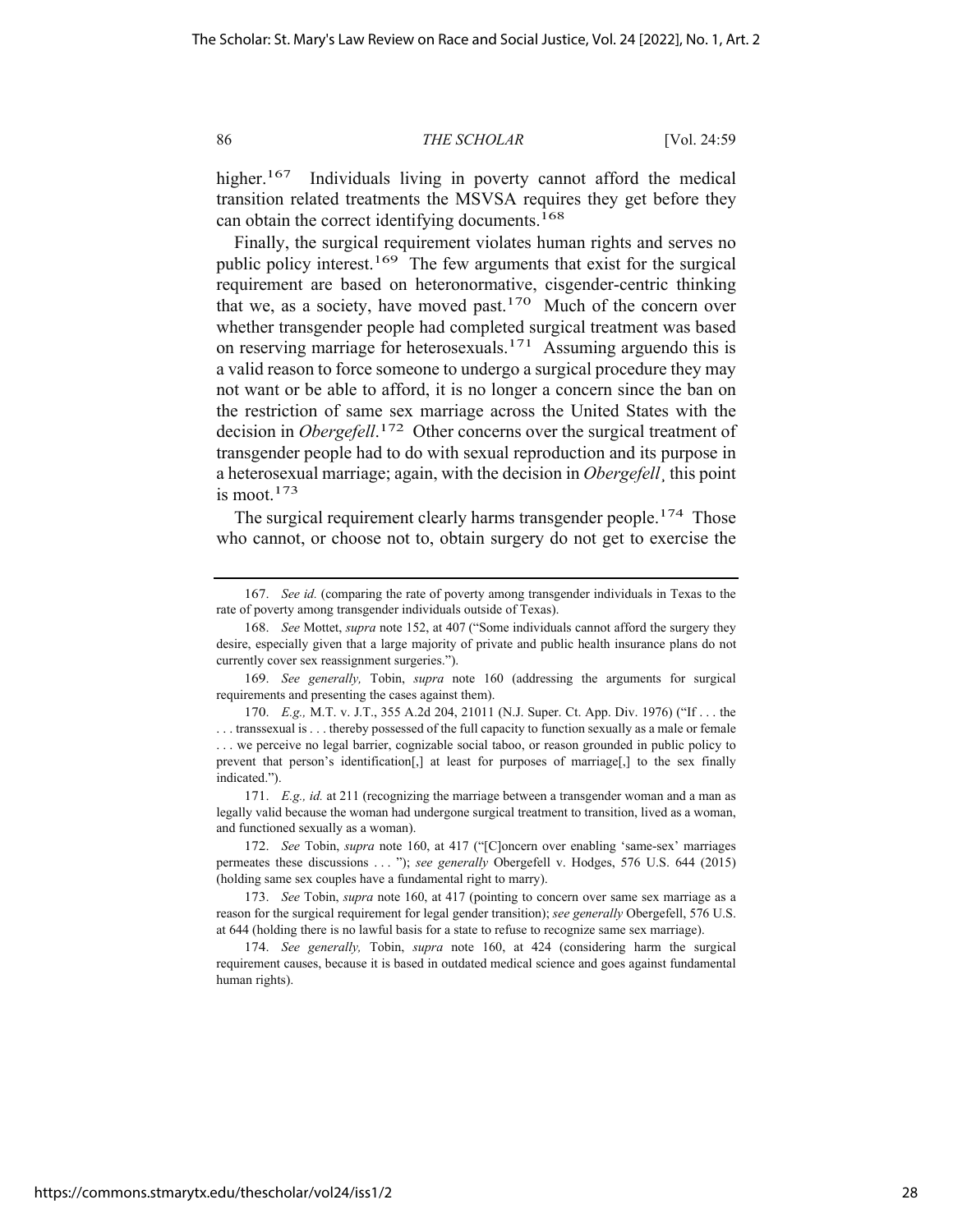higher.[167] Individuals living in poverty cannot afford the medical transition related treatments the MSVSA requires they get before they can obtain the correct identifying documents.[168]

Finally, the surgical requirement violates human rights and serves no public policy interest.[169] The few arguments that exist for the surgical requirement are based on heteronormative, cisgender-centric thinking that we, as a society, have moved past.[170] Much of the concern over whether transgender people had completed surgical treatment was based on reserving marriage for heterosexuals.[171] Assuming arguendo this is a valid reason to force someone to undergo a surgical procedure they may not want or be able to afford, it is no longer a concern since the ban on the restriction of same sex marriage across the United States with the decision in *Obergefell*.[172] Other concerns over the surgical treatment of transgender people had to do with sexual reproduction and its purpose in a heterosexual marriage; again, with the decision in *Obergefell*¸ this point is moot.[173]

The surgical requirement clearly harms transgender people.[174] Those who cannot, or choose not to, obtain surgery do not get to exercise the

---

167. *See id.* (comparing the rate of poverty among transgender individuals in Texas to the rate of poverty among transgender individuals outside of Texas).

168. *See* Mottet, *supra* note 152, at 407 ("Some individuals cannot afford the surgery they desire, especially given that a large majority of private and public health insurance plans do not currently cover sex reassignment surgeries.").

169. *See generally,* Tobin, *supra* note 160 (addressing the arguments for surgical requirements and presenting the cases against them).

170. *E.g.,* M.T. v. J.T., 355 A.2d 204, 21011 (N.J. Super. Ct. App. Div. 1976) ("If . . . the . . . transsexual is . . . thereby possessed of the full capacity to function sexually as a male or female . . . we perceive no legal barrier, cognizable social taboo, or reason grounded in public policy to prevent that person's identification[,] at least for purposes of marriage[,] to the sex finally indicated.").

171. *E.g., id.* at 211 (recognizing the marriage between a transgender woman and a man as legally valid because the woman had undergone surgical treatment to transition, lived as a woman, and functioned sexually as a woman).

172. *See* Tobin, *supra* note 160, at 417 ("[C]oncern over enabling 'same-sex' marriages permeates these discussions . . . "); *see generally* Obergefell v. Hodges, 576 U.S. 644 (2015) (holding same sex couples have a fundamental right to marry).

173. *See* Tobin, *supra* note 160, at 417 (pointing to concern over same sex marriage as a reason for the surgical requirement for legal gender transition); *see generally* Obergefell, 576 U.S. at 644 (holding there is no lawful basis for a state to refuse to recognize same sex marriage).

174. *See generally,* Tobin, *supra* note 160, at 424 (considering harm the surgical requirement causes, because it is based in outdated medical science and goes against fundamental human rights).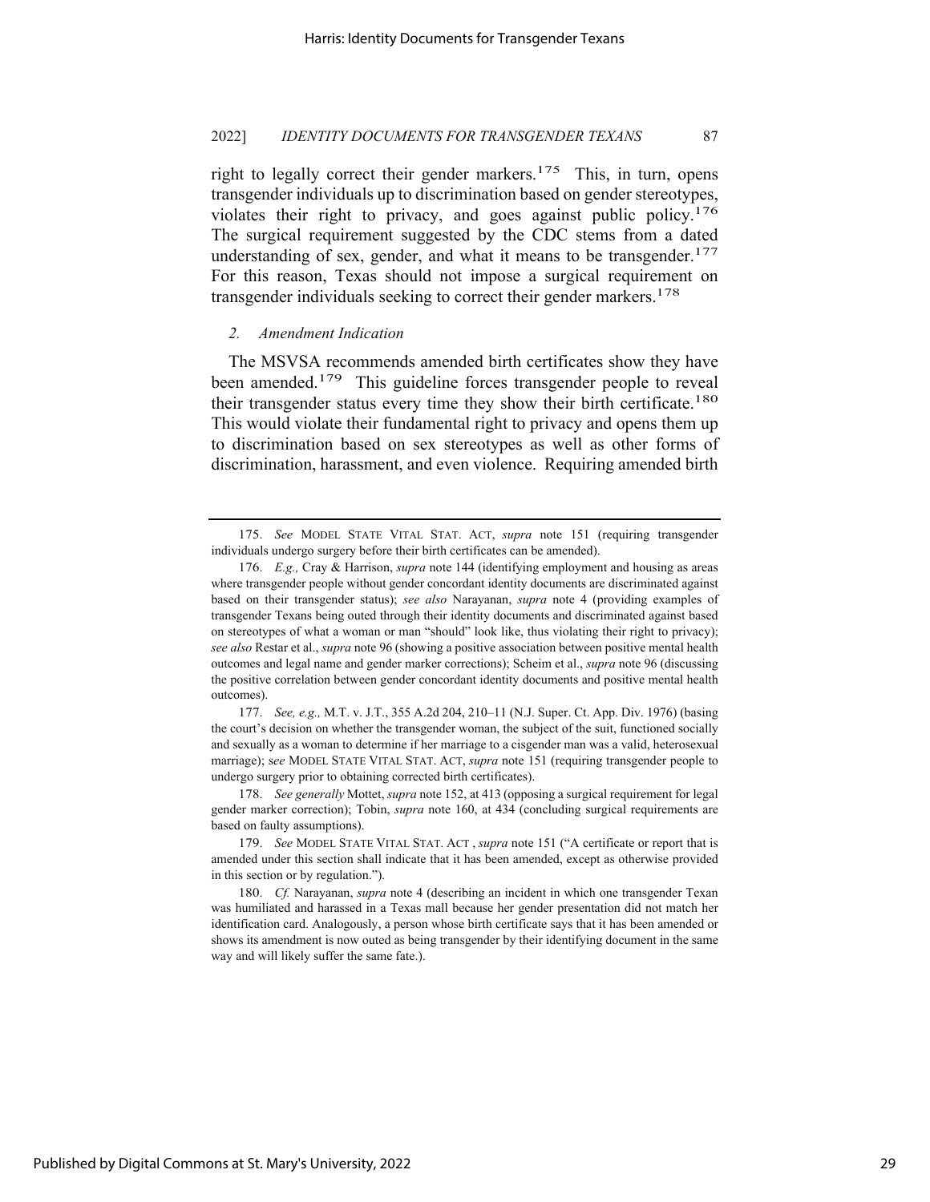right to legally correct their gender markers.[175] This, in turn, opens transgender individuals up to discrimination based on gender stereotypes, violates their right to privacy, and goes against public policy.[176] The surgical requirement suggested by the CDC stems from a dated understanding of sex, gender, and what it means to be transgender.[177] For this reason, Texas should not impose a surgical requirement on transgender individuals seeking to correct their gender markers.[178]

### *2. Amendment Indication*

The MSVSA recommends amended birth certificates show they have been amended.[179] This guideline forces transgender people to reveal their transgender status every time they show their birth certificate.[180] This would violate their fundamental right to privacy and opens them up to discrimination based on sex stereotypes as well as other forms of discrimination, harassment, and even violence. Requiring amended birth

---

175. *See* MODEL STATE VITAL STAT. ACT, *supra* note 151 (requiring transgender individuals undergo surgery before their birth certificates can be amended).

176. *E.g.,* Cray & Harrison, *supra* note 144 (identifying employment and housing as areas where transgender people without gender concordant identity documents are discriminated against based on their transgender status); *see also* Narayanan, *supra* note 4 (providing examples of transgender Texans being outed through their identity documents and discriminated against based on stereotypes of what a woman or man "should" look like, thus violating their right to privacy); *see also* Restar et al., *supra* note 96 (showing a positive association between positive mental health outcomes and legal name and gender marker corrections); Scheim et al., *supra* note 96 (discussing the positive correlation between gender concordant identity documents and positive mental health outcomes).

177. *See, e.g.,* M.T. v. J.T., 355 A.2d 204, 210–11 (N.J. Super. Ct. App. Div. 1976) (basing the court's decision on whether the transgender woman, the subject of the suit, functioned socially and sexually as a woman to determine if her marriage to a cisgender man was a valid, heterosexual marriage); s*ee* MODEL STATE VITAL STAT. ACT, *supra* note 151 (requiring transgender people to undergo surgery prior to obtaining corrected birth certificates).

178. *See generally* Mottet, *supra* note 152, at 413 (opposing a surgical requirement for legal gender marker correction); Tobin, *supra* note 160, at 434 (concluding surgical requirements are based on faulty assumptions).

179. *See* MODEL STATE VITAL STAT. ACT , *supra* note 151 ("A certificate or report that is amended under this section shall indicate that it has been amended, except as otherwise provided in this section or by regulation.").

180. *Cf.* Narayanan, *supra* note 4 (describing an incident in which one transgender Texan was humiliated and harassed in a Texas mall because her gender presentation did not match her identification card. Analogously, a person whose birth certificate says that it has been amended or shows its amendment is now outed as being transgender by their identifying document in the same way and will likely suffer the same fate.).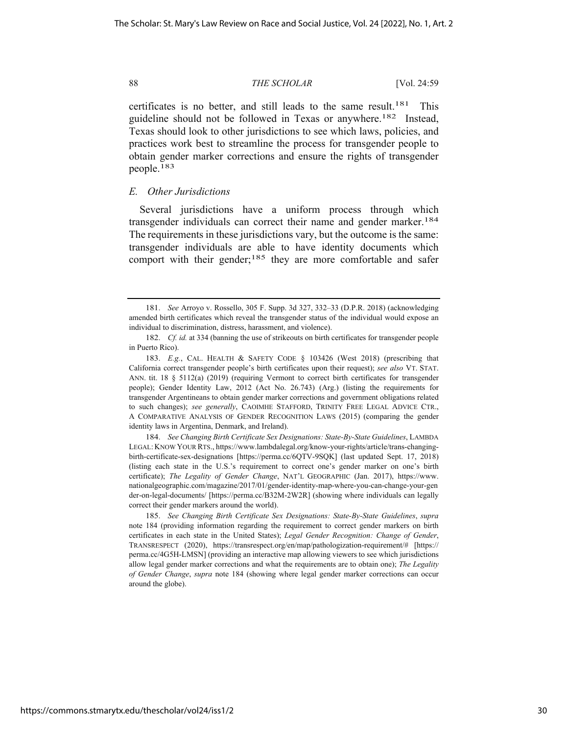certificates is no better, and still leads to the same result.[181] This guideline should not be followed in Texas or anywhere.[182] Instead, Texas should look to other jurisdictions to see which laws, policies, and practices work best to streamline the process for transgender people to obtain gender marker corrections and ensure the rights of transgender people.[183]

### *E. Other Jurisdictions*

Several jurisdictions have a uniform process through which transgender individuals can correct their name and gender marker.[184] The requirements in these jurisdictions vary, but the outcome is the same: transgender individuals are able to have identity documents which comport with their gender;[185] they are more comfortable and safer

---

181. *See* Arroyo v. Rossello, 305 F. Supp. 3d 327, 332–33 (D.P.R. 2018) (acknowledging amended birth certificates which reveal the transgender status of the individual would expose an individual to discrimination, distress, harassment, and violence).

182. *Cf. id.* at 334 (banning the use of strikeouts on birth certificates for transgender people in Puerto Rico).

183. *E.g.*, CAL. HEALTH & SAFETY CODE § 103426 (West 2018) (prescribing that California correct transgender people's birth certificates upon their request); *see also* VT. STAT. ANN. tit. 18 § 5112(a) (2019) (requiring Vermont to correct birth certificates for transgender people); Gender Identity Law, 2012 (Act No. 26.743) (Arg.) (listing the requirements for transgender Argentineans to obtain gender marker corrections and government obligations related to such changes); *see generally*, CAOIMHE STAFFORD, TRINITY FREE LEGAL ADVICE CTR., A COMPARATIVE ANALYSIS OF GENDER RECOGNITION LAWS (2015) (comparing the gender identity laws in Argentina, Denmark, and Ireland).

184. *See Changing Birth Certificate Sex Designations: State-By-State Guidelines*, LAMBDA LEGAL: KNOW YOUR RTS., https://www.lambdalegal.org/know-your-rights/article/trans-changing-birth-certificate-sex-designations [https://perma.cc/6QTV-9SQK] (last updated Sept. 17, 2018) (listing each state in the U.S.'s requirement to correct one's gender marker on one's birth certificate); *The Legality of Gender Change*, NAT'L GEOGRAPHIC (Jan. 2017), https://www.nationalgeographic.com/magazine/2017/01/gender-identity-map-where-you-can-change-your-gender-on-legal-documents/ [https://perma.cc/B32M-2W2R] (showing where individuals can legally correct their gender markers around the world).

185. *See Changing Birth Certificate Sex Designations: State-By-State Guidelines*, *supra* note 184 (providing information regarding the requirement to correct gender markers on birth certificates in each state in the United States); *Legal Gender Recognition: Change of Gender*, TRANSRESPECT (2020), https://transrespect.org/en/map/pathologization-requirement/# [https://perma.cc/4G5H-LMSN] (providing an interactive map allowing viewers to see which jurisdictions allow legal gender marker corrections and what the requirements are to obtain one); *The Legality of Gender Change*, *supra* note 184 (showing where legal gender marker corrections can occur around the globe).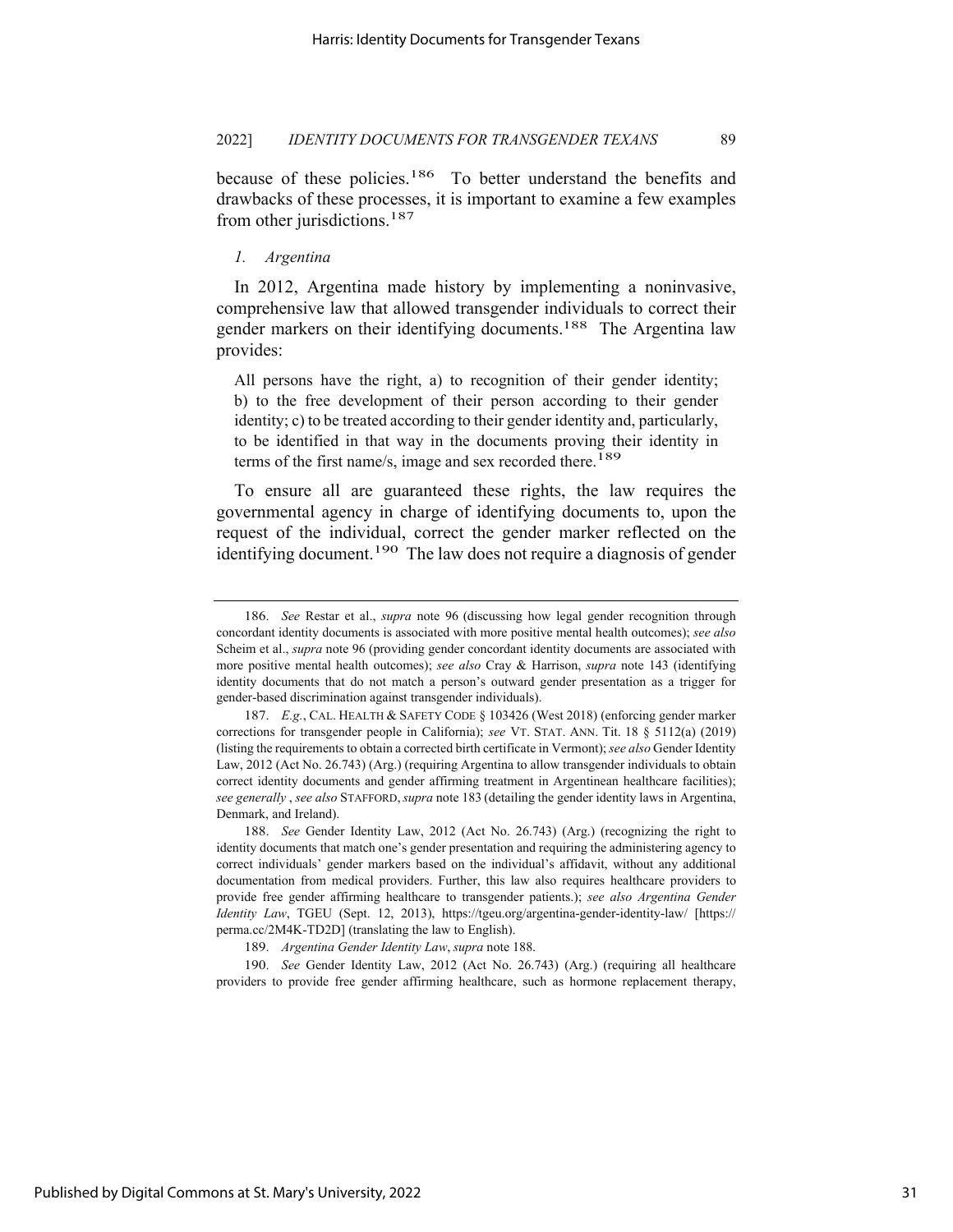because of these policies.[186] To better understand the benefits and drawbacks of these processes, it is important to examine a few examples from other jurisdictions.[187]

### *1. Argentina*

In 2012, Argentina made history by implementing a noninvasive, comprehensive law that allowed transgender individuals to correct their gender markers on their identifying documents.[188] The Argentina law provides:

> All persons have the right, a) to recognition of their gender identity; b) to the free development of their person according to their gender identity; c) to be treated according to their gender identity and, particularly, to be identified in that way in the documents proving their identity in terms of the first name/s, image and sex recorded there.[189]

To ensure all are guaranteed these rights, the law requires the governmental agency in charge of identifying documents to, upon the request of the individual, correct the gender marker reflected on the identifying document.[190] The law does not require a diagnosis of gender

---

186. *See* Restar et al., *supra* note 96 (discussing how legal gender recognition through concordant identity documents is associated with more positive mental health outcomes); *see also* Scheim et al., *supra* note 96 (providing gender concordant identity documents are associated with more positive mental health outcomes); *see also* Cray & Harrison, *supra* note 143 (identifying identity documents that do not match a person's outward gender presentation as a trigger for gender-based discrimination against transgender individuals).

187. *E.g.*, CAL. HEALTH & SAFETY CODE § 103426 (West 2018) (enforcing gender marker corrections for transgender people in California); *see* VT. STAT. ANN. Tit. 18 § 5112(a) (2019) (listing the requirements to obtain a corrected birth certificate in Vermont); *see also* Gender Identity Law, 2012 (Act No. 26.743) (Arg.) (requiring Argentina to allow transgender individuals to obtain correct identity documents and gender affirming treatment in Argentinean healthcare facilities); *see generally* , *see also* STAFFORD, *supra* note 183 (detailing the gender identity laws in Argentina, Denmark, and Ireland).

188. *See* Gender Identity Law, 2012 (Act No. 26.743) (Arg.) (recognizing the right to identity documents that match one's gender presentation and requiring the administering agency to correct individuals' gender markers based on the individual's affidavit, without any additional documentation from medical providers. Further, this law also requires healthcare providers to provide free gender affirming healthcare to transgender patients.); *see also Argentina Gender Identity Law*, TGEU (Sept. 12, 2013), https://tgeu.org/argentina-gender-identity-law/ [https://perma.cc/2M4K-TD2D] (translating the law to English).

189. *Argentina Gender Identity Law*, *supra* note 188.

190. *See* Gender Identity Law, 2012 (Act No. 26.743) (Arg.) (requiring all healthcare providers to provide free gender affirming healthcare, such as hormone replacement therapy,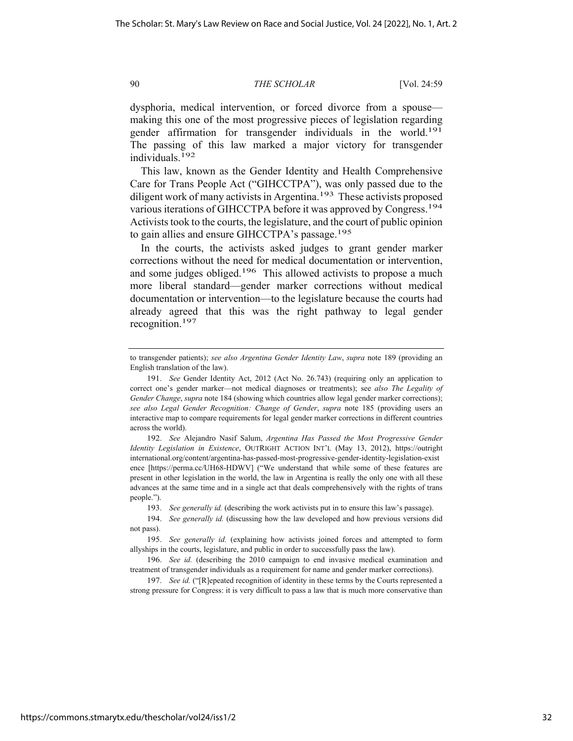dysphoria, medical intervention, or forced divorce from a spouse—making this one of the most progressive pieces of legislation regarding gender affirmation for transgender individuals in the world.[191] The passing of this law marked a major victory for transgender individuals.[192]

This law, known as the Gender Identity and Health Comprehensive Care for Trans People Act ("GIHCCTPA"), was only passed due to the diligent work of many activists in Argentina.[193] These activists proposed various iterations of GIHCCTPA before it was approved by Congress.[194] Activists took to the courts, the legislature, and the court of public opinion to gain allies and ensure GIHCCTPA's passage.[195]

In the courts, the activists asked judges to grant gender marker corrections without the need for medical documentation or intervention, and some judges obliged.[196] This allowed activists to propose a much more liberal standard—gender marker corrections without medical documentation or intervention—to the legislature because the courts had already agreed that this was the right pathway to legal gender recognition.[197]

---

to transgender patients); *see also Argentina Gender Identity Law*, *supra* note 189 (providing an English translation of the law).

191. *See* Gender Identity Act, 2012 (Act No. 26.743) (requiring only an application to correct one's gender marker—not medical diagnoses or treatments); see *also The Legality of Gender Change*, *supra* note 184 (showing which countries allow legal gender marker corrections); *see also Legal Gender Recognition: Change of Gender*, *supra* note 185 (providing users an interactive map to compare requirements for legal gender marker corrections in different countries across the world).

192. *See* Alejandro Nasif Salum, *Argentina Has Passed the Most Progressive Gender Identity Legislation in Existence*, OUTRIGHT ACTION INT'L (May 13, 2012), https://outright international.org/content/argentina-has-passed-most-progressive-gender-identity-legislation-existence [https://perma.cc/UH68-HDWV] ("We understand that while some of these features are present in other legislation in the world, the law in Argentina is really the only one with all these advances at the same time and in a single act that deals comprehensively with the rights of trans people.").

193. *See generally id.* (describing the work activists put in to ensure this law's passage).

194. *See generally id.* (discussing how the law developed and how previous versions did not pass).

195. *See generally id.* (explaining how activists joined forces and attempted to form allyships in the courts, legislature, and public in order to successfully pass the law).

196. *See id.* (describing the 2010 campaign to end invasive medical examination and treatment of transgender individuals as a requirement for name and gender marker corrections).

197. *See id.* ("[R]epeated recognition of identity in these terms by the Courts represented a strong pressure for Congress: it is very difficult to pass a law that is much more conservative than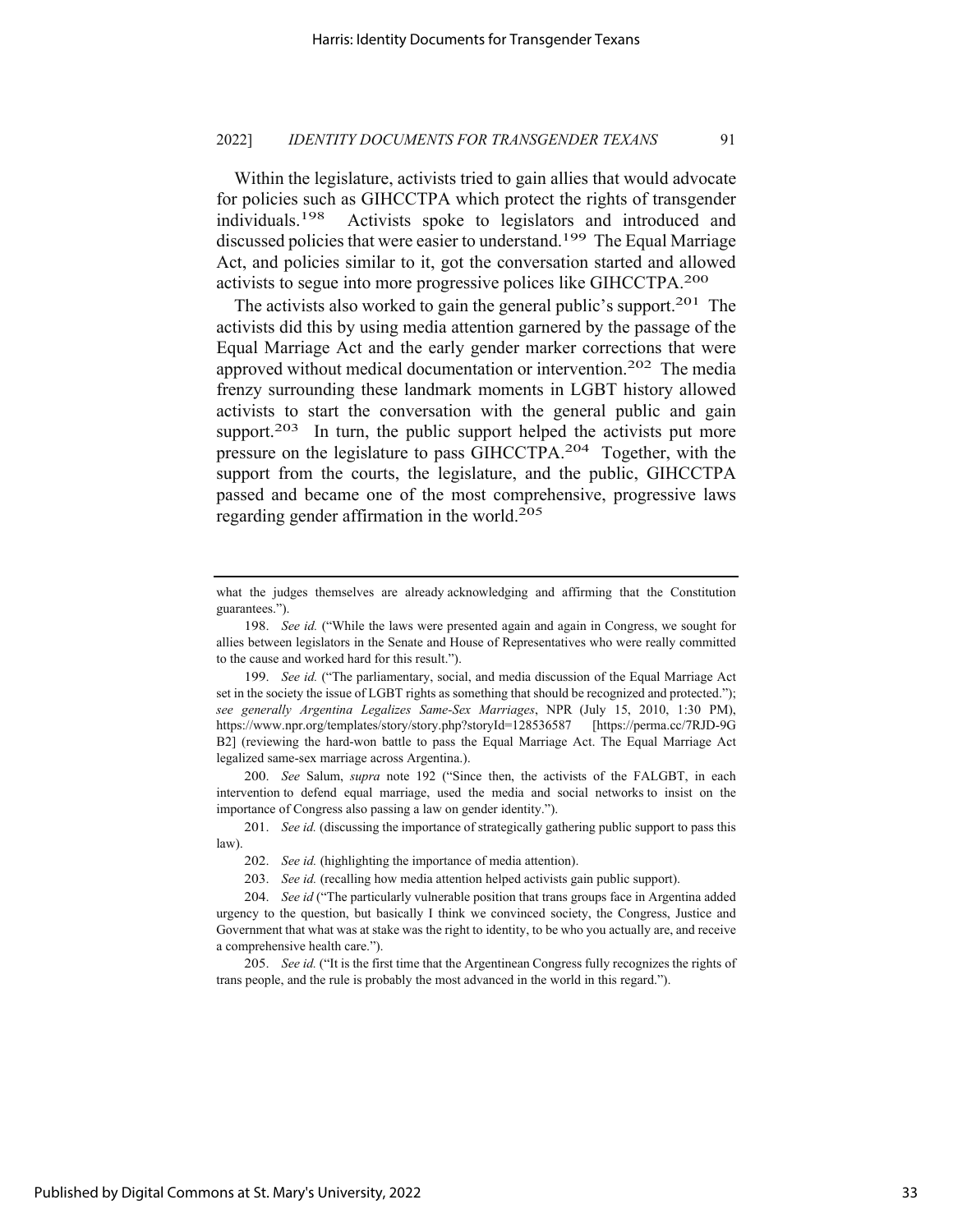Within the legislature, activists tried to gain allies that would advocate for policies such as GIHCCTPA which protect the rights of transgender individuals.[198] Activists spoke to legislators and introduced and discussed policies that were easier to understand.[199] The Equal Marriage Act, and policies similar to it, got the conversation started and allowed activists to segue into more progressive polices like GIHCCTPA.[200]

The activists also worked to gain the general public's support.[201] The activists did this by using media attention garnered by the passage of the Equal Marriage Act and the early gender marker corrections that were approved without medical documentation or intervention.[202] The media frenzy surrounding these landmark moments in LGBT history allowed activists to start the conversation with the general public and gain support.[203] In turn, the public support helped the activists put more pressure on the legislature to pass GIHCCTPA.[204] Together, with the support from the courts, the legislature, and the public, GIHCCTPA passed and became one of the most comprehensive, progressive laws regarding gender affirmation in the world.[205]

---

what the judges themselves are already acknowledging and affirming that the Constitution guarantees.").

198. *See id.* ("While the laws were presented again and again in Congress, we sought for allies between legislators in the Senate and House of Representatives who were really committed to the cause and worked hard for this result.").

199. *See id.* ("The parliamentary, social, and media discussion of the Equal Marriage Act set in the society the issue of LGBT rights as something that should be recognized and protected."); *see generally Argentina Legalizes Same-Sex Marriages*, NPR (July 15, 2010, 1:30 PM), https://www.npr.org/templates/story/story.php?storyId=128536587 [https://perma.cc/7RJD-9GB2] (reviewing the hard-won battle to pass the Equal Marriage Act. The Equal Marriage Act legalized same-sex marriage across Argentina.).

200. *See* Salum, *supra* note 192 ("Since then, the activists of the FALGBT, in each intervention to defend equal marriage, used the media and social networks to insist on the importance of Congress also passing a law on gender identity.").

201. *See id.* (discussing the importance of strategically gathering public support to pass this law).

202. *See id.* (highlighting the importance of media attention).

203. *See id.* (recalling how media attention helped activists gain public support).

204. *See id* ("The particularly vulnerable position that trans groups face in Argentina added urgency to the question, but basically I think we convinced society, the Congress, Justice and Government that what was at stake was the right to identity, to be who you actually are, and receive a comprehensive health care.").

205. *See id.* ("It is the first time that the Argentinean Congress fully recognizes the rights of trans people, and the rule is probably the most advanced in the world in this regard.").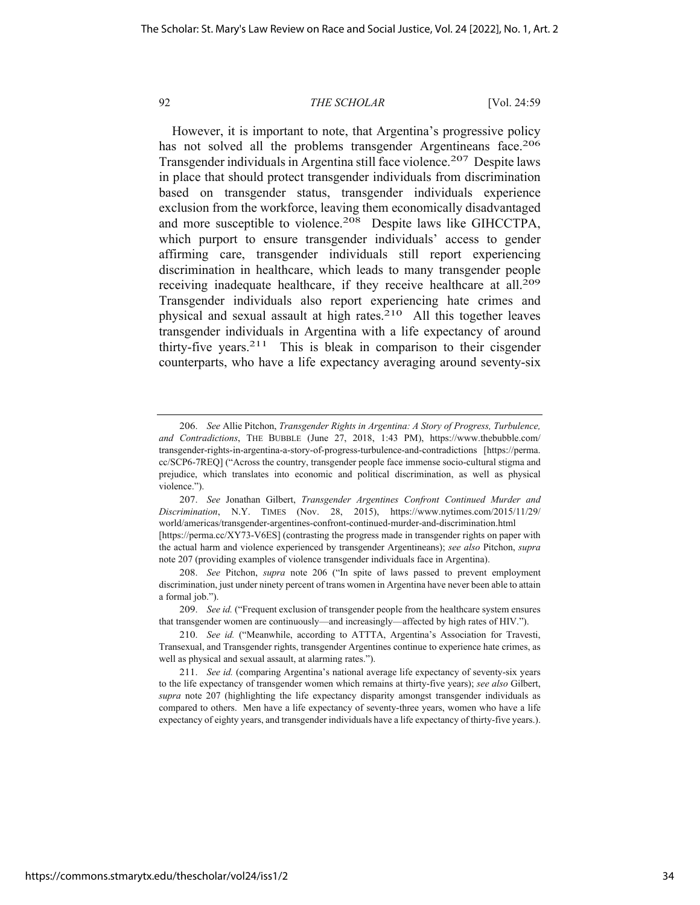However, it is important to note, that Argentina's progressive policy has not solved all the problems transgender Argentineans face.[206] Transgender individuals in Argentina still face violence.[207] Despite laws in place that should protect transgender individuals from discrimination based on transgender status, transgender individuals experience exclusion from the workforce, leaving them economically disadvantaged and more susceptible to violence.[208] Despite laws like GIHCCTPA, which purport to ensure transgender individuals' access to gender affirming care, transgender individuals still report experiencing discrimination in healthcare, which leads to many transgender people receiving inadequate healthcare, if they receive healthcare at all.[209] Transgender individuals also report experiencing hate crimes and physical and sexual assault at high rates.[210] All this together leaves transgender individuals in Argentina with a life expectancy of around thirty-five years.[211] This is bleak in comparison to their cisgender counterparts, who have a life expectancy averaging around seventy-six

---

206. *See* Allie Pitchon, *Transgender Rights in Argentina: A Story of Progress, Turbulence, and Contradictions*, THE BUBBLE (June 27, 2018, 1:43 PM), https://www.thebubble.com/transgender-rights-in-argentina-a-story-of-progress-turbulence-and-contradictions [https://perma.cc/SCP6-7REQ] ("Across the country, transgender people face immense socio-cultural stigma and prejudice, which translates into economic and political discrimination, as well as physical violence.").

207. *See* Jonathan Gilbert, *Transgender Argentines Confront Continued Murder and Discrimination*, N.Y. TIMES (Nov. 28, 2015), https://www.nytimes.com/2015/11/29/world/americas/transgender-argentines-confront-continued-murder-and-discrimination.html [https://perma.cc/XY73-V6ES] (contrasting the progress made in transgender rights on paper with the actual harm and violence experienced by transgender Argentineans); *see also* Pitchon, *supra* note 207 (providing examples of violence transgender individuals face in Argentina).

208. *See* Pitchon, *supra* note 206 ("In spite of laws passed to prevent employment discrimination, just under ninety percent of trans women in Argentina have never been able to attain a formal job.").

209. *See id.* ("Frequent exclusion of transgender people from the healthcare system ensures that transgender women are continuously—and increasingly—affected by high rates of HIV.").

210. *See id.* ("Meanwhile, according to ATTTA, Argentina's Association for Travesti, Transexual, and Transgender rights, transgender Argentines continue to experience hate crimes, as well as physical and sexual assault, at alarming rates.").

211. *See id.* (comparing Argentina's national average life expectancy of seventy-six years to the life expectancy of transgender women which remains at thirty-five years); *see also* Gilbert, *supra* note 207 (highlighting the life expectancy disparity amongst transgender individuals as compared to others. Men have a life expectancy of seventy-three years, women who have a life expectancy of eighty years, and transgender individuals have a life expectancy of thirty-five years.).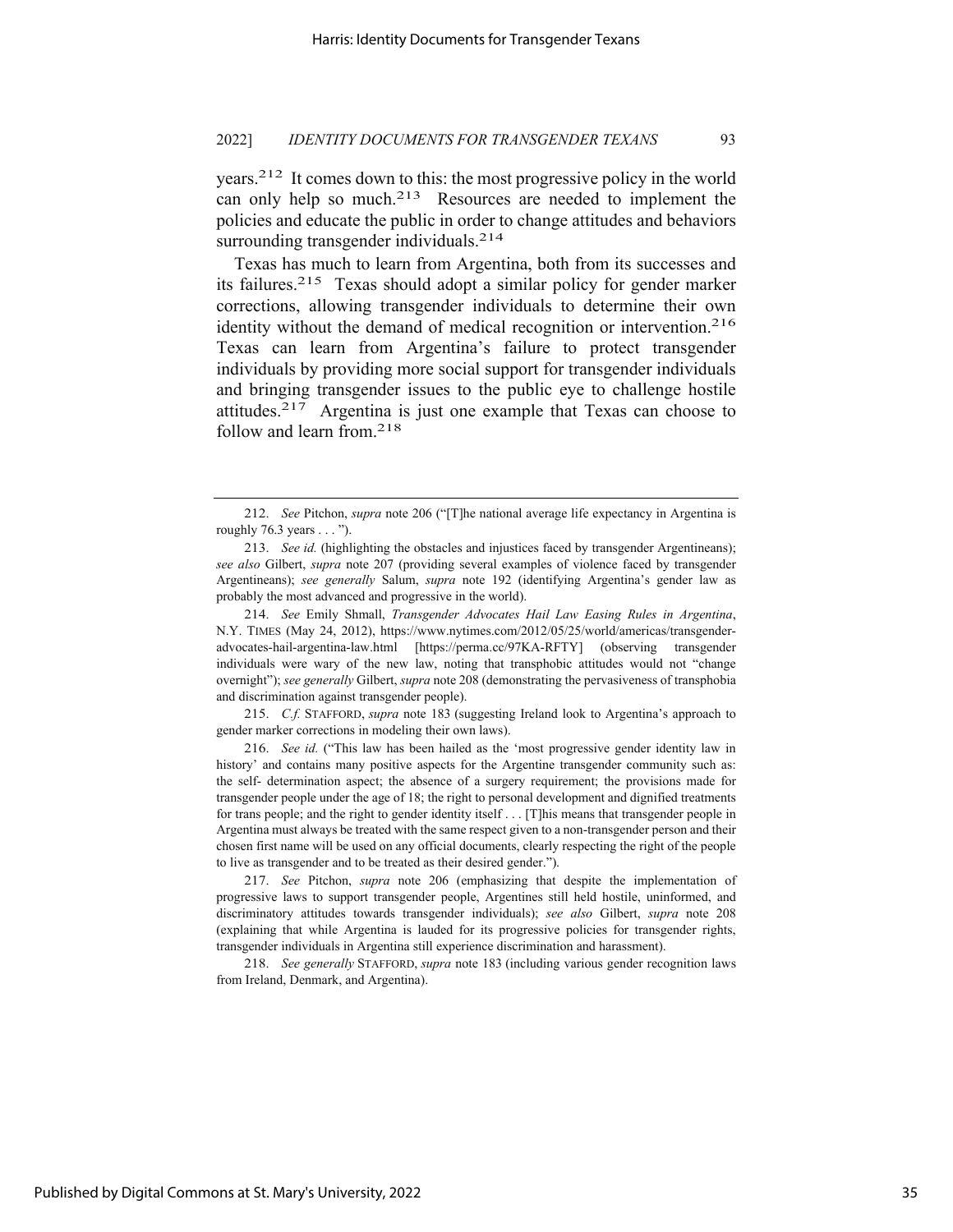years.[212] It comes down to this: the most progressive policy in the world can only help so much.[213] Resources are needed to implement the policies and educate the public in order to change attitudes and behaviors surrounding transgender individuals.[214]

Texas has much to learn from Argentina, both from its successes and its failures.[215] Texas should adopt a similar policy for gender marker corrections, allowing transgender individuals to determine their own identity without the demand of medical recognition or intervention.[216] Texas can learn from Argentina's failure to protect transgender individuals by providing more social support for transgender individuals and bringing transgender issues to the public eye to challenge hostile attitudes.[217] Argentina is just one example that Texas can choose to follow and learn from.[218]

---

212. *See* Pitchon, *supra* note 206 ("[T]he national average life expectancy in Argentina is roughly 76.3 years . . . ").

213. *See id.* (highlighting the obstacles and injustices faced by transgender Argentineans); *see also* Gilbert, *supra* note 207 (providing several examples of violence faced by transgender Argentineans); *see generally* Salum, *supra* note 192 (identifying Argentina's gender law as probably the most advanced and progressive in the world).

214. *See* Emily Shmall, *Transgender Advocates Hail Law Easing Rules in Argentina*, N.Y. TIMES (May 24, 2012), https://www.nytimes.com/2012/05/25/world/americas/transgender-advocates-hail-argentina-law.html [https://perma.cc/97KA-RFTY] (observing transgender individuals were wary of the new law, noting that transphobic attitudes would not "change overnight"); *see generally* Gilbert, *supra* note 208 (demonstrating the pervasiveness of transphobia and discrimination against transgender people).

215. *C.f.* STAFFORD, *supra* note 183 (suggesting Ireland look to Argentina's approach to gender marker corrections in modeling their own laws).

216. *See id.* ("This law has been hailed as the 'most progressive gender identity law in history' and contains many positive aspects for the Argentine transgender community such as: the self- determination aspect; the absence of a surgery requirement; the provisions made for transgender people under the age of 18; the right to personal development and dignified treatments for trans people; and the right to gender identity itself . . . [T]his means that transgender people in Argentina must always be treated with the same respect given to a non-transgender person and their chosen first name will be used on any official documents, clearly respecting the right of the people to live as transgender and to be treated as their desired gender.").

217. *See* Pitchon, *supra* note 206 (emphasizing that despite the implementation of progressive laws to support transgender people, Argentines still held hostile, uninformed, and discriminatory attitudes towards transgender individuals); *see also* Gilbert, *supra* note 208 (explaining that while Argentina is lauded for its progressive policies for transgender rights, transgender individuals in Argentina still experience discrimination and harassment).

218. *See generally* STAFFORD, *supra* note 183 (including various gender recognition laws from Ireland, Denmark, and Argentina).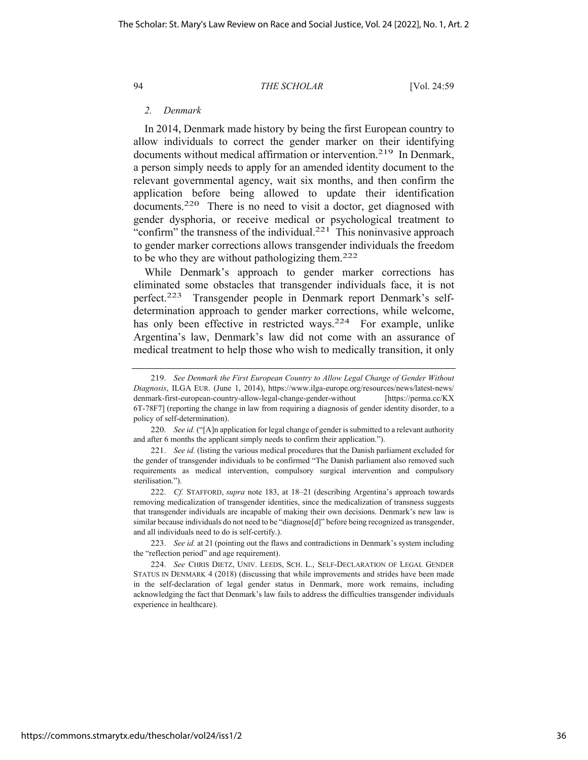### 2. Denmark

In 2014, Denmark made history by being the first European country to allow individuals to correct the gender marker on their identifying documents without medical affirmation or intervention.[219] In Denmark, a person simply needs to apply for an amended identity document to the relevant governmental agency, wait six months, and then confirm the application before being allowed to update their identification documents.[220] There is no need to visit a doctor, get diagnosed with gender dysphoria, or receive medical or psychological treatment to "confirm" the transness of the individual.[221] This noninvasive approach to gender marker corrections allows transgender individuals the freedom to be who they are without pathologizing them.[222]

While Denmark's approach to gender marker corrections has eliminated some obstacles that transgender individuals face, it is not perfect.[223] Transgender people in Denmark report Denmark's self-determination approach to gender marker corrections, while welcome, has only been effective in restricted ways.[224] For example, unlike Argentina's law, Denmark's law did not come with an assurance of medical treatment to help those who wish to medically transition, it only

---

219. *See Denmark the First European Country to Allow Legal Change of Gender Without Diagnosis*, ILGA EUR. (June 1, 2014), https://www.ilga-europe.org/resources/news/latest-news/denmark-first-european-country-allow-legal-change-gender-without [https://perma.cc/KX6T-78F7] (reporting the change in law from requiring a diagnosis of gender identity disorder, to a policy of self-determination).

220. *See id.* ("[A]n application for legal change of gender is submitted to a relevant authority and after 6 months the applicant simply needs to confirm their application.").

221. *See id.* (listing the various medical procedures that the Danish parliament excluded for the gender of transgender individuals to be confirmed "The Danish parliament also removed such requirements as medical intervention, compulsory surgical intervention and compulsory sterilisation.").

222. *Cf.* STAFFORD, *supra* note 183, at 18–21 (describing Argentina's approach towards removing medicalization of transgender identities, since the medicalization of transness suggests that transgender individuals are incapable of making their own decisions. Denmark's new law is similar because individuals do not need to be "diagnose[d]" before being recognized as transgender, and all individuals need to do is self-certify.).

223. *See id.* at 21 (pointing out the flaws and contradictions in Denmark's system including the "reflection period" and age requirement).

224. *See* CHRIS DIETZ, UNIV. LEEDS, SCH. L., SELF-DECLARATION OF LEGAL GENDER STATUS IN DENMARK 4 (2018) (discussing that while improvements and strides have been made in the self-declaration of legal gender status in Denmark, more work remains, including acknowledging the fact that Denmark's law fails to address the difficulties transgender individuals experience in healthcare).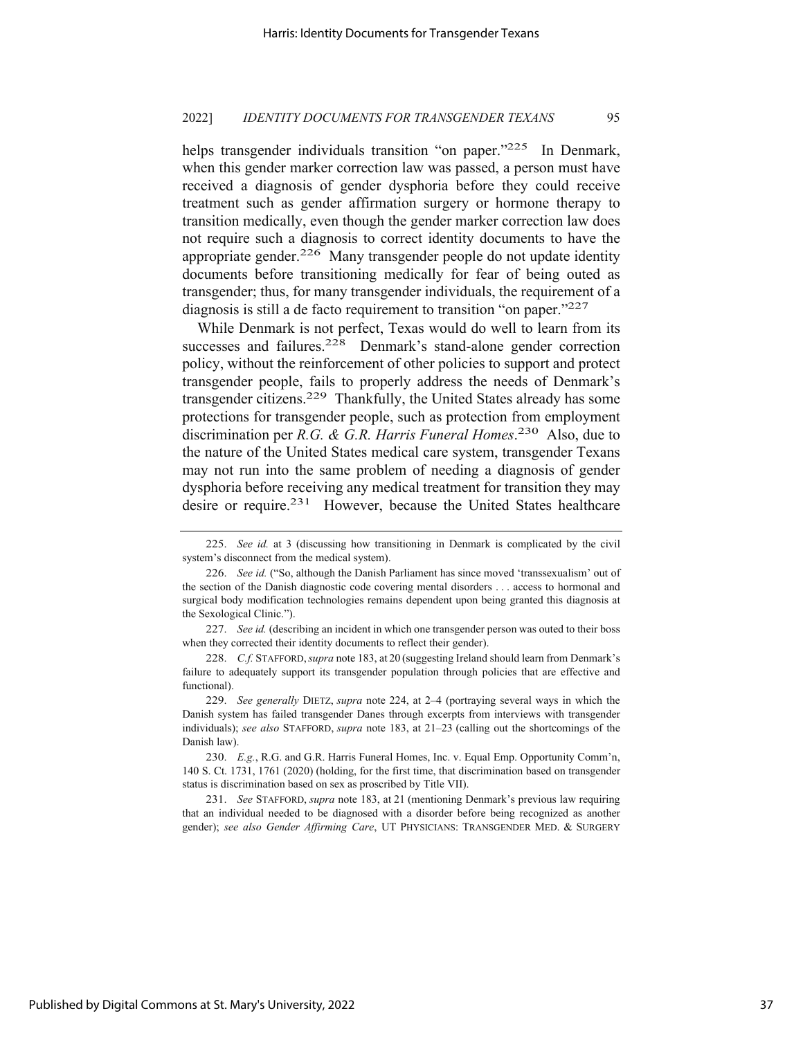helps transgender individuals transition "on paper."[225] In Denmark, when this gender marker correction law was passed, a person must have received a diagnosis of gender dysphoria before they could receive treatment such as gender affirmation surgery or hormone therapy to transition medically, even though the gender marker correction law does not require such a diagnosis to correct identity documents to have the appropriate gender.[226] Many transgender people do not update identity documents before transitioning medically for fear of being outed as transgender; thus, for many transgender individuals, the requirement of a diagnosis is still a de facto requirement to transition "on paper."[227]

While Denmark is not perfect, Texas would do well to learn from its successes and failures.[228] Denmark's stand-alone gender correction policy, without the reinforcement of other policies to support and protect transgender people, fails to properly address the needs of Denmark's transgender citizens.[229] Thankfully, the United States already has some protections for transgender people, such as protection from employment discrimination per *R.G. & G.R. Harris Funeral Homes*.[230] Also, due to the nature of the United States medical care system, transgender Texans may not run into the same problem of needing a diagnosis of gender dysphoria before receiving any medical treatment for transition they may desire or require.[231] However, because the United States healthcare

---

225. *See id.* at 3 (discussing how transitioning in Denmark is complicated by the civil system's disconnect from the medical system).

226. *See id.* ("So, although the Danish Parliament has since moved 'transsexualism' out of the section of the Danish diagnostic code covering mental disorders . . . access to hormonal and surgical body modification technologies remains dependent upon being granted this diagnosis at the Sexological Clinic.").

227. *See id.* (describing an incident in which one transgender person was outed to their boss when they corrected their identity documents to reflect their gender).

228. *C.f.* STAFFORD, *supra* note 183, at 20 (suggesting Ireland should learn from Denmark's failure to adequately support its transgender population through policies that are effective and functional).

229. *See generally* DIETZ, *supra* note 224, at 2–4 (portraying several ways in which the Danish system has failed transgender Danes through excerpts from interviews with transgender individuals); *see also* STAFFORD, *supra* note 183, at 21–23 (calling out the shortcomings of the Danish law).

230. *E.g.*, R.G. and G.R. Harris Funeral Homes, Inc. v. Equal Emp. Opportunity Comm'n, 140 S. Ct. 1731, 1761 (2020) (holding, for the first time, that discrimination based on transgender status is discrimination based on sex as proscribed by Title VII).

231. *See* STAFFORD, *supra* note 183, at 21 (mentioning Denmark's previous law requiring that an individual needed to be diagnosed with a disorder before being recognized as another gender); *see also Gender Affirming Care*, UT PHYSICIANS: TRANSGENDER MED. & SURGERY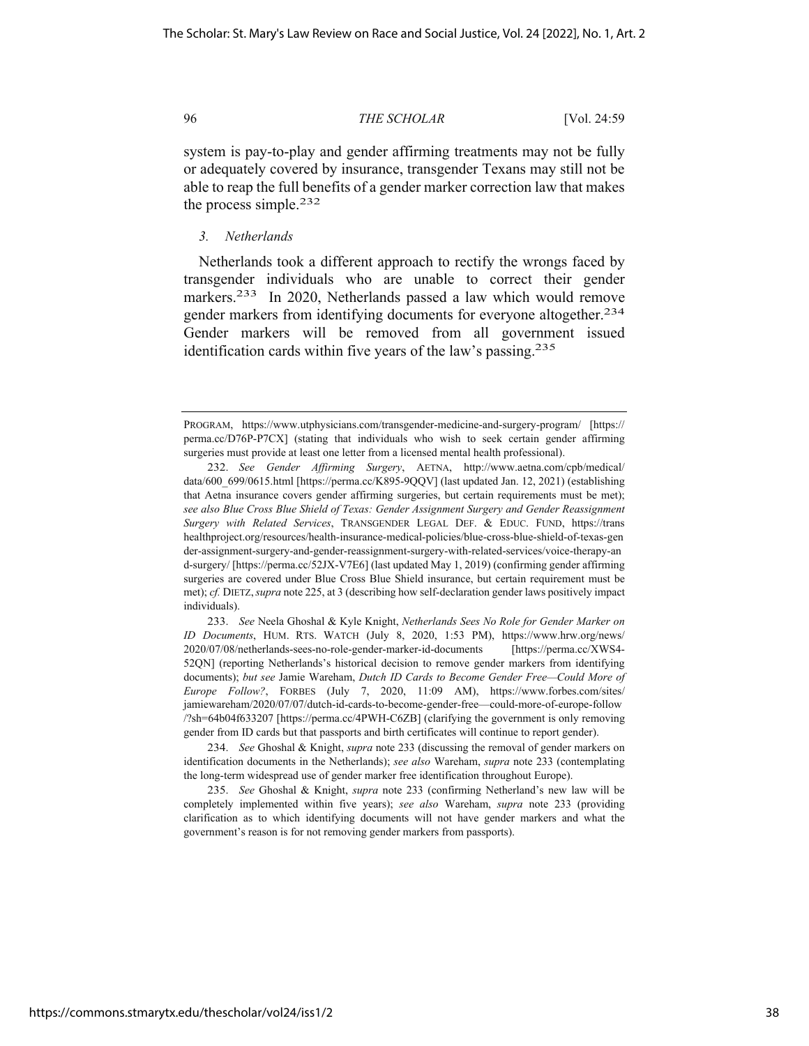system is pay-to-play and gender affirming treatments may not be fully or adequately covered by insurance, transgender Texans may still not be able to reap the full benefits of a gender marker correction law that makes the process simple.[232]

### *3. Netherlands*

Netherlands took a different approach to rectify the wrongs faced by transgender individuals who are unable to correct their gender markers.[233] In 2020, Netherlands passed a law which would remove gender markers from identifying documents for everyone altogether.[234] Gender markers will be removed from all government issued identification cards within five years of the law's passing.[235]

---

PROGRAM, https://www.utphysicians.com/transgender-medicine-and-surgery-program/ [https://perma.cc/D76P-P7CX] (stating that individuals who wish to seek certain gender affirming surgeries must provide at least one letter from a licensed mental health professional).

232. *See Gender Affirming Surgery*, AETNA, http://www.aetna.com/cpb/medical/data/600_699/0615.html [https://perma.cc/K895-9QQV] (last updated Jan. 12, 2021) (establishing that Aetna insurance covers gender affirming surgeries, but certain requirements must be met); *see also Blue Cross Blue Shield of Texas: Gender Assignment Surgery and Gender Reassignment Surgery with Related Services*, TRANSGENDER LEGAL DEF. & EDUC. FUND, https://transhealthproject.org/resources/health-insurance-medical-policies/blue-cross-blue-shield-of-texas-gender-assignment-surgery-and-gender-reassignment-surgery-with-related-services/voice-therapy-and-surgery/ [https://perma.cc/52JX-V7E6] (last updated May 1, 2019) (confirming gender affirming surgeries are covered under Blue Cross Blue Shield insurance, but certain requirement must be met); *cf.* DIETZ, *supra* note 225, at 3 (describing how self-declaration gender laws positively impact individuals).

233. *See* Neela Ghoshal & Kyle Knight, *Netherlands Sees No Role for Gender Marker on ID Documents*, HUM. RTS. WATCH (July 8, 2020, 1:53 PM), https://www.hrw.org/news/2020/07/08/netherlands-sees-no-role-gender-marker-id-documents [https://perma.cc/XWS4-52QN] (reporting Netherlands's historical decision to remove gender markers from identifying documents); *but see* Jamie Wareham, *Dutch ID Cards to Become Gender Free—Could More of Europe Follow?*, FORBES (July 7, 2020, 11:09 AM), https://www.forbes.com/sites/jamiewareham/2020/07/07/dutch-id-cards-to-become-gender-free—could-more-of-europe-follow/?sh=64b04f633207 [https://perma.cc/4PWH-C6ZB] (clarifying the government is only removing gender from ID cards but that passports and birth certificates will continue to report gender).

234. *See* Ghoshal & Knight, *supra* note 233 (discussing the removal of gender markers on identification documents in the Netherlands); *see also* Wareham, *supra* note 233 (contemplating the long-term widespread use of gender marker free identification throughout Europe).

235. *See* Ghoshal & Knight, *supra* note 233 (confirming Netherland's new law will be completely implemented within five years); *see also* Wareham, *supra* note 233 (providing clarification as to which identifying documents will not have gender markers and what the government's reason is for not removing gender markers from passports).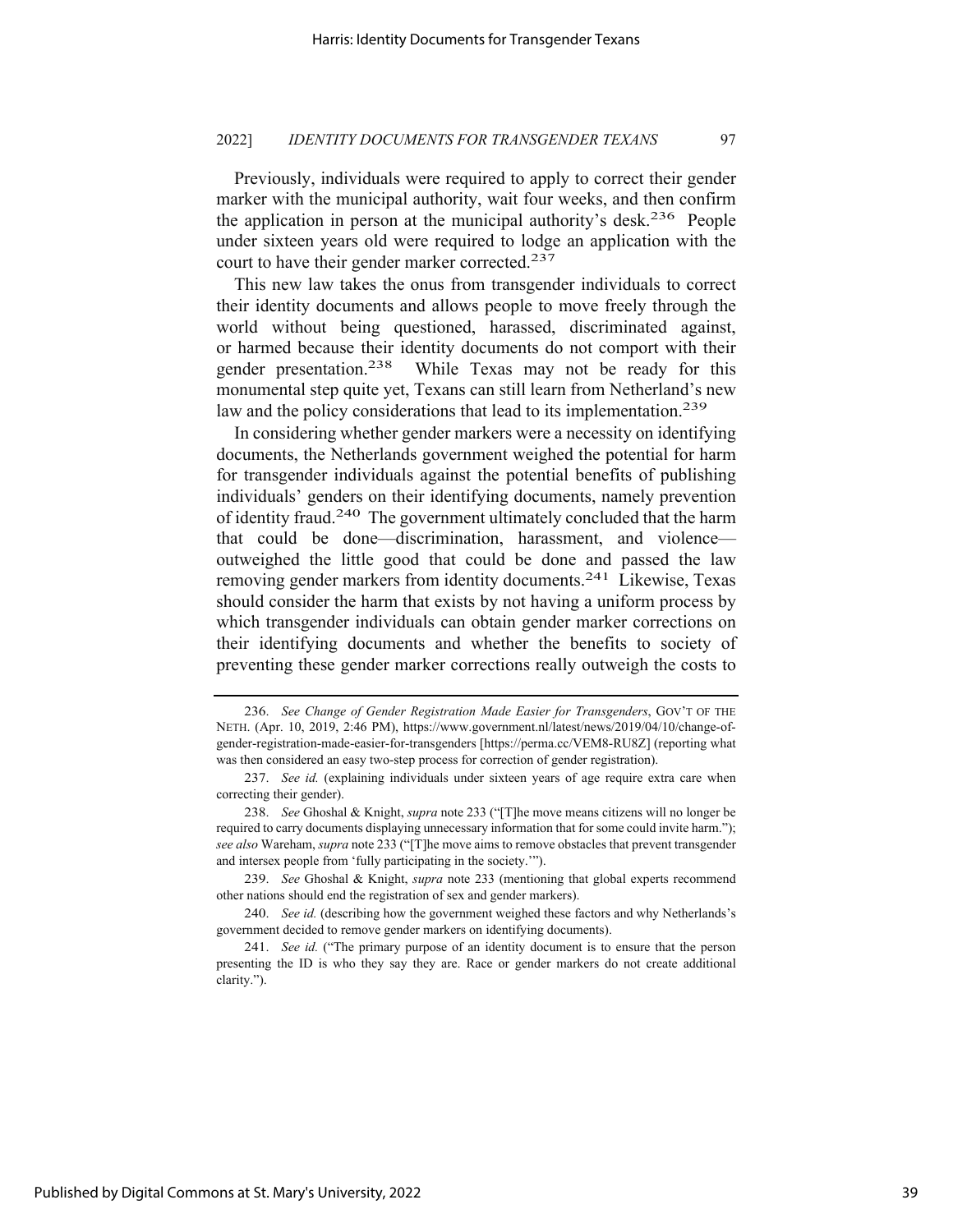Previously, individuals were required to apply to correct their gender marker with the municipal authority, wait four weeks, and then confirm the application in person at the municipal authority's desk.[236] People under sixteen years old were required to lodge an application with the court to have their gender marker corrected.[237]

This new law takes the onus from transgender individuals to correct their identity documents and allows people to move freely through the world without being questioned, harassed, discriminated against, or harmed because their identity documents do not comport with their gender presentation.[238] While Texas may not be ready for this monumental step quite yet, Texans can still learn from Netherland's new law and the policy considerations that lead to its implementation.[239]

In considering whether gender markers were a necessity on identifying documents, the Netherlands government weighed the potential for harm for transgender individuals against the potential benefits of publishing individuals' genders on their identifying documents, namely prevention of identity fraud.[240] The government ultimately concluded that the harm that could be done—discrimination, harassment, and violence—outweighed the little good that could be done and passed the law removing gender markers from identity documents.[241] Likewise, Texas should consider the harm that exists by not having a uniform process by which transgender individuals can obtain gender marker corrections on their identifying documents and whether the benefits to society of preventing these gender marker corrections really outweigh the costs to

---

236. *See Change of Gender Registration Made Easier for Transgenders*, GOV'T OF THE NETH. (Apr. 10, 2019, 2:46 PM), https://www.government.nl/latest/news/2019/04/10/change-of-gender-registration-made-easier-for-transgenders [https://perma.cc/VEM8-RU8Z] (reporting what was then considered an easy two-step process for correction of gender registration).

237. *See id.* (explaining individuals under sixteen years of age require extra care when correcting their gender).

238. *See* Ghoshal & Knight, *supra* note 233 ("[T]he move means citizens will no longer be required to carry documents displaying unnecessary information that for some could invite harm."); *see also* Wareham, *supra* note 233 ("[T]he move aims to remove obstacles that prevent transgender and intersex people from 'fully participating in the society.'").

239. *See* Ghoshal & Knight, *supra* note 233 (mentioning that global experts recommend other nations should end the registration of sex and gender markers).

240. *See id.* (describing how the government weighed these factors and why Netherlands's government decided to remove gender markers on identifying documents).

241. *See id.* ("The primary purpose of an identity document is to ensure that the person presenting the ID is who they say they are. Race or gender markers do not create additional clarity.").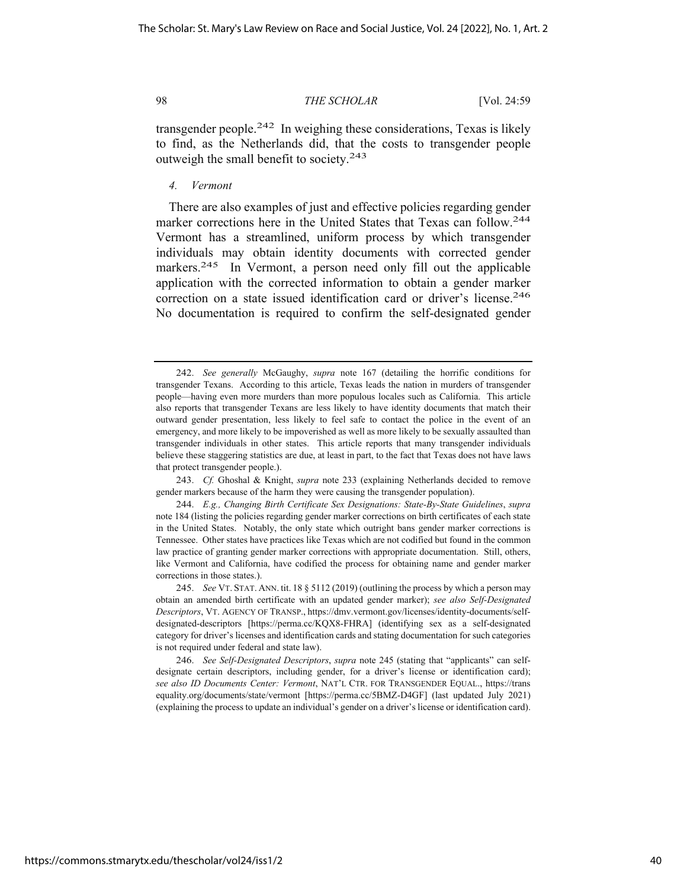transgender people.[242] In weighing these considerations, Texas is likely to find, as the Netherlands did, that the costs to transgender people outweigh the small benefit to society.[243]

#### *4. Vermont*

There are also examples of just and effective policies regarding gender marker corrections here in the United States that Texas can follow.[244] Vermont has a streamlined, uniform process by which transgender individuals may obtain identity documents with corrected gender markers.[245] In Vermont, a person need only fill out the applicable application with the corrected information to obtain a gender marker correction on a state issued identification card or driver's license.[246] No documentation is required to confirm the self-designated gender

---

242. *See generally* McGaughy, *supra* note 167 (detailing the horrific conditions for transgender Texans. According to this article, Texas leads the nation in murders of transgender people—having even more murders than more populous locales such as California. This article also reports that transgender Texans are less likely to have identity documents that match their outward gender presentation, less likely to feel safe to contact the police in the event of an emergency, and more likely to be impoverished as well as more likely to be sexually assaulted than transgender individuals in other states. This article reports that many transgender individuals believe these staggering statistics are due, at least in part, to the fact that Texas does not have laws that protect transgender people.).

243. *Cf.* Ghoshal & Knight, *supra* note 233 (explaining Netherlands decided to remove gender markers because of the harm they were causing the transgender population).

244. *E.g., Changing Birth Certificate Sex Designations: State-By-State Guidelines*, *supra* note 184 (listing the policies regarding gender marker corrections on birth certificates of each state in the United States. Notably, the only state which outright bans gender marker corrections is Tennessee. Other states have practices like Texas which are not codified but found in the common law practice of granting gender marker corrections with appropriate documentation. Still, others, like Vermont and California, have codified the process for obtaining name and gender marker corrections in those states.).

245. *See* VT. STAT. ANN. tit. 18 § 5112 (2019) (outlining the process by which a person may obtain an amended birth certificate with an updated gender marker); *see also Self-Designated Descriptors*, VT. AGENCY OF TRANSP., https://dmv.vermont.gov/licenses/identity-documents/self-designated-descriptors [https://perma.cc/KQX8-FHRA] (identifying sex as a self-designated category for driver's licenses and identification cards and stating documentation for such categories is not required under federal and state law).

246. *See Self-Designated Descriptors*, *supra* note 245 (stating that "applicants" can self-designate certain descriptors, including gender, for a driver's license or identification card); *see also ID Documents Center: Vermont*, NAT'L CTR. FOR TRANSGENDER EQUAL., https://transequality.org/documents/state/vermont [https://perma.cc/5BMZ-D4GF] (last updated July 2021) (explaining the process to update an individual's gender on a driver's license or identification card).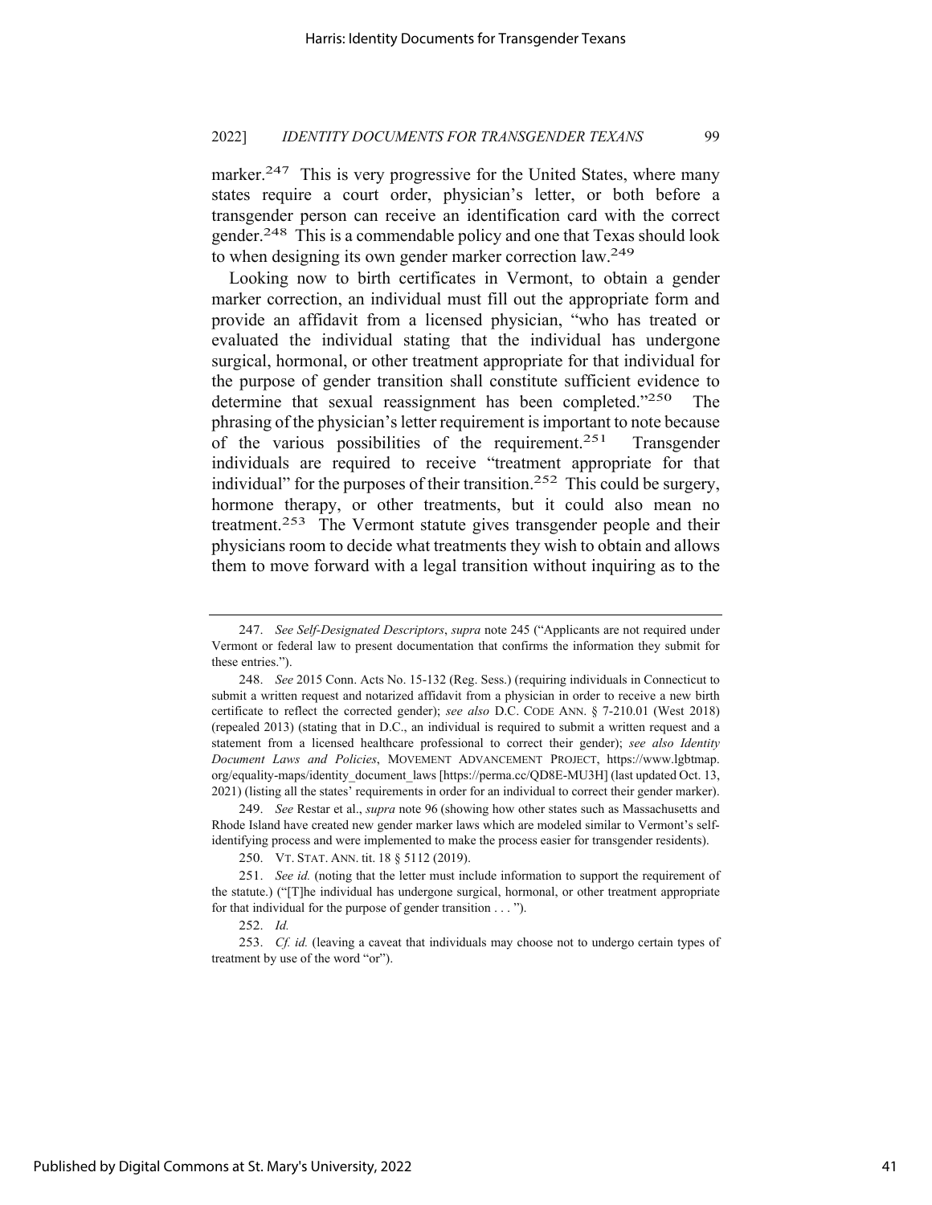marker.[247] This is very progressive for the United States, where many states require a court order, physician's letter, or both before a transgender person can receive an identification card with the correct gender.[248] This is a commendable policy and one that Texas should look to when designing its own gender marker correction law.[249]

Looking now to birth certificates in Vermont, to obtain a gender marker correction, an individual must fill out the appropriate form and provide an affidavit from a licensed physician, "who has treated or evaluated the individual stating that the individual has undergone surgical, hormonal, or other treatment appropriate for that individual for the purpose of gender transition shall constitute sufficient evidence to determine that sexual reassignment has been completed."[250] The phrasing of the physician's letter requirement is important to note because of the various possibilities of the requirement.[251] Transgender individuals are required to receive "treatment appropriate for that individual" for the purposes of their transition.[252] This could be surgery, hormone therapy, or other treatments, but it could also mean no treatment.[253] The Vermont statute gives transgender people and their physicians room to decide what treatments they wish to obtain and allows them to move forward with a legal transition without inquiring as to the

---

247. *See Self-Designated Descriptors*, *supra* note 245 ("Applicants are not required under Vermont or federal law to present documentation that confirms the information they submit for these entries.").

248. *See* 2015 Conn. Acts No. 15-132 (Reg. Sess.) (requiring individuals in Connecticut to submit a written request and notarized affidavit from a physician in order to receive a new birth certificate to reflect the corrected gender); *see also* D.C. CODE ANN. § 7-210.01 (West 2018) (repealed 2013) (stating that in D.C., an individual is required to submit a written request and a statement from a licensed healthcare professional to correct their gender); *see also Identity Document Laws and Policies*, MOVEMENT ADVANCEMENT PROJECT, https://www.lgbtmap.org/equality-maps/identity_document_laws [https://perma.cc/QD8E-MU3H] (last updated Oct. 13, 2021) (listing all the states' requirements in order for an individual to correct their gender marker).

249. *See* Restar et al., *supra* note 96 (showing how other states such as Massachusetts and Rhode Island have created new gender marker laws which are modeled similar to Vermont's self-identifying process and were implemented to make the process easier for transgender residents).

250. VT. STAT. ANN. tit. 18 § 5112 (2019).

251. *See id.* (noting that the letter must include information to support the requirement of the statute.) ("[T]he individual has undergone surgical, hormonal, or other treatment appropriate for that individual for the purpose of gender transition . . . ").

252. *Id.*

253. *Cf. id.* (leaving a caveat that individuals may choose not to undergo certain types of treatment by use of the word "or").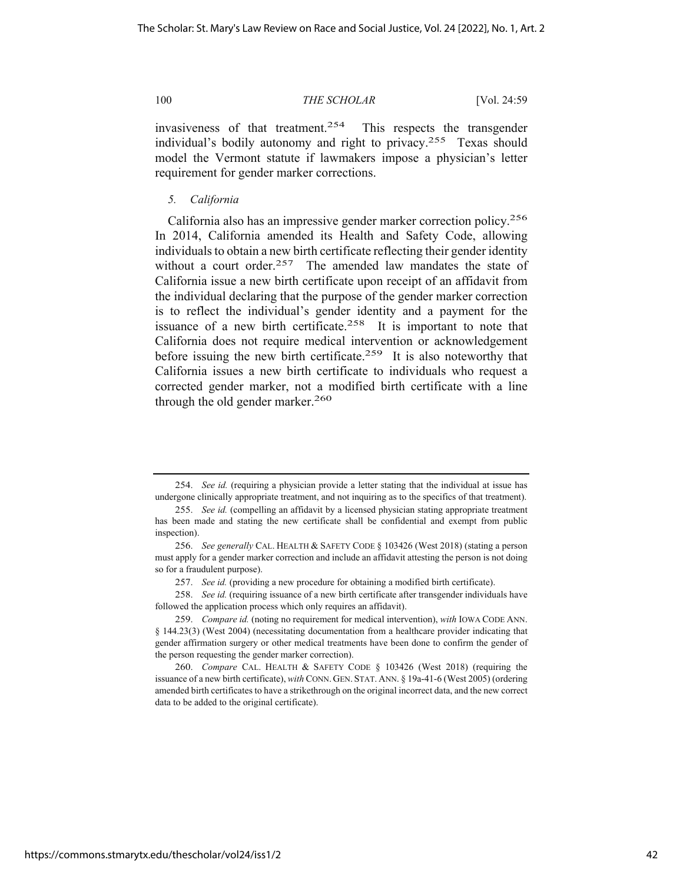invasiveness of that treatment.[254] This respects the transgender individual's bodily autonomy and right to privacy.[255] Texas should model the Vermont statute if lawmakers impose a physician's letter requirement for gender marker corrections.

### *5. California*

California also has an impressive gender marker correction policy.[256] In 2014, California amended its Health and Safety Code, allowing individuals to obtain a new birth certificate reflecting their gender identity without a court order.[257] The amended law mandates the state of California issue a new birth certificate upon receipt of an affidavit from the individual declaring that the purpose of the gender marker correction is to reflect the individual's gender identity and a payment for the issuance of a new birth certificate.[258] It is important to note that California does not require medical intervention or acknowledgement before issuing the new birth certificate.[259] It is also noteworthy that California issues a new birth certificate to individuals who request a corrected gender marker, not a modified birth certificate with a line through the old gender marker.[260]

---

254. *See id.* (requiring a physician provide a letter stating that the individual at issue has undergone clinically appropriate treatment, and not inquiring as to the specifics of that treatment).

255. *See id.* (compelling an affidavit by a licensed physician stating appropriate treatment has been made and stating the new certificate shall be confidential and exempt from public inspection).

256. *See generally* CAL. HEALTH & SAFETY CODE § 103426 (West 2018) (stating a person must apply for a gender marker correction and include an affidavit attesting the person is not doing so for a fraudulent purpose).

257. *See id.* (providing a new procedure for obtaining a modified birth certificate).

258. *See id.* (requiring issuance of a new birth certificate after transgender individuals have followed the application process which only requires an affidavit).

259. *Compare id.* (noting no requirement for medical intervention), *with* IOWA CODE ANN. § 144.23(3) (West 2004) (necessitating documentation from a healthcare provider indicating that gender affirmation surgery or other medical treatments have been done to confirm the gender of the person requesting the gender marker correction).

260. *Compare* CAL. HEALTH & SAFETY CODE § 103426 (West 2018) (requiring the issuance of a new birth certificate), *with* CONN. GEN. STAT. ANN. § 19a-41-6 (West 2005) (ordering amended birth certificates to have a strikethrough on the original incorrect data, and the new correct data to be added to the original certificate).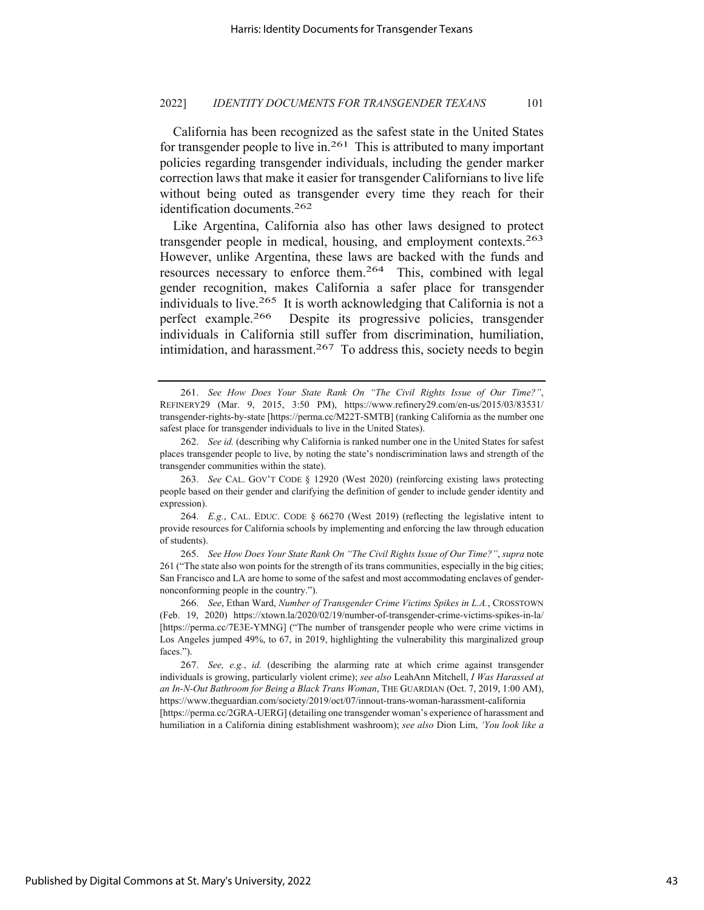California has been recognized as the safest state in the United States for transgender people to live in.[261] This is attributed to many important policies regarding transgender individuals, including the gender marker correction laws that make it easier for transgender Californians to live life without being outed as transgender every time they reach for their identification documents.[262]

Like Argentina, California also has other laws designed to protect transgender people in medical, housing, and employment contexts.[263] However, unlike Argentina, these laws are backed with the funds and resources necessary to enforce them.[264] This, combined with legal gender recognition, makes California a safer place for transgender individuals to live.[265] It is worth acknowledging that California is not a perfect example.[266] Despite its progressive policies, transgender individuals in California still suffer from discrimination, humiliation, intimidation, and harassment.[267] To address this, society needs to begin

---

261. *See How Does Your State Rank On "The Civil Rights Issue of Our Time?"*, REFINERY29 (Mar. 9, 2015, 3:50 PM), https://www.refinery29.com/en-us/2015/03/83531/transgender-rights-by-state [https://perma.cc/M22T-SMTB] (ranking California as the number one safest place for transgender individuals to live in the United States).

262. *See id.* (describing why California is ranked number one in the United States for safest places transgender people to live, by noting the state's nondiscrimination laws and strength of the transgender communities within the state).

263. *See* CAL. GOV'T CODE § 12920 (West 2020) (reinforcing existing laws protecting people based on their gender and clarifying the definition of gender to include gender identity and expression).

264. *E.g.*, CAL. EDUC. CODE § 66270 (West 2019) (reflecting the legislative intent to provide resources for California schools by implementing and enforcing the law through education of students).

265. *See How Does Your State Rank On "The Civil Rights Issue of Our Time?"*, *supra* note 261 ("The state also won points for the strength of its trans communities, especially in the big cities; San Francisco and LA are home to some of the safest and most accommodating enclaves of gender-nonconforming people in the country.").

266. *See*, Ethan Ward, *Number of Transgender Crime Victims Spikes in L.A.*, CROSSTOWN (Feb. 19, 2020) https://xtown.la/2020/02/19/number-of-transgender-crime-victims-spikes-in-la/ [https://perma.cc/7E3E-YMNG] ("The number of transgender people who were crime victims in Los Angeles jumped 49%, to 67, in 2019, highlighting the vulnerability this marginalized group faces.").

267. *See, e.g.*, *id.* (describing the alarming rate at which crime against transgender individuals is growing, particularly violent crime); *see also* LeahAnn Mitchell, *I Was Harassed at an In-N-Out Bathroom for Being a Black Trans Woman*, THE GUARDIAN (Oct. 7, 2019, 1:00 AM), https://www.theguardian.com/society/2019/oct/07/innout-trans-woman-harassment-california [https://perma.cc/2GRA-UERG] (detailing one transgender woman's experience of harassment and humiliation in a California dining establishment washroom); *see also* Dion Lim, *'You look like a*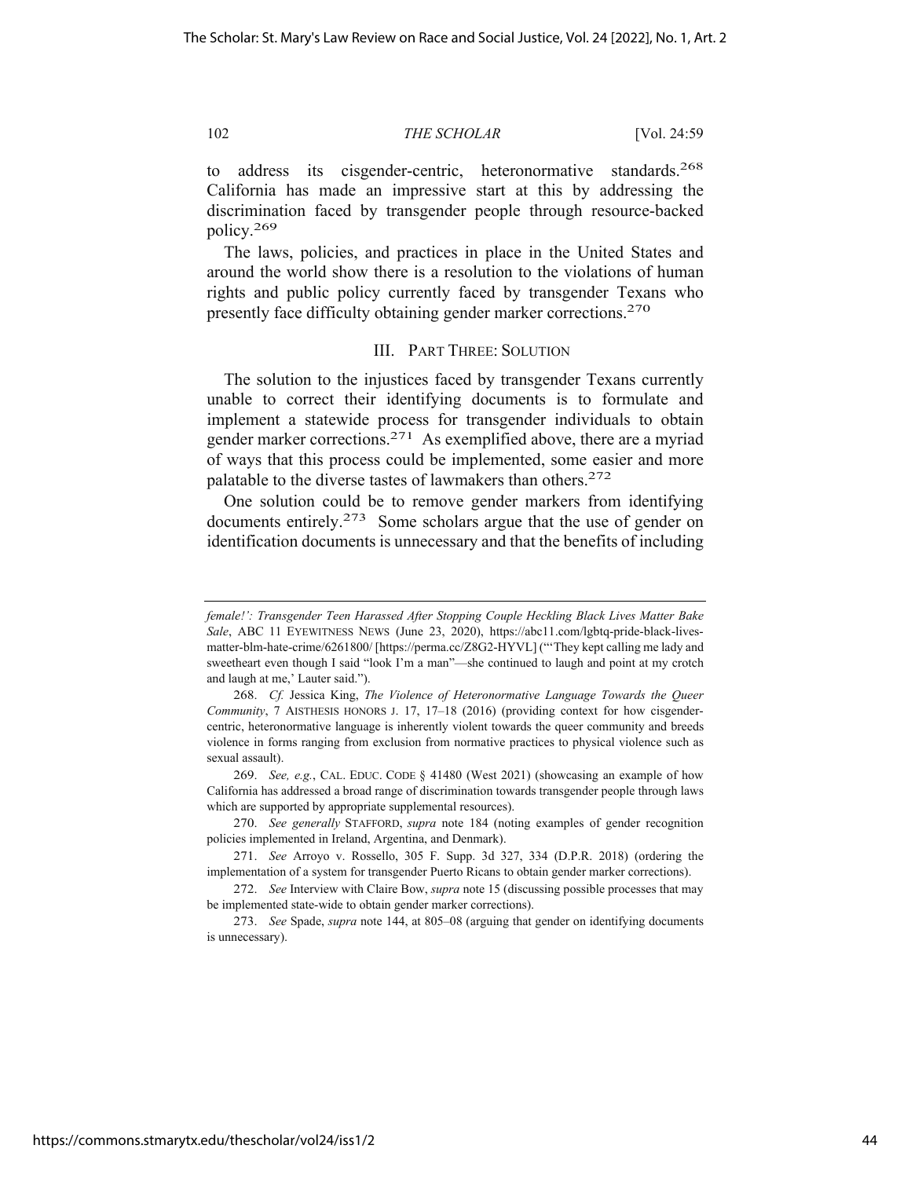to address its cisgender-centric, heteronormative standards.[268] California has made an impressive start at this by addressing the discrimination faced by transgender people through resource-backed policy.[269]

The laws, policies, and practices in place in the United States and around the world show there is a resolution to the violations of human rights and public policy currently faced by transgender Texans who presently face difficulty obtaining gender marker corrections.[270]

## III. PART THREE: SOLUTION

The solution to the injustices faced by transgender Texans currently unable to correct their identifying documents is to formulate and implement a statewide process for transgender individuals to obtain gender marker corrections.[271] As exemplified above, there are a myriad of ways that this process could be implemented, some easier and more palatable to the diverse tastes of lawmakers than others.[272]

One solution could be to remove gender markers from identifying documents entirely.[273] Some scholars argue that the use of gender on identification documents is unnecessary and that the benefits of including

---

*female!': Transgender Teen Harassed After Stopping Couple Heckling Black Lives Matter Bake Sale*, ABC 11 EYEWITNESS NEWS (June 23, 2020), https://abc11.com/lgbtq-pride-black-lives-matter-blm-hate-crime/6261800/ [https://perma.cc/Z8G2-HYVL] ("'They kept calling me lady and sweetheart even though I said "look I'm a man"—she continued to laugh and point at my crotch and laugh at me,' Lauter said.").

268. *Cf.* Jessica King, *The Violence of Heteronormative Language Towards the Queer Community*, 7 AISTHESIS HONORS J. 17, 17–18 (2016) (providing context for how cisgender-centric, heteronormative language is inherently violent towards the queer community and breeds violence in forms ranging from exclusion from normative practices to physical violence such as sexual assault).

269. *See, e.g.*, CAL. EDUC. CODE § 41480 (West 2021) (showcasing an example of how California has addressed a broad range of discrimination towards transgender people through laws which are supported by appropriate supplemental resources).

270. *See generally* STAFFORD, *supra* note 184 (noting examples of gender recognition policies implemented in Ireland, Argentina, and Denmark).

271. *See* Arroyo v. Rossello, 305 F. Supp. 3d 327, 334 (D.P.R. 2018) (ordering the implementation of a system for transgender Puerto Ricans to obtain gender marker corrections).

272. *See* Interview with Claire Bow, *supra* note 15 (discussing possible processes that may be implemented state-wide to obtain gender marker corrections).

273. *See* Spade, *supra* note 144, at 805–08 (arguing that gender on identifying documents is unnecessary).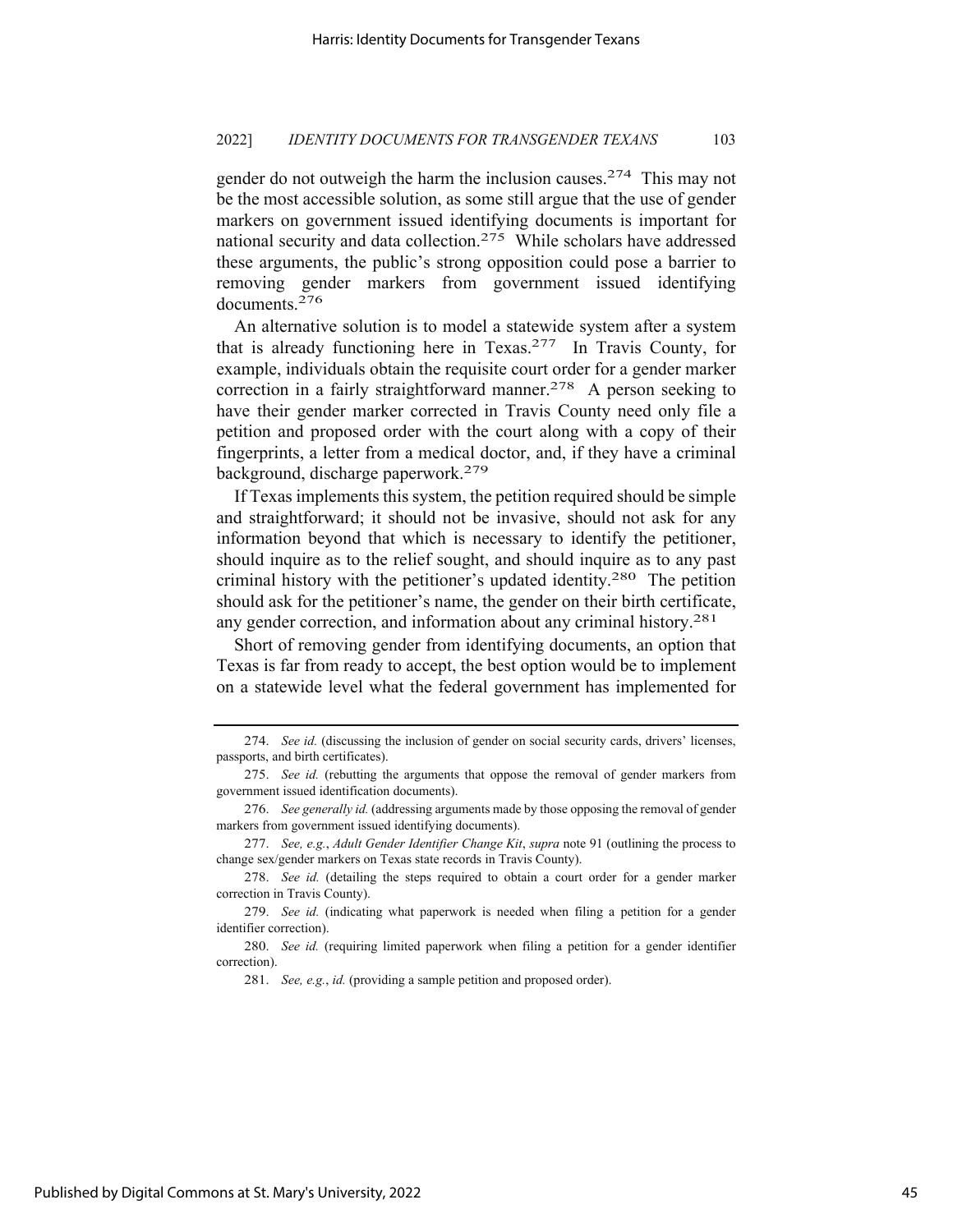gender do not outweigh the harm the inclusion causes.[274] This may not be the most accessible solution, as some still argue that the use of gender markers on government issued identifying documents is important for national security and data collection.[275] While scholars have addressed these arguments, the public's strong opposition could pose a barrier to removing gender markers from government issued identifying documents.[276]

An alternative solution is to model a statewide system after a system that is already functioning here in Texas.[277] In Travis County, for example, individuals obtain the requisite court order for a gender marker correction in a fairly straightforward manner.[278] A person seeking to have their gender marker corrected in Travis County need only file a petition and proposed order with the court along with a copy of their fingerprints, a letter from a medical doctor, and, if they have a criminal background, discharge paperwork.[279]

If Texas implements this system, the petition required should be simple and straightforward; it should not be invasive, should not ask for any information beyond that which is necessary to identify the petitioner, should inquire as to the relief sought, and should inquire as to any past criminal history with the petitioner's updated identity.[280] The petition should ask for the petitioner's name, the gender on their birth certificate, any gender correction, and information about any criminal history.[281]

Short of removing gender from identifying documents, an option that Texas is far from ready to accept, the best option would be to implement on a statewide level what the federal government has implemented for

---

274. *See id.* (discussing the inclusion of gender on social security cards, drivers' licenses, passports, and birth certificates).

275. *See id.* (rebutting the arguments that oppose the removal of gender markers from government issued identification documents).

276. *See generally id.* (addressing arguments made by those opposing the removal of gender markers from government issued identifying documents).

277. *See, e.g.*, *Adult Gender Identifier Change Kit*, *supra* note 91 (outlining the process to change sex/gender markers on Texas state records in Travis County).

278. *See id.* (detailing the steps required to obtain a court order for a gender marker correction in Travis County).

279. *See id.* (indicating what paperwork is needed when filing a petition for a gender identifier correction).

280. *See id.* (requiring limited paperwork when filing a petition for a gender identifier correction).

281. *See, e.g.*, *id.* (providing a sample petition and proposed order).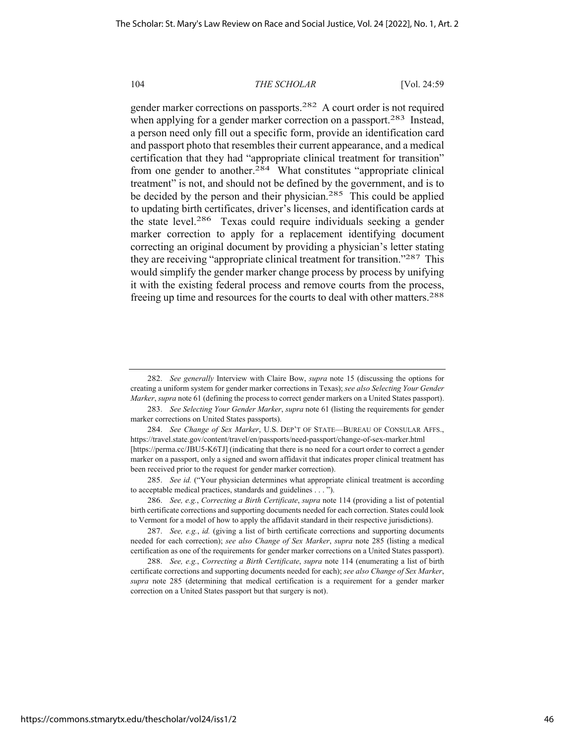gender marker corrections on passports.[282] A court order is not required when applying for a gender marker correction on a passport.[283] Instead, a person need only fill out a specific form, provide an identification card and passport photo that resembles their current appearance, and a medical certification that they had "appropriate clinical treatment for transition" from one gender to another.[284] What constitutes "appropriate clinical treatment" is not, and should not be defined by the government, and is to be decided by the person and their physician.[285] This could be applied to updating birth certificates, driver's licenses, and identification cards at the state level.[286] Texas could require individuals seeking a gender marker correction to apply for a replacement identifying document correcting an original document by providing a physician's letter stating they are receiving "appropriate clinical treatment for transition."[287] This would simplify the gender marker change process by process by unifying it with the existing federal process and remove courts from the process, freeing up time and resources for the courts to deal with other matters.[288]

---

282. *See generally* Interview with Claire Bow, *supra* note 15 (discussing the options for creating a uniform system for gender marker corrections in Texas); *see also Selecting Your Gender Marker*, *supra* note 61 (defining the process to correct gender markers on a United States passport).

283. *See Selecting Your Gender Marker*, *supra* note 61 (listing the requirements for gender marker corrections on United States passports).

284. *See Change of Sex Marker*, U.S. DEP'T OF STATE—BUREAU OF CONSULAR AFFS., https://travel.state.gov/content/travel/en/passports/need-passport/change-of-sex-marker.html [https://perma.cc/JBU5-K6TJ] (indicating that there is no need for a court order to correct a gender marker on a passport, only a signed and sworn affidavit that indicates proper clinical treatment has been received prior to the request for gender marker correction).

285. *See id.* ("Your physician determines what appropriate clinical treatment is according to acceptable medical practices, standards and guidelines . . . ").

286. *See, e.g.*, *Correcting a Birth Certificate*, *supra* note 114 (providing a list of potential birth certificate corrections and supporting documents needed for each correction. States could look to Vermont for a model of how to apply the affidavit standard in their respective jurisdictions).

287. *See, e.g.*, *id.* (giving a list of birth certificate corrections and supporting documents needed for each correction); *see also Change of Sex Marker*, *supra* note 285 (listing a medical certification as one of the requirements for gender marker corrections on a United States passport).

288. *See, e.g.*, *Correcting a Birth Certificate*, *supra* note 114 (enumerating a list of birth certificate corrections and supporting documents needed for each); *see also Change of Sex Marker*, *supra* note 285 (determining that medical certification is a requirement for a gender marker correction on a United States passport but that surgery is not).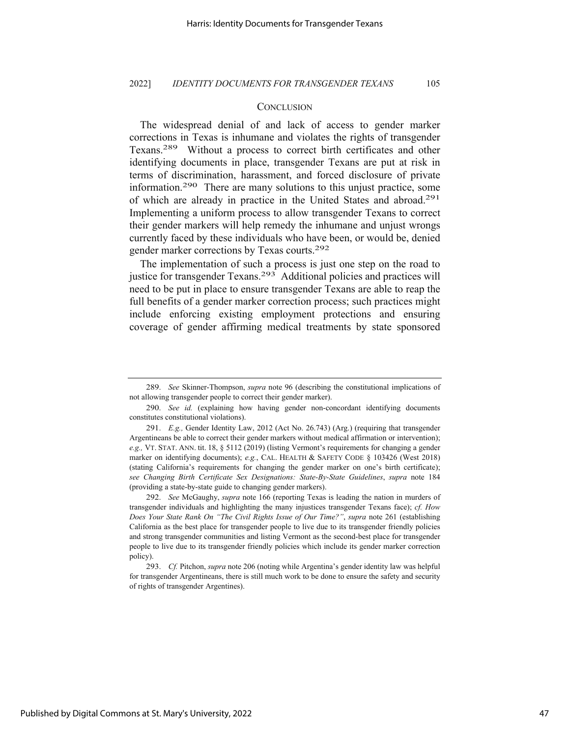## Conclusion

The widespread denial of and lack of access to gender marker corrections in Texas is inhumane and violates the rights of transgender Texans.[289] Without a process to correct birth certificates and other identifying documents in place, transgender Texans are put at risk in terms of discrimination, harassment, and forced disclosure of private information.[290] There are many solutions to this unjust practice, some of which are already in practice in the United States and abroad.[291] Implementing a uniform process to allow transgender Texans to correct their gender markers will help remedy the inhumane and unjust wrongs currently faced by these individuals who have been, or would be, denied gender marker corrections by Texas courts.[292]

The implementation of such a process is just one step on the road to justice for transgender Texans.[293] Additional policies and practices will need to be put in place to ensure transgender Texans are able to reap the full benefits of a gender marker correction process; such practices might include enforcing existing employment protections and ensuring coverage of gender affirming medical treatments by state sponsored

---

289. *See* Skinner-Thompson, *supra* note 96 (describing the constitutional implications of not allowing transgender people to correct their gender marker).

290. *See id.* (explaining how having gender non-concordant identifying documents constitutes constitutional violations).

291. *E.g.,* Gender Identity Law, 2012 (Act No. 26.743) (Arg.) (requiring that transgender Argentineans be able to correct their gender markers without medical affirmation or intervention); *e.g.,* VT. STAT. ANN. tit. 18, § 5112 (2019) (listing Vermont's requirements for changing a gender marker on identifying documents); *e.g.*, CAL. HEALTH & SAFETY CODE § 103426 (West 2018) (stating California's requirements for changing the gender marker on one's birth certificate); *see Changing Birth Certificate Sex Designations: State-By-State Guidelines*, *supra* note 184 (providing a state-by-state guide to changing gender markers).

292. *See* McGaughy, *supra* note 166 (reporting Texas is leading the nation in murders of transgender individuals and highlighting the many injustices transgender Texans face); *cf. How Does Your State Rank On "The Civil Rights Issue of Our Time?"*, *supra* note 261 (establishing California as the best place for transgender people to live due to its transgender friendly policies and strong transgender communities and listing Vermont as the second-best place for transgender people to live due to its transgender friendly policies which include its gender marker correction policy).

293. *Cf.* Pitchon, *supra* note 206 (noting while Argentina's gender identity law was helpful for transgender Argentineans, there is still much work to be done to ensure the safety and security of rights of transgender Argentines).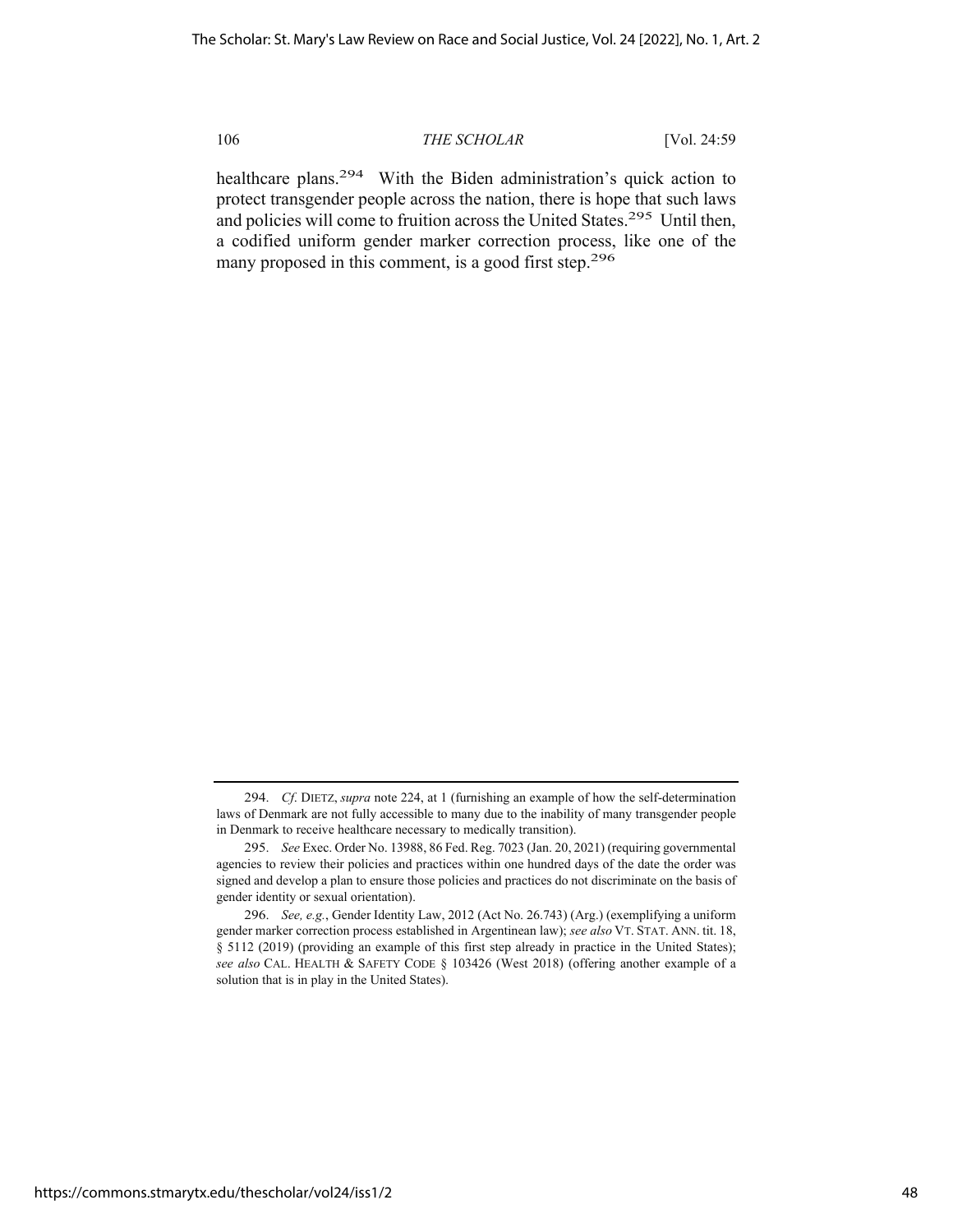healthcare plans.[294] With the Biden administration's quick action to protect transgender people across the nation, there is hope that such laws and policies will come to fruition across the United States.[295] Until then, a codified uniform gender marker correction process, like one of the many proposed in this comment, is a good first step.[296]

---

294. *Cf.* DIETZ, *supra* note 224, at 1 (furnishing an example of how the self-determination laws of Denmark are not fully accessible to many due to the inability of many transgender people in Denmark to receive healthcare necessary to medically transition).

295. *See* Exec. Order No. 13988, 86 Fed. Reg. 7023 (Jan. 20, 2021) (requiring governmental agencies to review their policies and practices within one hundred days of the date the order was signed and develop a plan to ensure those policies and practices do not discriminate on the basis of gender identity or sexual orientation).

296. *See, e.g.*, Gender Identity Law, 2012 (Act No. 26.743) (Arg.) (exemplifying a uniform gender marker correction process established in Argentinean law); *see also* VT. STAT. ANN. tit. 18, § 5112 (2019) (providing an example of this first step already in practice in the United States); *see also* CAL. HEALTH & SAFETY CODE § 103426 (West 2018) (offering another example of a solution that is in play in the United States).